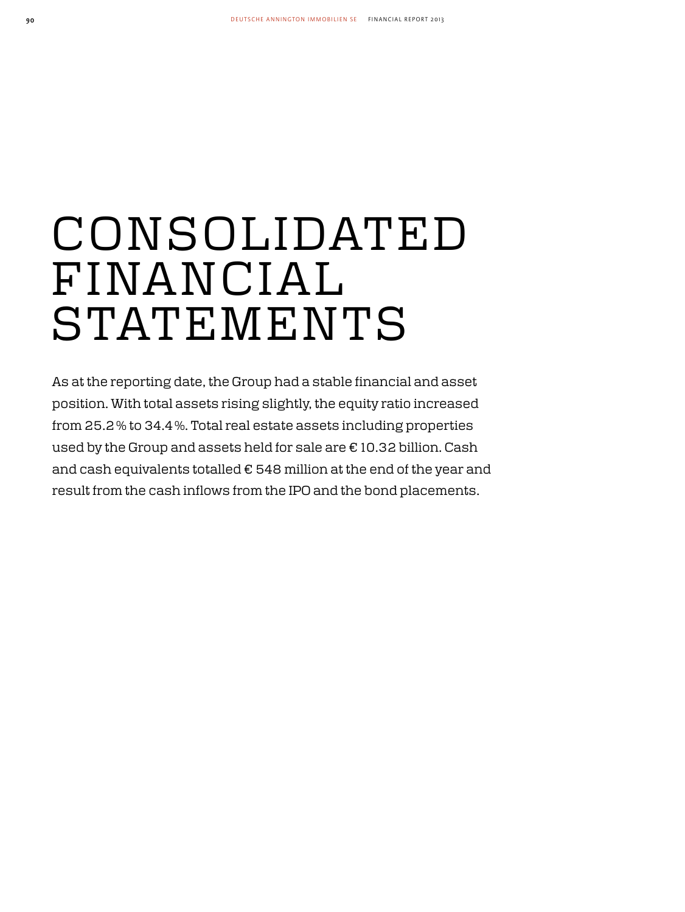# CONSOLIDATED FINANCIAL STATEMENTS

As at the reporting date, the Group had a stable financial and asset position. With total assets rising slightly, the equity ratio increased from 25.2 % to 34.4 %. Total real estate assets including properties used by the Group and assets held for sale are € 10.32 billion. Cash and cash equivalents totalled € 548 million at the end of the year and result from the cash inflows from the IPO and the bond placements.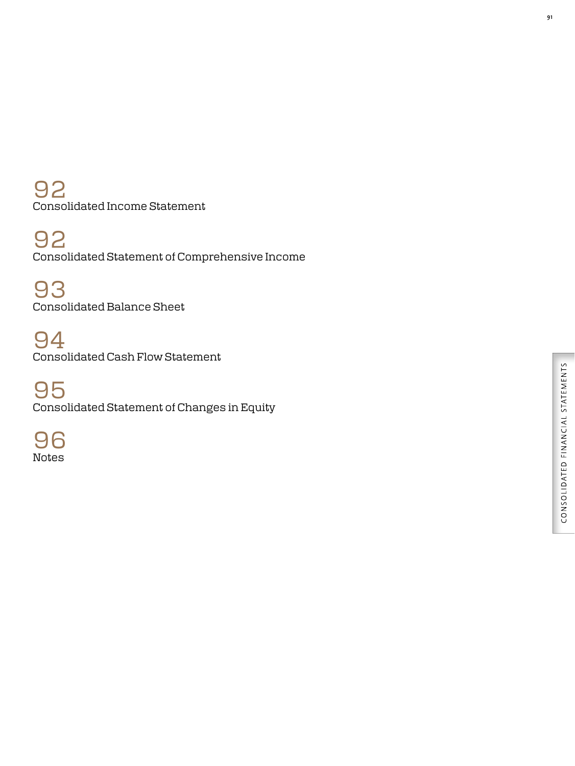92
Consolidated Income Statement

92
Consolidated Statement of Comprehensive Income

93
Consolidated Balance Sheet

94
Consolidated Cash Flow Statement

95
Consolidated Statement of Changes in Equity

96
Notes

CONSOLIDATED FINANCIAL STATEMENTS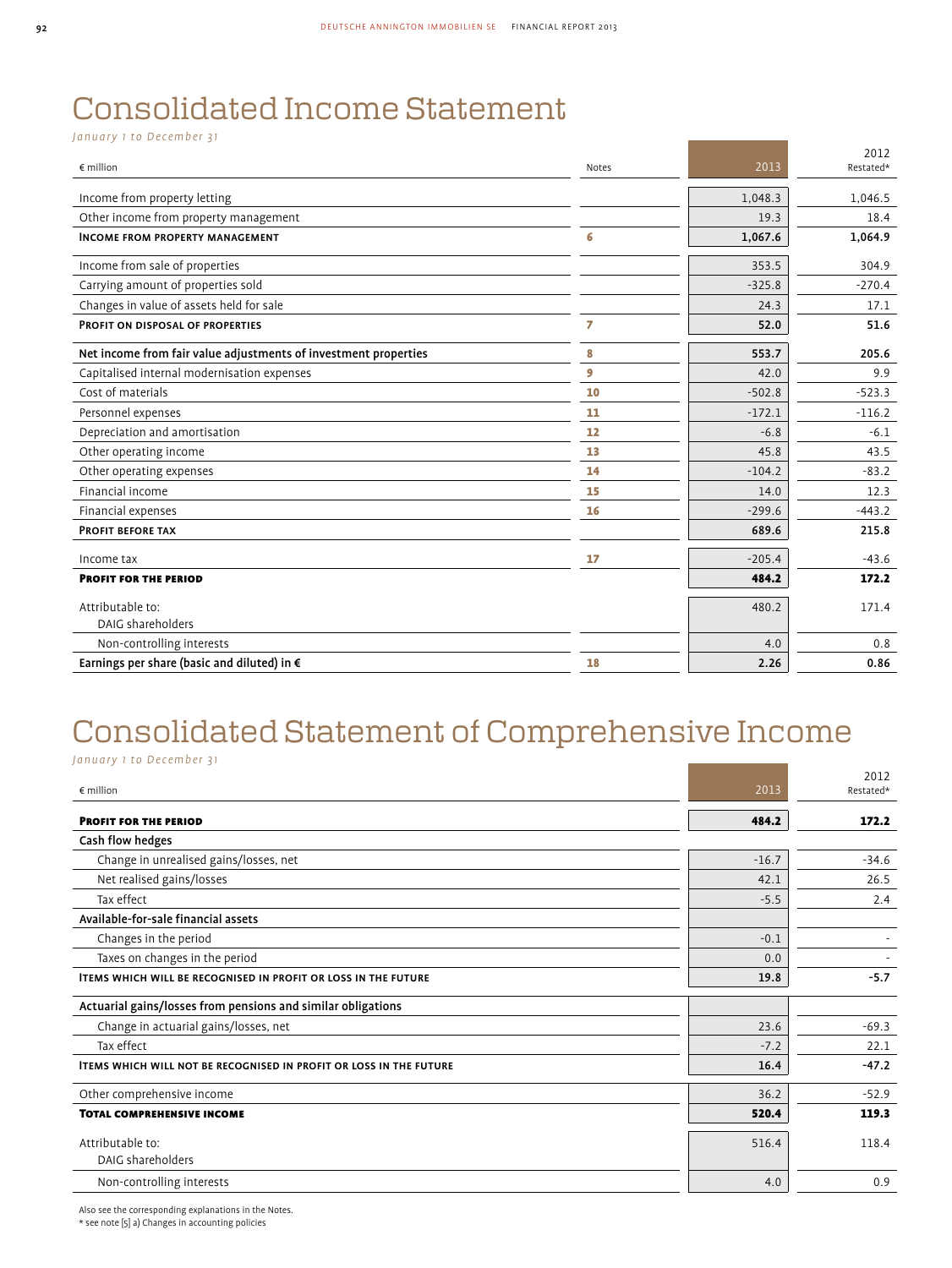# Consolidated Income Statement

*January 1 to December 31*

| € million | Notes | 2013 | 2012 Restated* |
|---|---|---|---|
| Income from property letting | | 1,048.3 | 1,046.5 |
| Other income from property management | | 19.3 | 18.4 |
| **INCOME FROM PROPERTY MANAGEMENT** | 6 | **1,067.6** | **1,064.9** |
| Income from sale of properties | | 353.5 | 304.9 |
| Carrying amount of properties sold | | -325.8 | -270.4 |
| Changes in value of assets held for sale | | 24.3 | 17.1 |
| **PROFIT ON DISPOSAL OF PROPERTIES** | 7 | **52.0** | **51.6** |
| **Net income from fair value adjustments of investment properties** | 8 | **553.7** | **205.6** |
| Capitalised internal modernisation expenses | 9 | 42.0 | 9.9 |
| Cost of materials | 10 | -502.8 | -523.3 |
| Personnel expenses | 11 | -172.1 | -116.2 |
| Depreciation and amortisation | 12 | -6.8 | -6.1 |
| Other operating income | 13 | 45.8 | 43.5 |
| Other operating expenses | 14 | -104.2 | -83.2 |
| Financial income | 15 | 14.0 | 12.3 |
| Financial expenses | 16 | -299.6 | -443.2 |
| **PROFIT BEFORE TAX** | | **689.6** | **215.8** |
| Income tax | 17 | -205.4 | -43.6 |
| **PROFIT FOR THE PERIOD** | | **484.2** | **172.2** |
| Attributable to: DAIG shareholders | | 480.2 | 171.4 |
| Non-controlling interests | | 4.0 | 0.8 |
| **Earnings per share (basic and diluted) in €** | 18 | **2.26** | **0.86** |

# Consolidated Statement of Comprehensive Income

*January 1 to December 31*

| € million | 2013 | 2012 Restated* |
|---|---|---|
| **PROFIT FOR THE PERIOD** | **484.2** | **172.2** |
| **Cash flow hedges** | | |
| Change in unrealised gains/losses, net | -16.7 | -34.6 |
| Net realised gains/losses | 42.1 | 26.5 |
| Tax effect | -5.5 | 2.4 |
| **Available-for-sale financial assets** | | |
| Changes in the period | -0.1 | - |
| Taxes on changes in the period | 0.0 | - |
| **ITEMS WHICH WILL BE RECOGNISED IN PROFIT OR LOSS IN THE FUTURE** | **19.8** | **-5.7** |
| **Actuarial gains/losses from pensions and similar obligations** | | |
| Change in actuarial gains/losses, net | 23.6 | -69.3 |
| Tax effect | -7.2 | 22.1 |
| **ITEMS WHICH WILL NOT BE RECOGNISED IN PROFIT OR LOSS IN THE FUTURE** | **16.4** | **-47.2** |
| Other comprehensive income | 36.2 | -52.9 |
| **TOTAL COMPREHENSIVE INCOME** | **520.4** | **119.3** |
| Attributable to: DAIG shareholders | 516.4 | 118.4 |
| Non-controlling interests | 4.0 | 0.9 |

Also see the corresponding explanations in the Notes.
* see note [5] a) Changes in accounting policies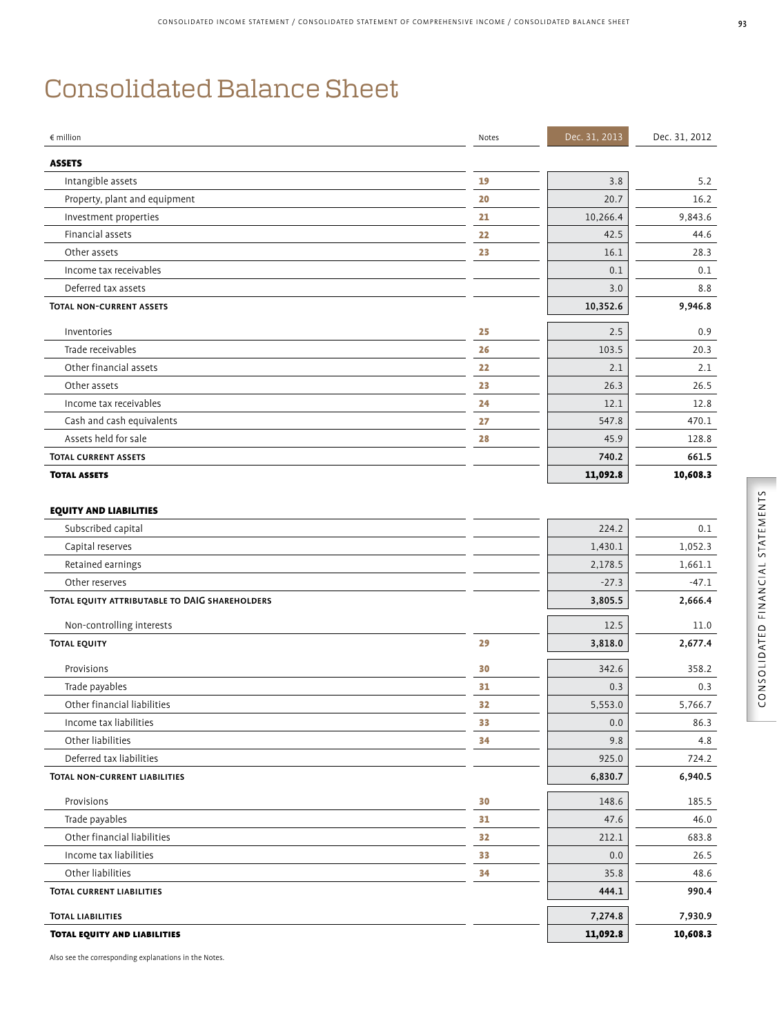# Consolidated Balance Sheet

| € million | Notes | Dec. 31, 2013 | Dec. 31, 2012 |
|---|---|---|---|
| **ASSETS** | | | |
| Intangible assets | 19 | 3.8 | 5.2 |
| Property, plant and equipment | 20 | 20.7 | 16.2 |
| Investment properties | 21 | 10,266.4 | 9,843.6 |
| Financial assets | 22 | 42.5 | 44.6 |
| Other assets | 23 | 16.1 | 28.3 |
| Income tax receivables | | 0.1 | 0.1 |
| Deferred tax assets | | 3.0 | 8.8 |
| **TOTAL NON-CURRENT ASSETS** | | **10,352.6** | **9,946.8** |
| Inventories | 25 | 2.5 | 0.9 |
| Trade receivables | 26 | 103.5 | 20.3 |
| Other financial assets | 22 | 2.1 | 2.1 |
| Other assets | 23 | 26.3 | 26.5 |
| Income tax receivables | 24 | 12.1 | 12.8 |
| Cash and cash equivalents | 27 | 547.8 | 470.1 |
| Assets held for sale | 28 | 45.9 | 128.8 |
| **TOTAL CURRENT ASSETS** | | **740.2** | **661.5** |
| **TOTAL ASSETS** | | **11,092.8** | **10,608.3** |
| **EQUITY AND LIABILITIES** | | | |
| Subscribed capital | | 224.2 | 0.1 |
| Capital reserves | | 1,430.1 | 1,052.3 |
| Retained earnings | | 2,178.5 | 1,661.1 |
| Other reserves | | -27.3 | -47.1 |
| **TOTAL EQUITY ATTRIBUTABLE TO DAIG SHAREHOLDERS** | | **3,805.5** | **2,666.4** |
| Non-controlling interests | | 12.5 | 11.0 |
| **TOTAL EQUITY** | 29 | **3,818.0** | **2,677.4** |
| Provisions | 30 | 342.6 | 358.2 |
| Trade payables | 31 | 0.3 | 0.3 |
| Other financial liabilities | 32 | 5,553.0 | 5,766.7 |
| Income tax liabilities | 33 | 0.0 | 86.3 |
| Other liabilities | 34 | 9.8 | 4.8 |
| Deferred tax liabilities | | 925.0 | 724.2 |
| **TOTAL NON-CURRENT LIABILITIES** | | **6,830.7** | **6,940.5** |
| Provisions | 30 | 148.6 | 185.5 |
| Trade payables | 31 | 47.6 | 46.0 |
| Other financial liabilities | 32 | 212.1 | 683.8 |
| Income tax liabilities | 33 | 0.0 | 26.5 |
| Other liabilities | 34 | 35.8 | 48.6 |
| **TOTAL CURRENT LIABILITIES** | | **444.1** | **990.4** |
| **TOTAL LIABILITIES** | | **7,274.8** | **7,930.9** |
| **TOTAL EQUITY AND LIABILITIES** | | **11,092.8** | **10,608.3** |

Also see the corresponding explanations in the Notes.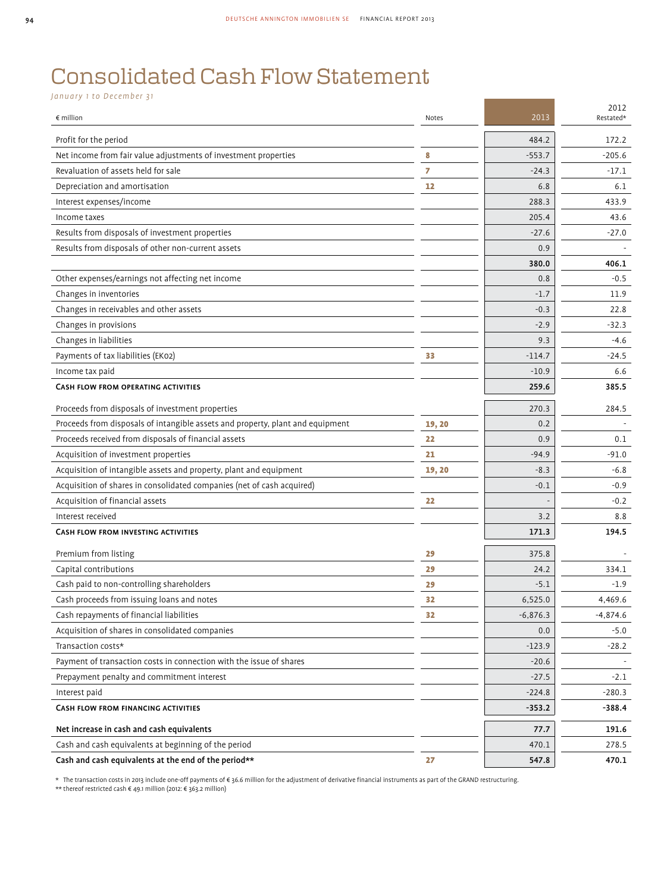# Consolidated Cash Flow Statement

*January 1 to December 31*

| € million | Notes | 2013 | 2012 Restated* |
|---|---|---|---|
| Profit for the period | | 484.2 | 172.2 |
| Net income from fair value adjustments of investment properties | 8 | -553.7 | -205.6 |
| Revaluation of assets held for sale | 7 | -24.3 | -17.1 |
| Depreciation and amortisation | 12 | 6.8 | 6.1 |
| Interest expenses/income | | 288.3 | 433.9 |
| Income taxes | | 205.4 | 43.6 |
| Results from disposals of investment properties | | -27.6 | -27.0 |
| Results from disposals of other non-current assets | | 0.9 | - |
| | | **380.0** | **406.1** |
| Other expenses/earnings not affecting net income | | 0.8 | -0.5 |
| Changes in inventories | | -1.7 | 11.9 |
| Changes in receivables and other assets | | -0.3 | 22.8 |
| Changes in provisions | | -2.9 | -32.3 |
| Changes in liabilities | | 9.3 | -4.6 |
| Payments of tax liabilities (EK02) | 33 | -114.7 | -24.5 |
| Income tax paid | | -10.9 | 6.6 |
| **Cash flow from operating activities** | | **259.6** | **385.5** |
| Proceeds from disposals of investment properties | | 270.3 | 284.5 |
| Proceeds from disposals of intangible assets and property, plant and equipment | 19, 20 | 0.2 | - |
| Proceeds received from disposals of financial assets | 22 | 0.9 | 0.1 |
| Acquisition of investment properties | 21 | -94.9 | -91.0 |
| Acquisition of intangible assets and property, plant and equipment | 19, 20 | -8.3 | -6.8 |
| Acquisition of shares in consolidated companies (net of cash acquired) | | -0.1 | -0.9 |
| Acquisition of financial assets | 22 | - | -0.2 |
| Interest received | | 3.2 | 8.8 |
| **Cash flow from investing activities** | | **171.3** | **194.5** |
| Premium from listing | 29 | 375.8 | - |
| Capital contributions | 29 | 24.2 | 334.1 |
| Cash paid to non-controlling shareholders | 29 | -5.1 | -1.9 |
| Cash proceeds from issuing loans and notes | 32 | 6,525.0 | 4,469.6 |
| Cash repayments of financial liabilities | 32 | -6,876.3 | -4,874.6 |
| Acquisition of shares in consolidated companies | | 0.0 | -5.0 |
| Transaction costs* | | -123.9 | -28.2 |
| Payment of transaction costs in connection with the issue of shares | | -20.6 | - |
| Prepayment penalty and commitment interest | | -27.5 | -2.1 |
| Interest paid | | -224.8 | -280.3 |
| **Cash flow from financing activities** | | **-353.2** | **-388.4** |
| **Net increase in cash and cash equivalents** | | **77.7** | **191.6** |
| Cash and cash equivalents at beginning of the period | | 470.1 | 278.5 |
| **Cash and cash equivalents at the end of the period**** | 27 | **547.8** | **470.1** |

\* The transaction costs in 2013 include one-off payments of € 36.6 million for the adjustment of derivative financial instruments as part of the GRAND restructuring.

** thereof restricted cash € 49.1 million (2012: € 363.2 million)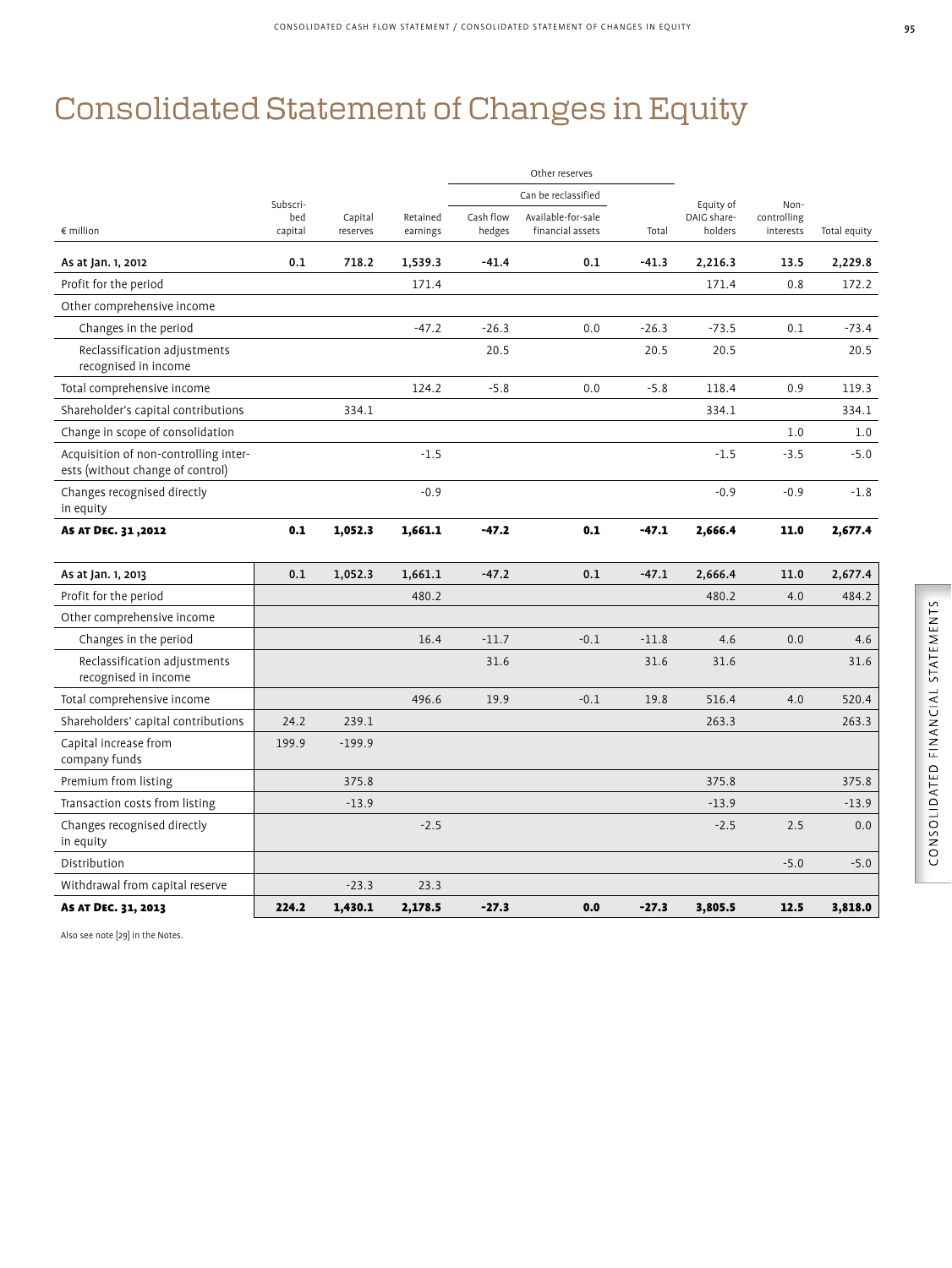# Consolidated Statement of Changes in Equity

| € million | Subscribed capital | Capital reserves | Retained earnings | Other reserves | | | Equity of DAIG shareholders | Non-controlling interests | Total equity |
|---|---|---|---|---|---|---|---|---|---|
| | | | | Can be reclassified | | | | | |
| | | | | Cash flow hedges | Available-for-sale financial assets | Total | | | |
| **As at Jan. 1, 2012** | **0.1** | **718.2** | **1,539.3** | **-41.4** | **0.1** | **-41.3** | **2,216.3** | **13.5** | **2,229.8** |
| Profit for the period | | | 171.4 | | | | 171.4 | 0.8 | 172.2 |
| Other comprehensive income | | | | | | | | | |
| Changes in the period | | | -47.2 | -26.3 | 0.0 | -26.3 | -73.5 | 0.1 | -73.4 |
| Reclassification adjustments recognised in income | | | | 20.5 | | 20.5 | 20.5 | | 20.5 |
| Total comprehensive income | | | 124.2 | -5.8 | 0.0 | -5.8 | 118.4 | 0.9 | 119.3 |
| Shareholder's capital contributions | | 334.1 | | | | | 334.1 | | 334.1 |
| Change in scope of consolidation | | | | | | | | 1.0 | 1.0 |
| Acquisition of non-controlling interests (without change of control) | | | -1.5 | | | | -1.5 | -3.5 | -5.0 |
| Changes recognised directly in equity | | | -0.9 | | | | -0.9 | -0.9 | -1.8 |
| **As at Dec. 31 ,2012** | **0.1** | **1,052.3** | **1,661.1** | **-47.2** | **0.1** | **-47.1** | **2,666.4** | **11.0** | **2,677.4** |
| As at Jan. 1, 2013 | 0.1 | 1,052.3 | 1,661.1 | -47.2 | 0.1 | -47.1 | 2,666.4 | 11.0 | 2,677.4 |
| Profit for the period | | | 480.2 | | | | 480.2 | 4.0 | 484.2 |
| Other comprehensive income | | | | | | | | | |
| Changes in the period | | | 16.4 | -11.7 | -0.1 | -11.8 | 4.6 | 0.0 | 4.6 |
| Reclassification adjustments recognised in income | | | | 31.6 | | 31.6 | 31.6 | | 31.6 |
| Total comprehensive income | | | 496.6 | 19.9 | -0.1 | 19.8 | 516.4 | 4.0 | 520.4 |
| Shareholders' capital contributions | 24.2 | 239.1 | | | | | 263.3 | | 263.3 |
| Capital increase from company funds | 199.9 | -199.9 | | | | | | | |
| Premium from listing | | 375.8 | | | | | 375.8 | | 375.8 |
| Transaction costs from listing | | -13.9 | | | | | -13.9 | | -13.9 |
| Changes recognised directly in equity | | | -2.5 | | | | -2.5 | 2.5 | 0.0 |
| Distribution | | | | | | | | -5.0 | -5.0 |
| Withdrawal from capital reserve | | -23.3 | 23.3 | | | | | | |
| **As at Dec. 31, 2013** | **224.2** | **1,430.1** | **2,178.5** | **-27.3** | **0.0** | **-27.3** | **3,805.5** | **12.5** | **3,818.0** |

Also see note [29] in the Notes.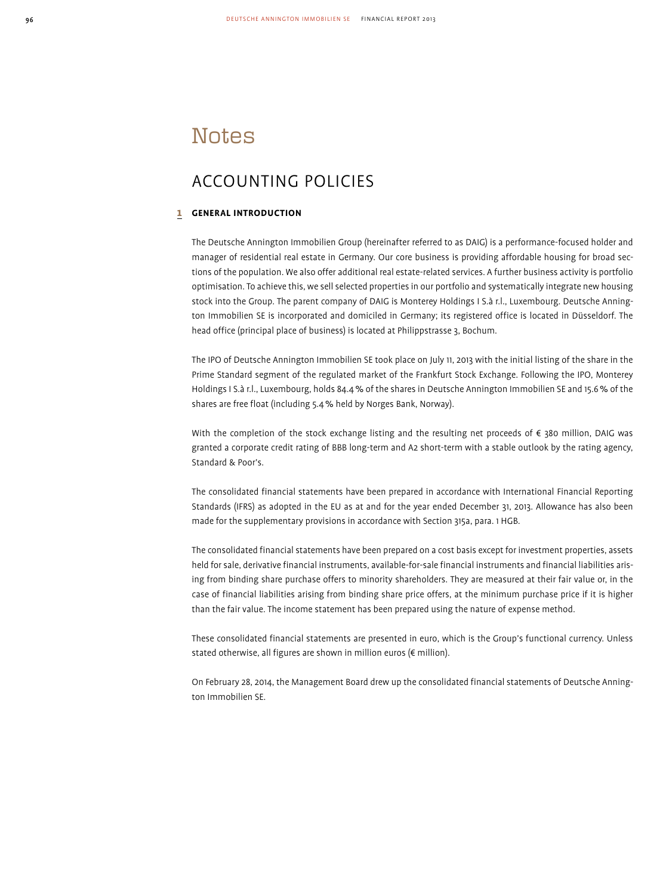# Notes

## ACCOUNTING POLICIES

### 1 GENERAL INTRODUCTION

The Deutsche Annington Immobilien Group (hereinafter referred to as DAIG) is a performance-focused holder and manager of residential real estate in Germany. Our core business is providing affordable housing for broad sections of the population. We also offer additional real estate-related services. A further business activity is portfolio optimisation. To achieve this, we sell selected properties in our portfolio and systematically integrate new housing stock into the Group. The parent company of DAIG is Monterey Holdings I S.à r.l., Luxembourg. Deutsche Annington Immobilien SE is incorporated and domiciled in Germany; its registered office is located in Düsseldorf. The head office (principal place of business) is located at Philippstrasse 3, Bochum.

The IPO of Deutsche Annington Immobilien SE took place on July 11, 2013 with the initial listing of the share in the Prime Standard segment of the regulated market of the Frankfurt Stock Exchange. Following the IPO, Monterey Holdings I S.à r.l., Luxembourg, holds 84.4 % of the shares in Deutsche Annington Immobilien SE and 15.6 % of the shares are free float (including 5.4 % held by Norges Bank, Norway).

With the completion of the stock exchange listing and the resulting net proceeds of € 380 million, DAIG was granted a corporate credit rating of BBB long-term and A2 short-term with a stable outlook by the rating agency, Standard & Poor's.

The consolidated financial statements have been prepared in accordance with International Financial Reporting Standards (IFRS) as adopted in the EU as at and for the year ended December 31, 2013. Allowance has also been made for the supplementary provisions in accordance with Section 315a, para. 1 HGB.

The consolidated financial statements have been prepared on a cost basis except for investment properties, assets held for sale, derivative financial instruments, available-for-sale financial instruments and financial liabilities arising from binding share purchase offers to minority shareholders. They are measured at their fair value or, in the case of financial liabilities arising from binding share price offers, at the minimum purchase price if it is higher than the fair value. The income statement has been prepared using the nature of expense method.

These consolidated financial statements are presented in euro, which is the Group's functional currency. Unless stated otherwise, all figures are shown in million euros (€ million).

On February 28, 2014, the Management Board drew up the consolidated financial statements of Deutsche Annington Immobilien SE.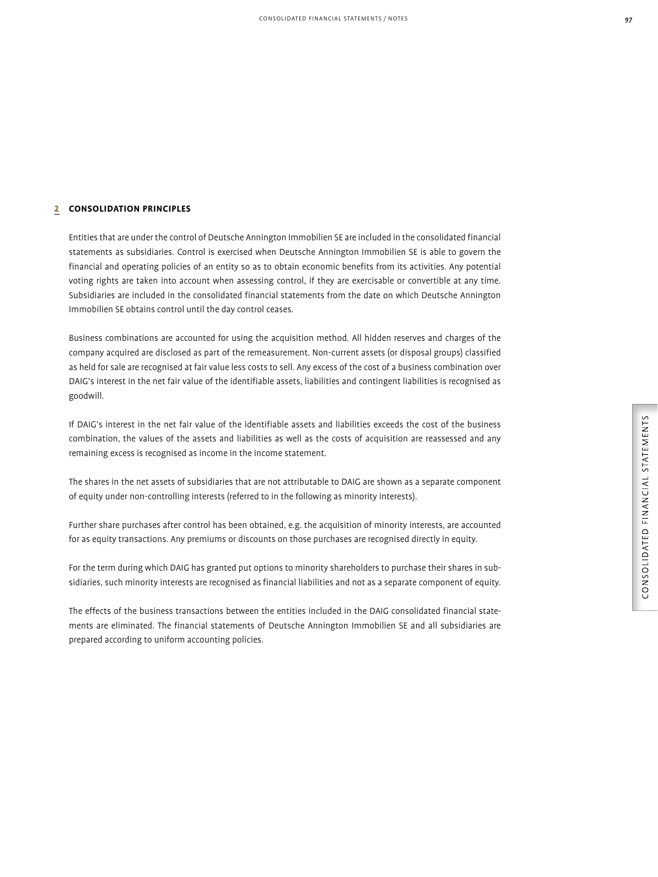## 2 CONSOLIDATION PRINCIPLES

Entities that are under the control of Deutsche Annington Immobilien SE are included in the consolidated financial statements as subsidiaries. Control is exercised when Deutsche Annington Immobilien SE is able to govern the financial and operating policies of an entity so as to obtain economic benefits from its activities. Any potential voting rights are taken into account when assessing control, if they are exercisable or convertible at any time. Subsidiaries are included in the consolidated financial statements from the date on which Deutsche Annington Immobilien SE obtains control until the day control ceases.

Business combinations are accounted for using the acquisition method. All hidden reserves and charges of the company acquired are disclosed as part of the remeasurement. Non-current assets (or disposal groups) classified as held for sale are recognised at fair value less costs to sell. Any excess of the cost of a business combination over DAIG's interest in the net fair value of the identifiable assets, liabilities and contingent liabilities is recognised as goodwill.

If DAIG's interest in the net fair value of the identifiable assets and liabilities exceeds the cost of the business combination, the values of the assets and liabilities as well as the costs of acquisition are reassessed and any remaining excess is recognised as income in the income statement.

The shares in the net assets of subsidiaries that are not attributable to DAIG are shown as a separate component of equity under non-controlling interests (referred to in the following as minority interests).

Further share purchases after control has been obtained, e.g. the acquisition of minority interests, are accounted for as equity transactions. Any premiums or discounts on those purchases are recognised directly in equity.

For the term during which DAIG has granted put options to minority shareholders to purchase their shares in subsidiaries, such minority interests are recognised as financial liabilities and not as a separate component of equity.

The effects of the business transactions between the entities included in the DAIG consolidated financial statements are eliminated. The financial statements of Deutsche Annington Immobilien SE and all subsidiaries are prepared according to uniform accounting policies.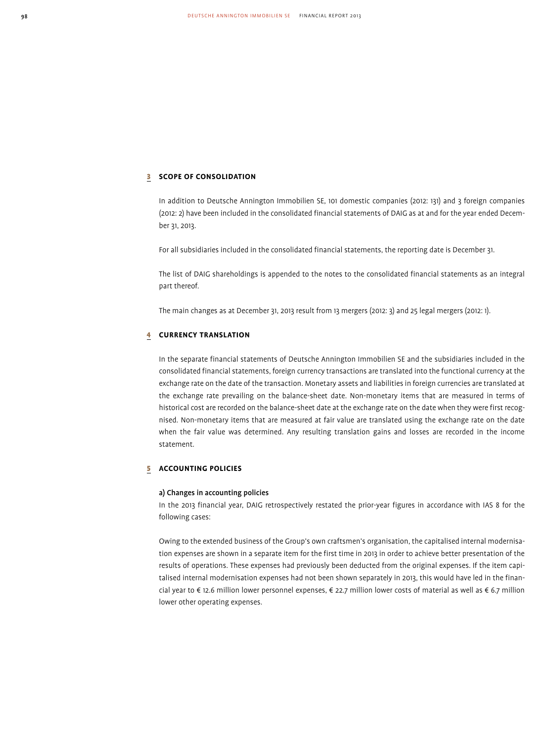## 3 SCOPE OF CONSOLIDATION

In addition to Deutsche Annington Immobilien SE, 101 domestic companies (2012: 131) and 3 foreign companies (2012: 2) have been included in the consolidated financial statements of DAIG as at and for the year ended December 31, 2013.

For all subsidiaries included in the consolidated financial statements, the reporting date is December 31.

The list of DAIG shareholdings is appended to the notes to the consolidated financial statements as an integral part thereof.

The main changes as at December 31, 2013 result from 13 mergers (2012: 3) and 25 legal mergers (2012: 1).

## 4 CURRENCY TRANSLATION

In the separate financial statements of Deutsche Annington Immobilien SE and the subsidiaries included in the consolidated financial statements, foreign currency transactions are translated into the functional currency at the exchange rate on the date of the transaction. Monetary assets and liabilities in foreign currencies are translated at the exchange rate prevailing on the balance-sheet date. Non-monetary items that are measured in terms of historical cost are recorded on the balance-sheet date at the exchange rate on the date when they were first recognised. Non-monetary items that are measured at fair value are translated using the exchange rate on the date when the fair value was determined. Any resulting translation gains and losses are recorded in the income statement.

## 5 ACCOUNTING POLICIES

### a) Changes in accounting policies

In the 2013 financial year, DAIG retrospectively restated the prior-year figures in accordance with IAS 8 for the following cases:

Owing to the extended business of the Group's own craftsmen's organisation, the capitalised internal modernisation expenses are shown in a separate item for the first time in 2013 in order to achieve better presentation of the results of operations. These expenses had previously been deducted from the original expenses. If the item capitalised internal modernisation expenses had not been shown separately in 2013, this would have led in the financial year to € 12.6 million lower personnel expenses, € 22.7 million lower costs of material as well as € 6.7 million lower other operating expenses.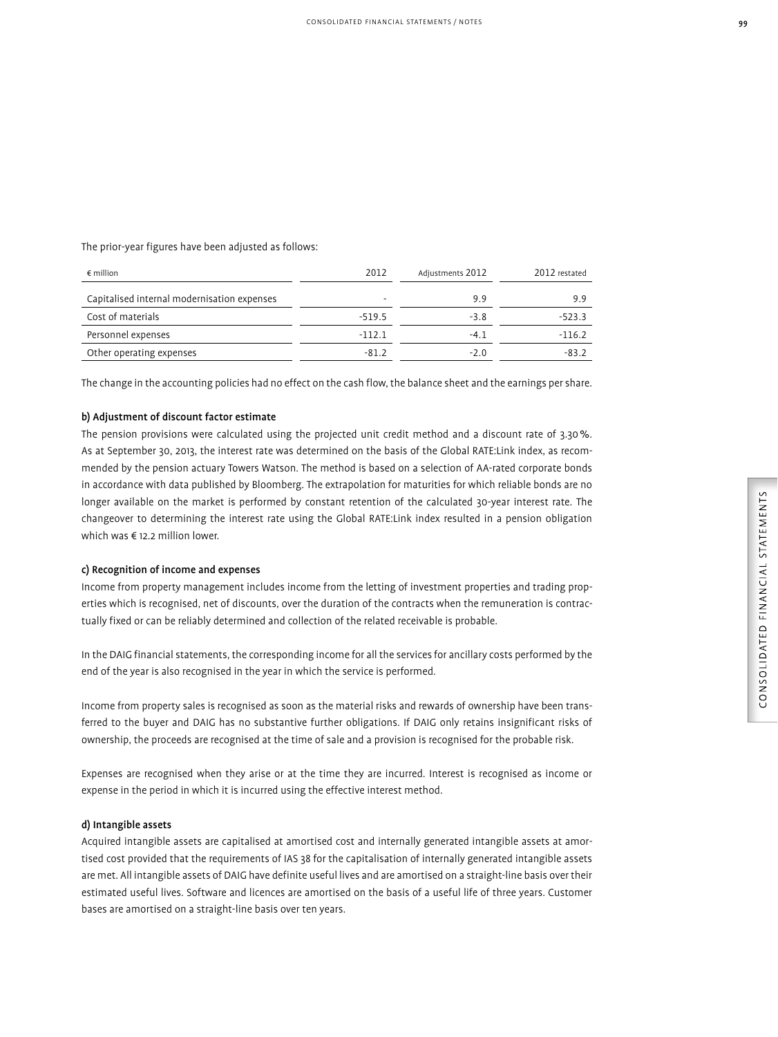The prior-year figures have been adjusted as follows:

| € million | 2012 | Adjustments 2012 | 2012 restated |
|---|---|---|---|
| Capitalised internal modernisation expenses | - | 9.9 | 9.9 |
| Cost of materials | -519.5 | -3.8 | -523.3 |
| Personnel expenses | -112.1 | -4.1 | -116.2 |
| Other operating expenses | -81.2 | -2.0 | -83.2 |

The change in the accounting policies had no effect on the cash flow, the balance sheet and the earnings per share.

#### b) Adjustment of discount factor estimate

The pension provisions were calculated using the projected unit credit method and a discount rate of 3.30 %. As at September 30, 2013, the interest rate was determined on the basis of the Global RATE:Link index, as recommended by the pension actuary Towers Watson. The method is based on a selection of AA-rated corporate bonds in accordance with data published by Bloomberg. The extrapolation for maturities for which reliable bonds are no longer available on the market is performed by constant retention of the calculated 30-year interest rate. The changeover to determining the interest rate using the Global RATE:Link index resulted in a pension obligation which was € 12.2 million lower.

#### c) Recognition of income and expenses

Income from property management includes income from the letting of investment properties and trading properties which is recognised, net of discounts, over the duration of the contracts when the remuneration is contractually fixed or can be reliably determined and collection of the related receivable is probable.

In the DAIG financial statements, the corresponding income for all the services for ancillary costs performed by the end of the year is also recognised in the year in which the service is performed.

Income from property sales is recognised as soon as the material risks and rewards of ownership have been transferred to the buyer and DAIG has no substantive further obligations. If DAIG only retains insignificant risks of ownership, the proceeds are recognised at the time of sale and a provision is recognised for the probable risk.

Expenses are recognised when they arise or at the time they are incurred. Interest is recognised as income or expense in the period in which it is incurred using the effective interest method.

#### d) Intangible assets

Acquired intangible assets are capitalised at amortised cost and internally generated intangible assets at amortised cost provided that the requirements of IAS 38 for the capitalisation of internally generated intangible assets are met. All intangible assets of DAIG have definite useful lives and are amortised on a straight-line basis over their estimated useful lives. Software and licences are amortised on the basis of a useful life of three years. Customer bases are amortised on a straight-line basis over ten years.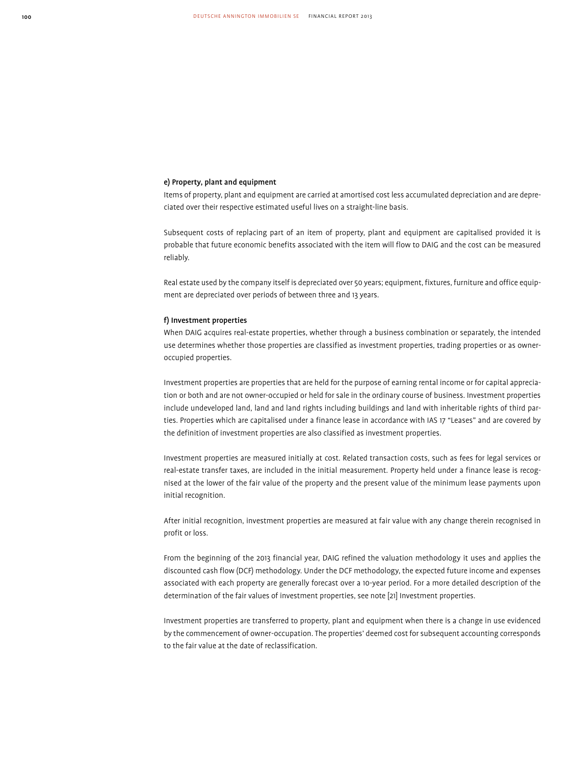#### e) Property, plant and equipment

Items of property, plant and equipment are carried at amortised cost less accumulated depreciation and are depreciated over their respective estimated useful lives on a straight-line basis.

Subsequent costs of replacing part of an item of property, plant and equipment are capitalised provided it is probable that future economic benefits associated with the item will flow to DAIG and the cost can be measured reliably.

Real estate used by the company itself is depreciated over 50 years; equipment, fixtures, furniture and office equipment are depreciated over periods of between three and 13 years.

#### f) Investment properties

When DAIG acquires real-estate properties, whether through a business combination or separately, the intended use determines whether those properties are classified as investment properties, trading properties or as owner-occupied properties.

Investment properties are properties that are held for the purpose of earning rental income or for capital appreciation or both and are not owner-occupied or held for sale in the ordinary course of business. Investment properties include undeveloped land, land and land rights including buildings and land with inheritable rights of third parties. Properties which are capitalised under a finance lease in accordance with IAS 17 "Leases" and are covered by the definition of investment properties are also classified as investment properties.

Investment properties are measured initially at cost. Related transaction costs, such as fees for legal services or real-estate transfer taxes, are included in the initial measurement. Property held under a finance lease is recognised at the lower of the fair value of the property and the present value of the minimum lease payments upon initial recognition.

After initial recognition, investment properties are measured at fair value with any change therein recognised in profit or loss.

From the beginning of the 2013 financial year, DAIG refined the valuation methodology it uses and applies the discounted cash flow (DCF) methodology. Under the DCF methodology, the expected future income and expenses associated with each property are generally forecast over a 10-year period. For a more detailed description of the determination of the fair values of investment properties, see note [21] Investment properties.

Investment properties are transferred to property, plant and equipment when there is a change in use evidenced by the commencement of owner-occupation. The properties' deemed cost for subsequent accounting corresponds to the fair value at the date of reclassification.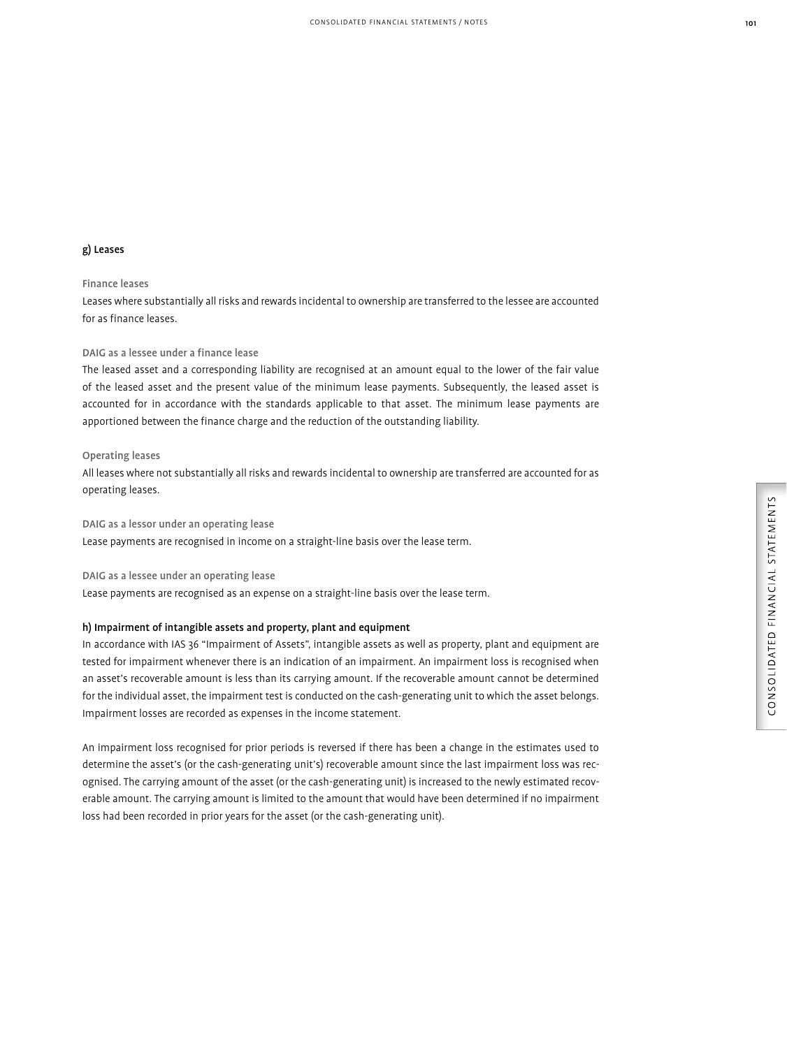### g) Leases

#### Finance leases

Leases where substantially all risks and rewards incidental to ownership are transferred to the lessee are accounted for as finance leases.

#### DAIG as a lessee under a finance lease

The leased asset and a corresponding liability are recognised at an amount equal to the lower of the fair value of the leased asset and the present value of the minimum lease payments. Subsequently, the leased asset is accounted for in accordance with the standards applicable to that asset. The minimum lease payments are apportioned between the finance charge and the reduction of the outstanding liability.

#### Operating leases

All leases where not substantially all risks and rewards incidental to ownership are transferred are accounted for as operating leases.

#### DAIG as a lessor under an operating lease

Lease payments are recognised in income on a straight-line basis over the lease term.

#### DAIG as a lessee under an operating lease

Lease payments are recognised as an expense on a straight-line basis over the lease term.

### h) Impairment of intangible assets and property, plant and equipment

In accordance with IAS 36 "Impairment of Assets", intangible assets as well as property, plant and equipment are tested for impairment whenever there is an indication of an impairment. An impairment loss is recognised when an asset's recoverable amount is less than its carrying amount. If the recoverable amount cannot be determined for the individual asset, the impairment test is conducted on the cash-generating unit to which the asset belongs. Impairment losses are recorded as expenses in the income statement.

An impairment loss recognised for prior periods is reversed if there has been a change in the estimates used to determine the asset's (or the cash-generating unit's) recoverable amount since the last impairment loss was recognised. The carrying amount of the asset (or the cash-generating unit) is increased to the newly estimated recoverable amount. The carrying amount is limited to the amount that would have been determined if no impairment loss had been recorded in prior years for the asset (or the cash-generating unit).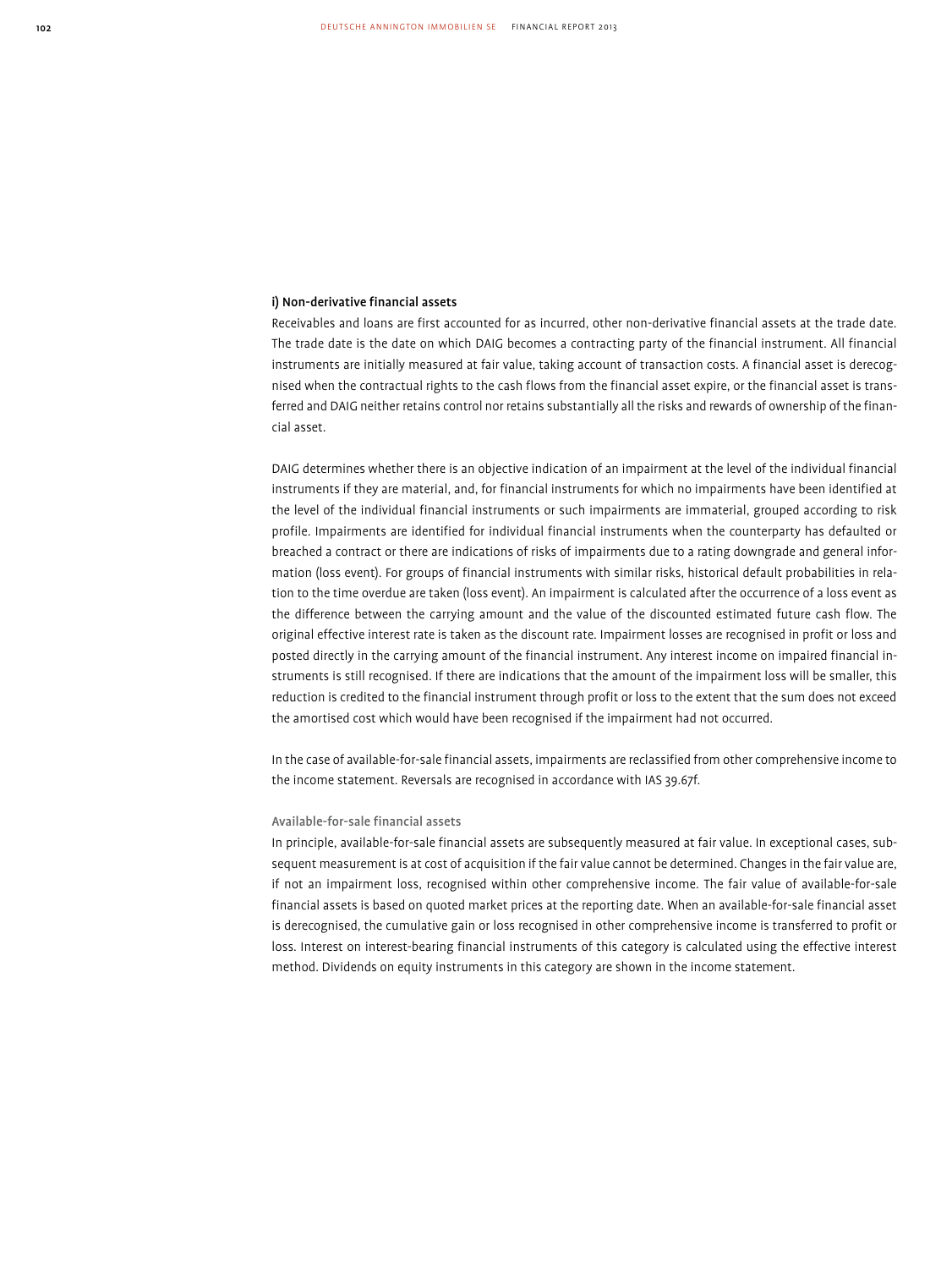### i) Non-derivative financial assets

Receivables and loans are first accounted for as incurred, other non-derivative financial assets at the trade date. The trade date is the date on which DAIG becomes a contracting party of the financial instrument. All financial instruments are initially measured at fair value, taking account of transaction costs. A financial asset is derecognised when the contractual rights to the cash flows from the financial asset expire, or the financial asset is transferred and DAIG neither retains control nor retains substantially all the risks and rewards of ownership of the financial asset.

DAIG determines whether there is an objective indication of an impairment at the level of the individual financial instruments if they are material, and, for financial instruments for which no impairments have been identified at the level of the individual financial instruments or such impairments are immaterial, grouped according to risk profile. Impairments are identified for individual financial instruments when the counterparty has defaulted or breached a contract or there are indications of risks of impairments due to a rating downgrade and general information (loss event). For groups of financial instruments with similar risks, historical default probabilities in relation to the time overdue are taken (loss event). An impairment is calculated after the occurrence of a loss event as the difference between the carrying amount and the value of the discounted estimated future cash flow. The original effective interest rate is taken as the discount rate. Impairment losses are recognised in profit or loss and posted directly in the carrying amount of the financial instrument. Any interest income on impaired financial instruments is still recognised. If there are indications that the amount of the impairment loss will be smaller, this reduction is credited to the financial instrument through profit or loss to the extent that the sum does not exceed the amortised cost which would have been recognised if the impairment had not occurred.

In the case of available-for-sale financial assets, impairments are reclassified from other comprehensive income to the income statement. Reversals are recognised in accordance with IAS 39.67f.

#### Available-for-sale financial assets

In principle, available-for-sale financial assets are subsequently measured at fair value. In exceptional cases, subsequent measurement is at cost of acquisition if the fair value cannot be determined. Changes in the fair value are, if not an impairment loss, recognised within other comprehensive income. The fair value of available-for-sale financial assets is based on quoted market prices at the reporting date. When an available-for-sale financial asset is derecognised, the cumulative gain or loss recognised in other comprehensive income is transferred to profit or loss. Interest on interest-bearing financial instruments of this category is calculated using the effective interest method. Dividends on equity instruments in this category are shown in the income statement.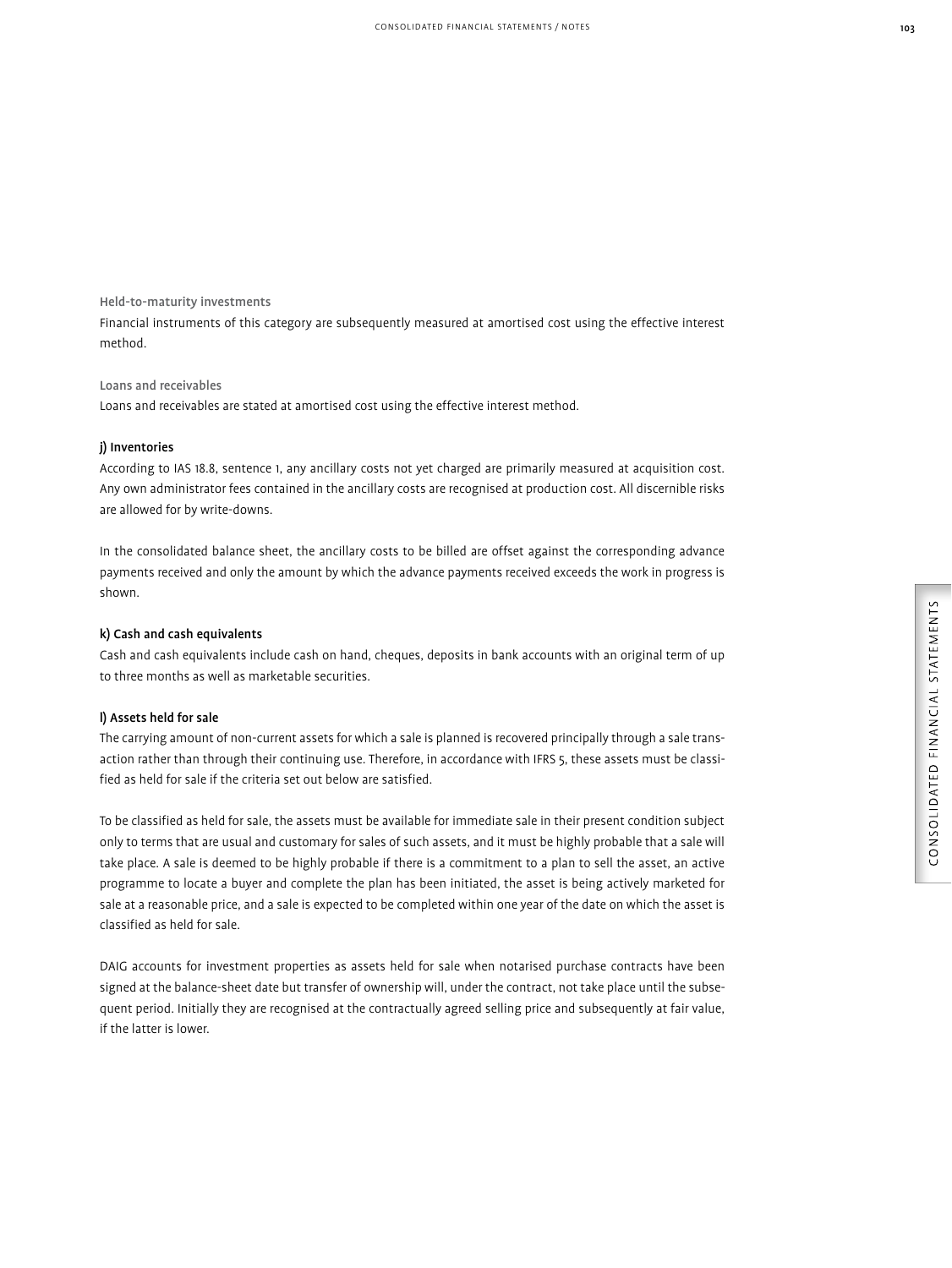Held-to-maturity investments

Financial instruments of this category are subsequently measured at amortised cost using the effective interest method.

Loans and receivables

Loans and receivables are stated at amortised cost using the effective interest method.

### j) Inventories

According to IAS 18.8, sentence 1, any ancillary costs not yet charged are primarily measured at acquisition cost. Any own administrator fees contained in the ancillary costs are recognised at production cost. All discernible risks are allowed for by write-downs.

In the consolidated balance sheet, the ancillary costs to be billed are offset against the corresponding advance payments received and only the amount by which the advance payments received exceeds the work in progress is shown.

### k) Cash and cash equivalents

Cash and cash equivalents include cash on hand, cheques, deposits in bank accounts with an original term of up to three months as well as marketable securities.

### l) Assets held for sale

The carrying amount of non-current assets for which a sale is planned is recovered principally through a sale transaction rather than through their continuing use. Therefore, in accordance with IFRS 5, these assets must be classified as held for sale if the criteria set out below are satisfied.

To be classified as held for sale, the assets must be available for immediate sale in their present condition subject only to terms that are usual and customary for sales of such assets, and it must be highly probable that a sale will take place. A sale is deemed to be highly probable if there is a commitment to a plan to sell the asset, an active programme to locate a buyer and complete the plan has been initiated, the asset is being actively marketed for sale at a reasonable price, and a sale is expected to be completed within one year of the date on which the asset is classified as held for sale.

DAIG accounts for investment properties as assets held for sale when notarised purchase contracts have been signed at the balance-sheet date but transfer of ownership will, under the contract, not take place until the subsequent period. Initially they are recognised at the contractually agreed selling price and subsequently at fair value, if the latter is lower.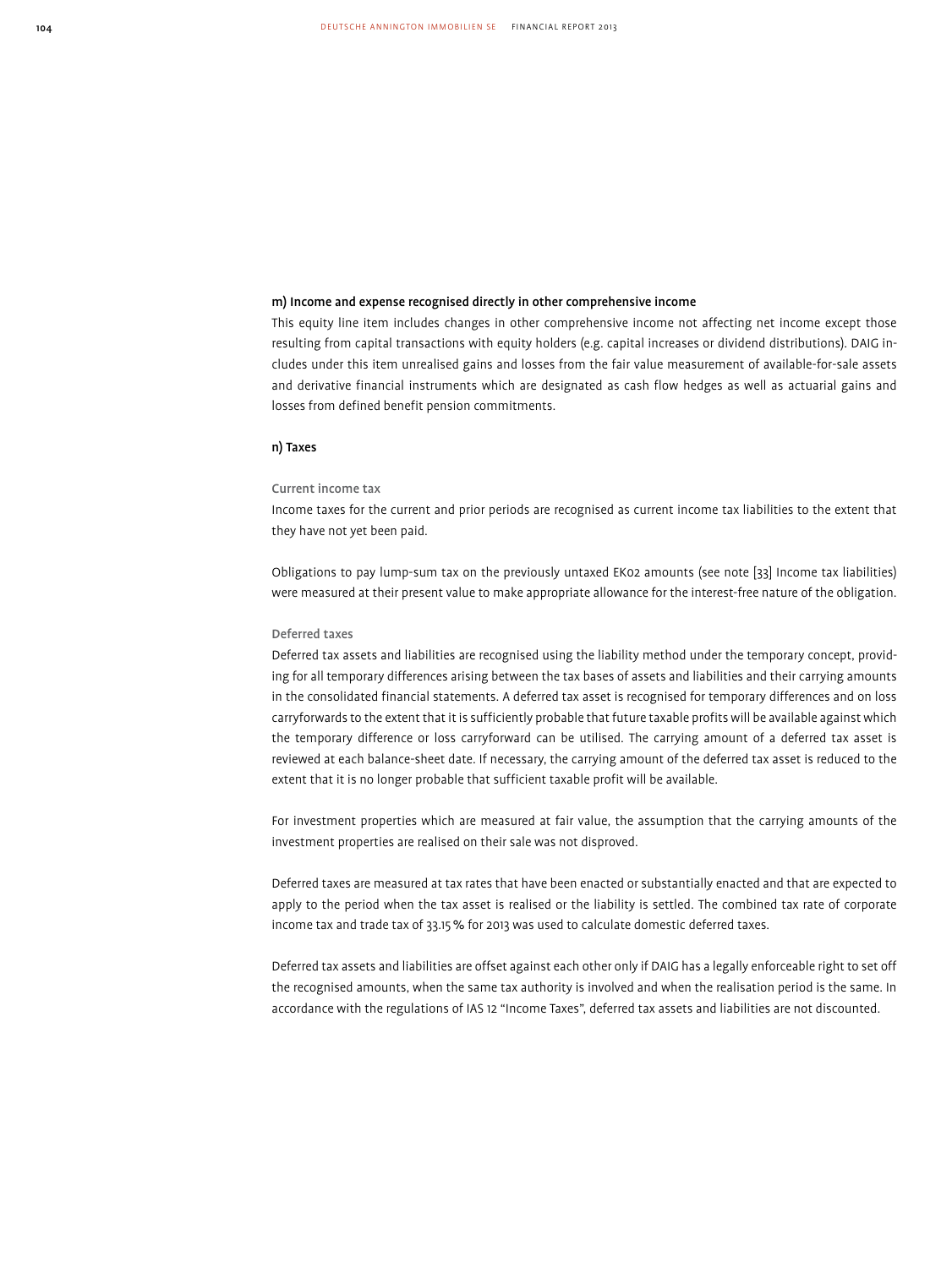### m) Income and expense recognised directly in other comprehensive income

This equity line item includes changes in other comprehensive income not affecting net income except those resulting from capital transactions with equity holders (e.g. capital increases or dividend distributions). DAIG includes under this item unrealised gains and losses from the fair value measurement of available-for-sale assets and derivative financial instruments which are designated as cash flow hedges as well as actuarial gains and losses from defined benefit pension commitments.

### n) Taxes

#### Current income tax

Income taxes for the current and prior periods are recognised as current income tax liabilities to the extent that they have not yet been paid.

Obligations to pay lump-sum tax on the previously untaxed EK02 amounts (see note [33] Income tax liabilities) were measured at their present value to make appropriate allowance for the interest-free nature of the obligation.

#### Deferred taxes

Deferred tax assets and liabilities are recognised using the liability method under the temporary concept, providing for all temporary differences arising between the tax bases of assets and liabilities and their carrying amounts in the consolidated financial statements. A deferred tax asset is recognised for temporary differences and on loss carryforwards to the extent that it is sufficiently probable that future taxable profits will be available against which the temporary difference or loss carryforward can be utilised. The carrying amount of a deferred tax asset is reviewed at each balance-sheet date. If necessary, the carrying amount of the deferred tax asset is reduced to the extent that it is no longer probable that sufficient taxable profit will be available.

For investment properties which are measured at fair value, the assumption that the carrying amounts of the investment properties are realised on their sale was not disproved.

Deferred taxes are measured at tax rates that have been enacted or substantially enacted and that are expected to apply to the period when the tax asset is realised or the liability is settled. The combined tax rate of corporate income tax and trade tax of 33.15 % for 2013 was used to calculate domestic deferred taxes.

Deferred tax assets and liabilities are offset against each other only if DAIG has a legally enforceable right to set off the recognised amounts, when the same tax authority is involved and when the realisation period is the same. In accordance with the regulations of IAS 12 "Income Taxes", deferred tax assets and liabilities are not discounted.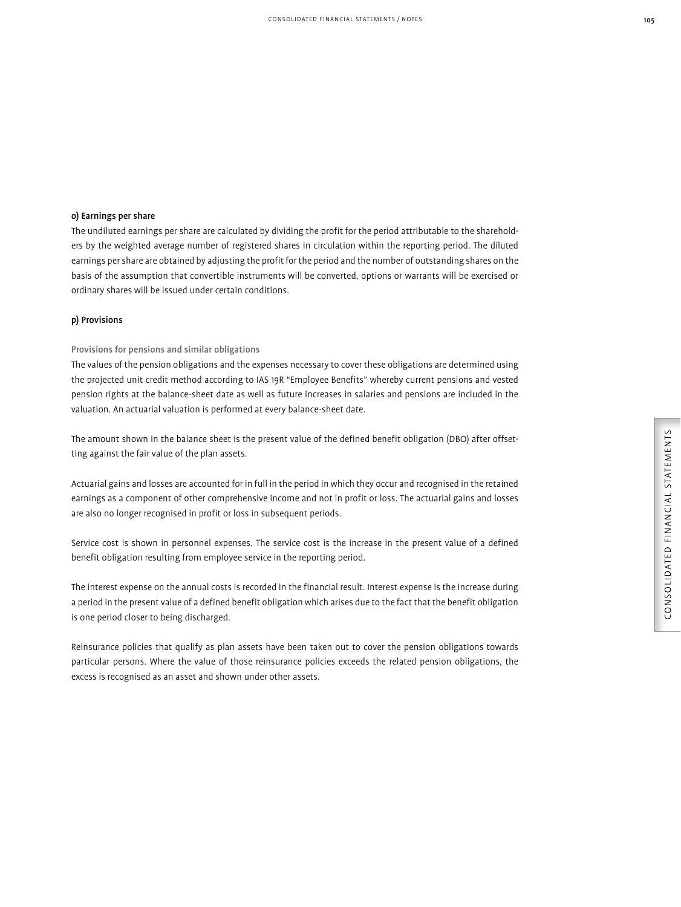### o) Earnings per share

The undiluted earnings per share are calculated by dividing the profit for the period attributable to the shareholders by the weighted average number of registered shares in circulation within the reporting period. The diluted earnings per share are obtained by adjusting the profit for the period and the number of outstanding shares on the basis of the assumption that convertible instruments will be converted, options or warrants will be exercised or ordinary shares will be issued under certain conditions.

### p) Provisions

#### Provisions for pensions and similar obligations

The values of the pension obligations and the expenses necessary to cover these obligations are determined using the projected unit credit method according to IAS 19R "Employee Benefits" whereby current pensions and vested pension rights at the balance-sheet date as well as future increases in salaries and pensions are included in the valuation. An actuarial valuation is performed at every balance-sheet date.

The amount shown in the balance sheet is the present value of the defined benefit obligation (DBO) after offsetting against the fair value of the plan assets.

Actuarial gains and losses are accounted for in full in the period in which they occur and recognised in the retained earnings as a component of other comprehensive income and not in profit or loss. The actuarial gains and losses are also no longer recognised in profit or loss in subsequent periods.

Service cost is shown in personnel expenses. The service cost is the increase in the present value of a defined benefit obligation resulting from employee service in the reporting period.

The interest expense on the annual costs is recorded in the financial result. Interest expense is the increase during a period in the present value of a defined benefit obligation which arises due to the fact that the benefit obligation is one period closer to being discharged.

Reinsurance policies that qualify as plan assets have been taken out to cover the pension obligations towards particular persons. Where the value of those reinsurance policies exceeds the related pension obligations, the excess is recognised as an asset and shown under other assets.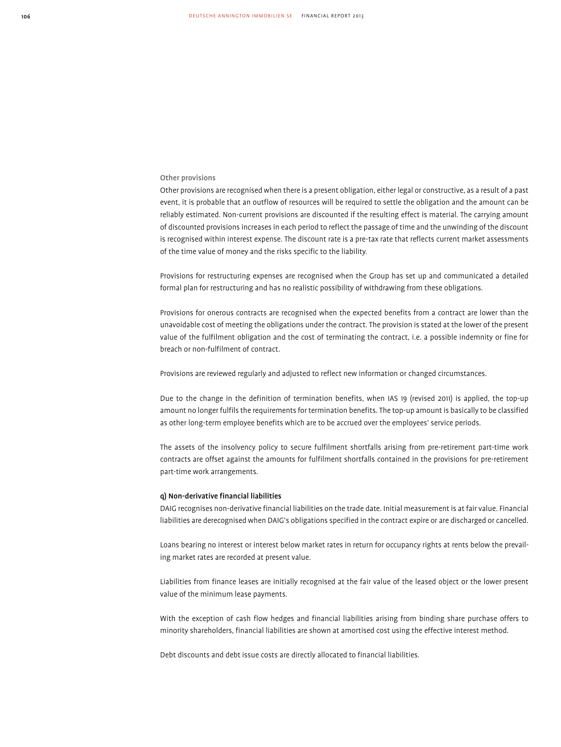### Other provisions

Other provisions are recognised when there is a present obligation, either legal or constructive, as a result of a past event, it is probable that an outflow of resources will be required to settle the obligation and the amount can be reliably estimated. Non-current provisions are discounted if the resulting effect is material. The carrying amount of discounted provisions increases in each period to reflect the passage of time and the unwinding of the discount is recognised within interest expense. The discount rate is a pre-tax rate that reflects current market assessments of the time value of money and the risks specific to the liability.

Provisions for restructuring expenses are recognised when the Group has set up and communicated a detailed formal plan for restructuring and has no realistic possibility of withdrawing from these obligations.

Provisions for onerous contracts are recognised when the expected benefits from a contract are lower than the unavoidable cost of meeting the obligations under the contract. The provision is stated at the lower of the present value of the fulfilment obligation and the cost of terminating the contract, i.e. a possible indemnity or fine for breach or non-fulfilment of contract.

Provisions are reviewed regularly and adjusted to reflect new information or changed circumstances.

Due to the change in the definition of termination benefits, when IAS 19 (revised 2011) is applied, the top-up amount no longer fulfils the requirements for termination benefits. The top-up amount is basically to be classified as other long-term employee benefits which are to be accrued over the employees' service periods.

The assets of the insolvency policy to secure fulfilment shortfalls arising from pre-retirement part-time work contracts are offset against the amounts for fulfilment shortfalls contained in the provisions for pre-retirement part-time work arrangements.

### q) Non-derivative financial liabilities

DAIG recognises non-derivative financial liabilities on the trade date. Initial measurement is at fair value. Financial liabilities are derecognised when DAIG's obligations specified in the contract expire or are discharged or cancelled.

Loans bearing no interest or interest below market rates in return for occupancy rights at rents below the prevailing market rates are recorded at present value.

Liabilities from finance leases are initially recognised at the fair value of the leased object or the lower present value of the minimum lease payments.

With the exception of cash flow hedges and financial liabilities arising from binding share purchase offers to minority shareholders, financial liabilities are shown at amortised cost using the effective interest method.

Debt discounts and debt issue costs are directly allocated to financial liabilities.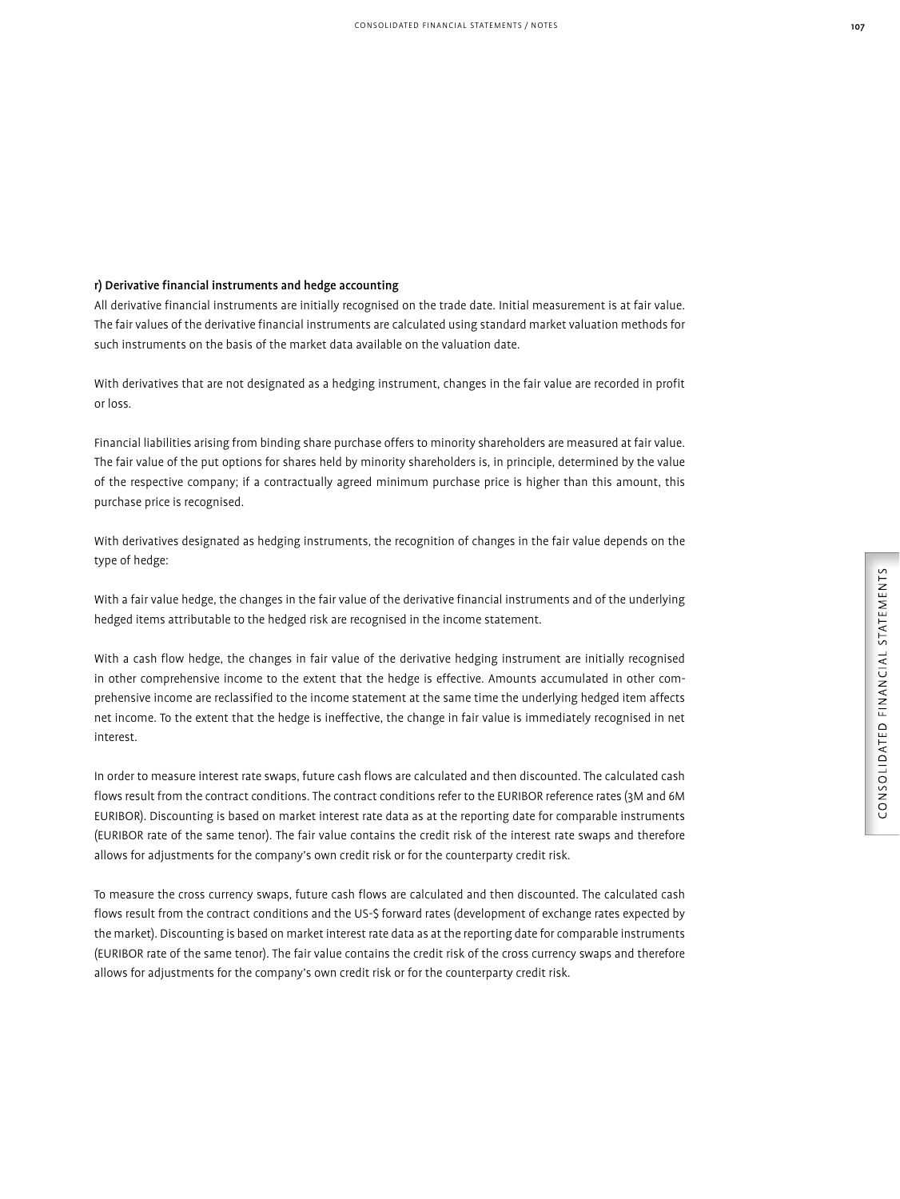**r) Derivative financial instruments and hedge accounting**

All derivative financial instruments are initially recognised on the trade date. Initial measurement is at fair value. The fair values of the derivative financial instruments are calculated using standard market valuation methods for such instruments on the basis of the market data available on the valuation date.

With derivatives that are not designated as a hedging instrument, changes in the fair value are recorded in profit or loss.

Financial liabilities arising from binding share purchase offers to minority shareholders are measured at fair value. The fair value of the put options for shares held by minority shareholders is, in principle, determined by the value of the respective company; if a contractually agreed minimum purchase price is higher than this amount, this purchase price is recognised.

With derivatives designated as hedging instruments, the recognition of changes in the fair value depends on the type of hedge:

With a fair value hedge, the changes in the fair value of the derivative financial instruments and of the underlying hedged items attributable to the hedged risk are recognised in the income statement.

With a cash flow hedge, the changes in fair value of the derivative hedging instrument are initially recognised in other comprehensive income to the extent that the hedge is effective. Amounts accumulated in other comprehensive income are reclassified to the income statement at the same time the underlying hedged item affects net income. To the extent that the hedge is ineffective, the change in fair value is immediately recognised in net interest.

In order to measure interest rate swaps, future cash flows are calculated and then discounted. The calculated cash flows result from the contract conditions. The contract conditions refer to the EURIBOR reference rates (3M and 6M EURIBOR). Discounting is based on market interest rate data as at the reporting date for comparable instruments (EURIBOR rate of the same tenor). The fair value contains the credit risk of the interest rate swaps and therefore allows for adjustments for the company's own credit risk or for the counterparty credit risk.

To measure the cross currency swaps, future cash flows are calculated and then discounted. The calculated cash flows result from the contract conditions and the US-$ forward rates (development of exchange rates expected by the market). Discounting is based on market interest rate data as at the reporting date for comparable instruments (EURIBOR rate of the same tenor). The fair value contains the credit risk of the cross currency swaps and therefore allows for adjustments for the company's own credit risk or for the counterparty credit risk.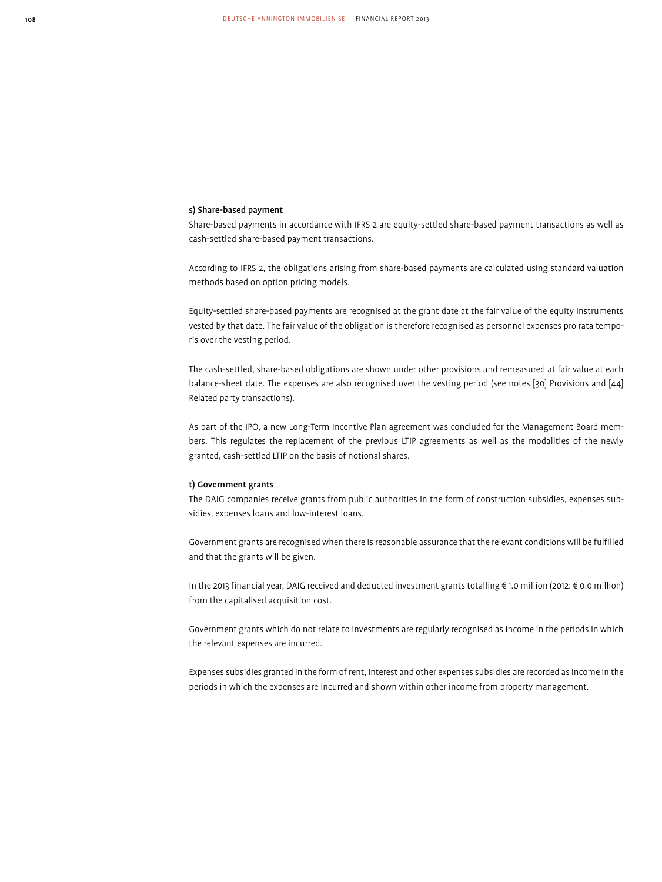### s) Share-based payment

Share-based payments in accordance with IFRS 2 are equity-settled share-based payment transactions as well as cash-settled share-based payment transactions.

According to IFRS 2, the obligations arising from share-based payments are calculated using standard valuation methods based on option pricing models.

Equity-settled share-based payments are recognised at the grant date at the fair value of the equity instruments vested by that date. The fair value of the obligation is therefore recognised as personnel expenses pro rata temporis over the vesting period.

The cash-settled, share-based obligations are shown under other provisions and remeasured at fair value at each balance-sheet date. The expenses are also recognised over the vesting period (see notes [30] Provisions and [44] Related party transactions).

As part of the IPO, a new Long-Term Incentive Plan agreement was concluded for the Management Board members. This regulates the replacement of the previous LTIP agreements as well as the modalities of the newly granted, cash-settled LTIP on the basis of notional shares.

### t) Government grants

The DAIG companies receive grants from public authorities in the form of construction subsidies, expenses subsidies, expenses loans and low-interest loans.

Government grants are recognised when there is reasonable assurance that the relevant conditions will be fulfilled and that the grants will be given.

In the 2013 financial year, DAIG received and deducted investment grants totalling € 1.0 million (2012: € 0.0 million) from the capitalised acquisition cost.

Government grants which do not relate to investments are regularly recognised as income in the periods in which the relevant expenses are incurred.

Expenses subsidies granted in the form of rent, interest and other expenses subsidies are recorded as income in the periods in which the expenses are incurred and shown within other income from property management.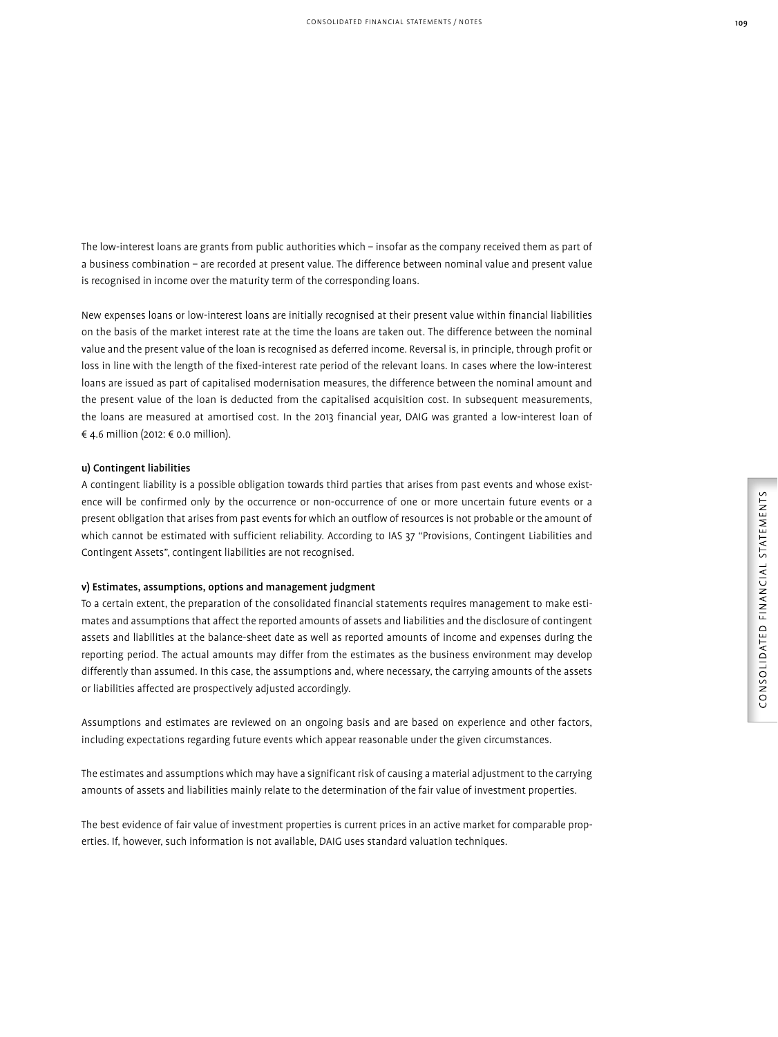The low-interest loans are grants from public authorities which – insofar as the company received them as part of a business combination – are recorded at present value. The difference between nominal value and present value is recognised in income over the maturity term of the corresponding loans.

New expenses loans or low-interest loans are initially recognised at their present value within financial liabilities on the basis of the market interest rate at the time the loans are taken out. The difference between the nominal value and the present value of the loan is recognised as deferred income. Reversal is, in principle, through profit or loss in line with the length of the fixed-interest rate period of the relevant loans. In cases where the low-interest loans are issued as part of capitalised modernisation measures, the difference between the nominal amount and the present value of the loan is deducted from the capitalised acquisition cost. In subsequent measurements, the loans are measured at amortised cost. In the 2013 financial year, DAIG was granted a low-interest loan of € 4.6 million (2012: € 0.0 million).

#### u) Contingent liabilities

A contingent liability is a possible obligation towards third parties that arises from past events and whose existence will be confirmed only by the occurrence or non-occurrence of one or more uncertain future events or a present obligation that arises from past events for which an outflow of resources is not probable or the amount of which cannot be estimated with sufficient reliability. According to IAS 37 "Provisions, Contingent Liabilities and Contingent Assets", contingent liabilities are not recognised.

#### v) Estimates, assumptions, options and management judgment

To a certain extent, the preparation of the consolidated financial statements requires management to make estimates and assumptions that affect the reported amounts of assets and liabilities and the disclosure of contingent assets and liabilities at the balance-sheet date as well as reported amounts of income and expenses during the reporting period. The actual amounts may differ from the estimates as the business environment may develop differently than assumed. In this case, the assumptions and, where necessary, the carrying amounts of the assets or liabilities affected are prospectively adjusted accordingly.

Assumptions and estimates are reviewed on an ongoing basis and are based on experience and other factors, including expectations regarding future events which appear reasonable under the given circumstances.

The estimates and assumptions which may have a significant risk of causing a material adjustment to the carrying amounts of assets and liabilities mainly relate to the determination of the fair value of investment properties.

The best evidence of fair value of investment properties is current prices in an active market for comparable properties. If, however, such information is not available, DAIG uses standard valuation techniques.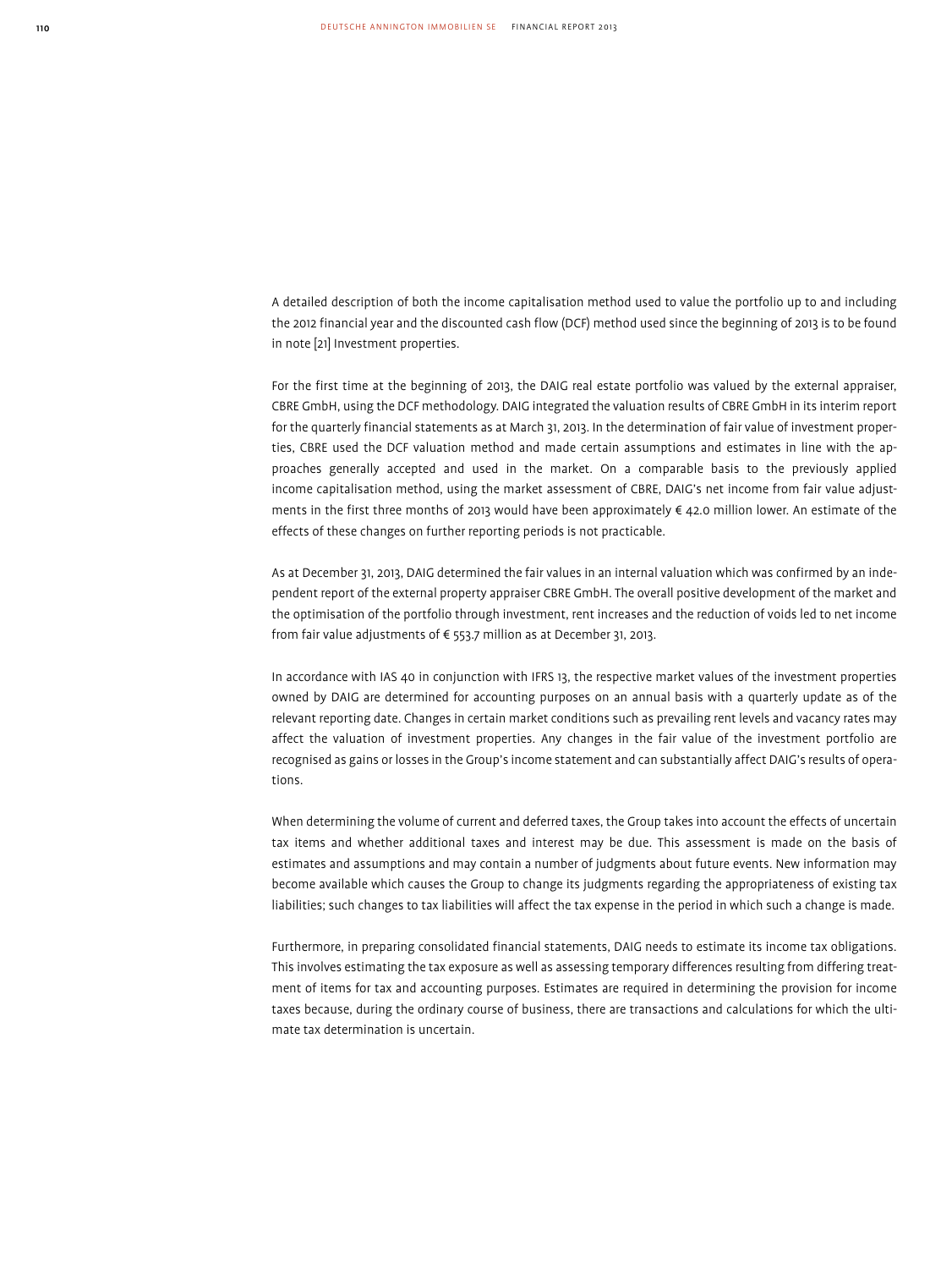A detailed description of both the income capitalisation method used to value the portfolio up to and including the 2012 financial year and the discounted cash flow (DCF) method used since the beginning of 2013 is to be found in note [21] Investment properties.

For the first time at the beginning of 2013, the DAIG real estate portfolio was valued by the external appraiser, CBRE GmbH, using the DCF methodology. DAIG integrated the valuation results of CBRE GmbH in its interim report for the quarterly financial statements as at March 31, 2013. In the determination of fair value of investment properties, CBRE used the DCF valuation method and made certain assumptions and estimates in line with the approaches generally accepted and used in the market. On a comparable basis to the previously applied income capitalisation method, using the market assessment of CBRE, DAIG's net income from fair value adjustments in the first three months of 2013 would have been approximately € 42.0 million lower. An estimate of the effects of these changes on further reporting periods is not practicable.

As at December 31, 2013, DAIG determined the fair values in an internal valuation which was confirmed by an independent report of the external property appraiser CBRE GmbH. The overall positive development of the market and the optimisation of the portfolio through investment, rent increases and the reduction of voids led to net income from fair value adjustments of € 553.7 million as at December 31, 2013.

In accordance with IAS 40 in conjunction with IFRS 13, the respective market values of the investment properties owned by DAIG are determined for accounting purposes on an annual basis with a quarterly update as of the relevant reporting date. Changes in certain market conditions such as prevailing rent levels and vacancy rates may affect the valuation of investment properties. Any changes in the fair value of the investment portfolio are recognised as gains or losses in the Group's income statement and can substantially affect DAIG's results of operations.

When determining the volume of current and deferred taxes, the Group takes into account the effects of uncertain tax items and whether additional taxes and interest may be due. This assessment is made on the basis of estimates and assumptions and may contain a number of judgments about future events. New information may become available which causes the Group to change its judgments regarding the appropriateness of existing tax liabilities; such changes to tax liabilities will affect the tax expense in the period in which such a change is made.

Furthermore, in preparing consolidated financial statements, DAIG needs to estimate its income tax obligations. This involves estimating the tax exposure as well as assessing temporary differences resulting from differing treatment of items for tax and accounting purposes. Estimates are required in determining the provision for income taxes because, during the ordinary course of business, there are transactions and calculations for which the ultimate tax determination is uncertain.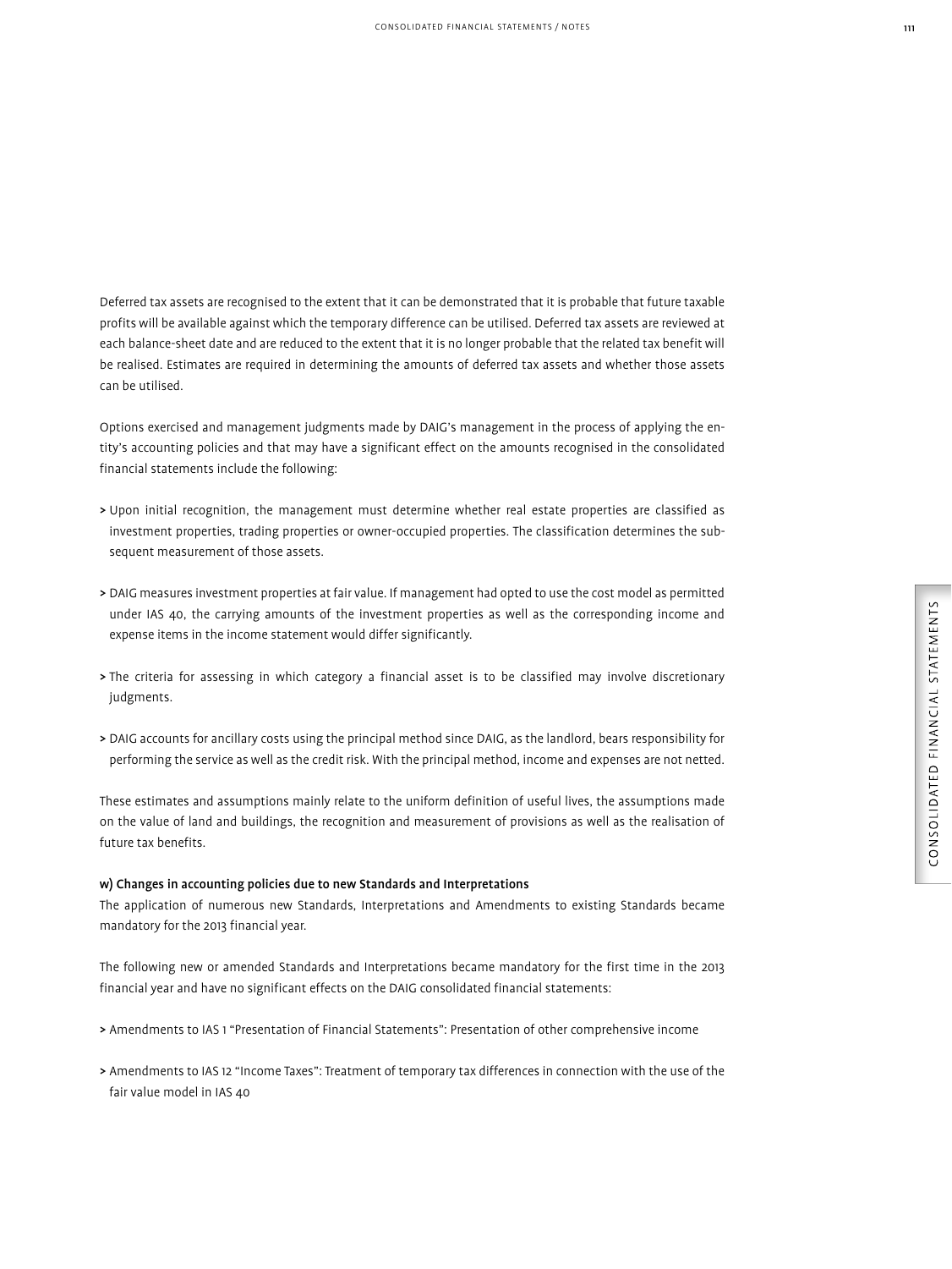Deferred tax assets are recognised to the extent that it can be demonstrated that it is probable that future taxable profits will be available against which the temporary difference can be utilised. Deferred tax assets are reviewed at each balance-sheet date and are reduced to the extent that it is no longer probable that the related tax benefit will be realised. Estimates are required in determining the amounts of deferred tax assets and whether those assets can be utilised.

Options exercised and management judgments made by DAIG's management in the process of applying the entity's accounting policies and that may have a significant effect on the amounts recognised in the consolidated financial statements include the following:

> Upon initial recognition, the management must determine whether real estate properties are classified as investment properties, trading properties or owner-occupied properties. The classification determines the subsequent measurement of those assets.

> DAIG measures investment properties at fair value. If management had opted to use the cost model as permitted under IAS 40, the carrying amounts of the investment properties as well as the corresponding income and expense items in the income statement would differ significantly.

> The criteria for assessing in which category a financial asset is to be classified may involve discretionary judgments.

> DAIG accounts for ancillary costs using the principal method since DAIG, as the landlord, bears responsibility for performing the service as well as the credit risk. With the principal method, income and expenses are not netted.

These estimates and assumptions mainly relate to the uniform definition of useful lives, the assumptions made on the value of land and buildings, the recognition and measurement of provisions as well as the realisation of future tax benefits.

**w) Changes in accounting policies due to new Standards and Interpretations**

The application of numerous new Standards, Interpretations and Amendments to existing Standards became mandatory for the 2013 financial year.

The following new or amended Standards and Interpretations became mandatory for the first time in the 2013 financial year and have no significant effects on the DAIG consolidated financial statements:

> Amendments to IAS 1 "Presentation of Financial Statements": Presentation of other comprehensive income

> Amendments to IAS 12 "Income Taxes": Treatment of temporary tax differences in connection with the use of the fair value model in IAS 40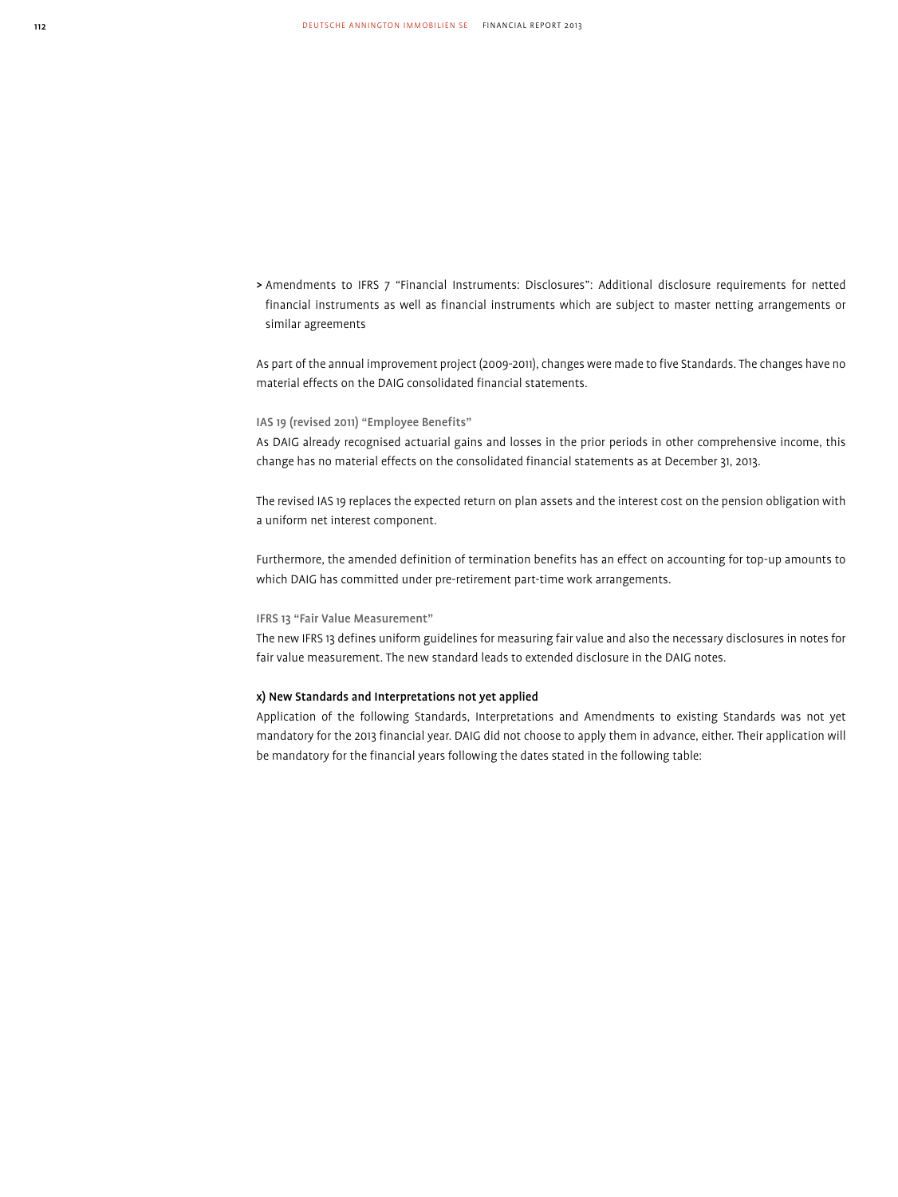- Amendments to IFRS 7 "Financial Instruments: Disclosures": Additional disclosure requirements for netted financial instruments as well as financial instruments which are subject to master netting arrangements or similar agreements

As part of the annual improvement project (2009-2011), changes were made to five Standards. The changes have no material effects on the DAIG consolidated financial statements.

### IAS 19 (revised 2011) "Employee Benefits"

As DAIG already recognised actuarial gains and losses in the prior periods in other comprehensive income, this change has no material effects on the consolidated financial statements as at December 31, 2013.

The revised IAS 19 replaces the expected return on plan assets and the interest cost on the pension obligation with a uniform net interest component.

Furthermore, the amended definition of termination benefits has an effect on accounting for top-up amounts to which DAIG has committed under pre-retirement part-time work arrangements.

### IFRS 13 "Fair Value Measurement"

The new IFRS 13 defines uniform guidelines for measuring fair value and also the necessary disclosures in notes for fair value measurement. The new standard leads to extended disclosure in the DAIG notes.

## x) New Standards and Interpretations not yet applied

Application of the following Standards, Interpretations and Amendments to existing Standards was not yet mandatory for the 2013 financial year. DAIG did not choose to apply them in advance, either. Their application will be mandatory for the financial years following the dates stated in the following table: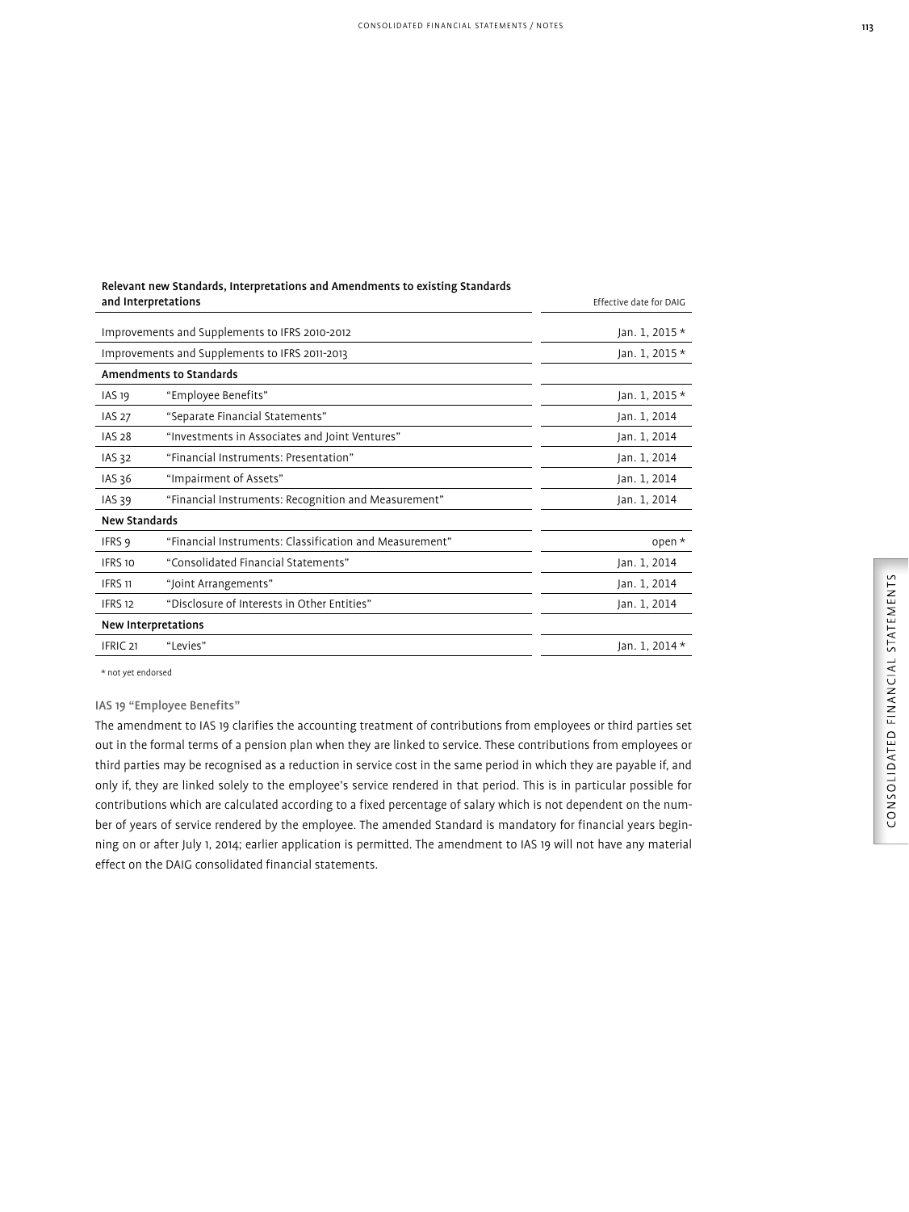**Relevant new Standards, Interpretations and Amendments to existing Standards and Interpretations**

| | | Effective date for DAIG |
|---|---|---|
| Improvements and Supplements to IFRS 2010-2012 | | Jan. 1, 2015 * |
| Improvements and Supplements to IFRS 2011-2013 | | Jan. 1, 2015 * |
| **Amendments to Standards** | | |
| IAS 19 | "Employee Benefits" | Jan. 1, 2015 * |
| IAS 27 | "Separate Financial Statements" | Jan. 1, 2014 |
| IAS 28 | "Investments in Associates and Joint Ventures" | Jan. 1, 2014 |
| IAS 32 | "Financial Instruments: Presentation" | Jan. 1, 2014 |
| IAS 36 | "Impairment of Assets" | Jan. 1, 2014 |
| IAS 39 | "Financial Instruments: Recognition and Measurement" | Jan. 1, 2014 |
| **New Standards** | | |
| IFRS 9 | "Financial Instruments: Classification and Measurement" | open * |
| IFRS 10 | "Consolidated Financial Statements" | Jan. 1, 2014 |
| IFRS 11 | "Joint Arrangements" | Jan. 1, 2014 |
| IFRS 12 | "Disclosure of Interests in Other Entities" | Jan. 1, 2014 |
| **New Interpretations** | | |
| IFRIC 21 | "Levies" | Jan. 1, 2014 * |

* not yet endorsed

### IAS 19 "Employee Benefits"

The amendment to IAS 19 clarifies the accounting treatment of contributions from employees or third parties set out in the formal terms of a pension plan when they are linked to service. These contributions from employees or third parties may be recognised as a reduction in service cost in the same period in which they are payable if, and only if, they are linked solely to the employee's service rendered in that period. This is in particular possible for contributions which are calculated according to a fixed percentage of salary which is not dependent on the number of years of service rendered by the employee. The amended Standard is mandatory for financial years beginning on or after July 1, 2014; earlier application is permitted. The amendment to IAS 19 will not have any material effect on the DAIG consolidated financial statements.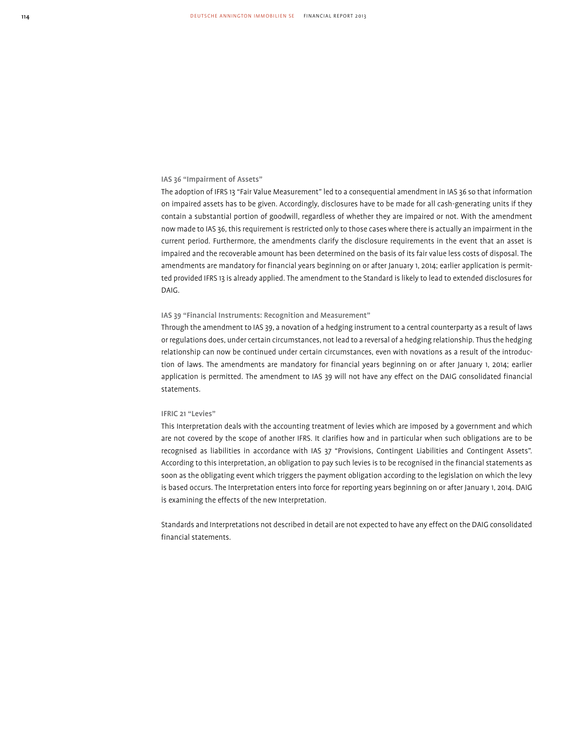### IAS 36 "Impairment of Assets"

The adoption of IFRS 13 "Fair Value Measurement" led to a consequential amendment in IAS 36 so that information on impaired assets has to be given. Accordingly, disclosures have to be made for all cash-generating units if they contain a substantial portion of goodwill, regardless of whether they are impaired or not. With the amendment now made to IAS 36, this requirement is restricted only to those cases where there is actually an impairment in the current period. Furthermore, the amendments clarify the disclosure requirements in the event that an asset is impaired and the recoverable amount has been determined on the basis of its fair value less costs of disposal. The amendments are mandatory for financial years beginning on or after January 1, 2014; earlier application is permitted provided IFRS 13 is already applied. The amendment to the Standard is likely to lead to extended disclosures for DAIG.

### IAS 39 "Financial Instruments: Recognition and Measurement"

Through the amendment to IAS 39, a novation of a hedging instrument to a central counterparty as a result of laws or regulations does, under certain circumstances, not lead to a reversal of a hedging relationship. Thus the hedging relationship can now be continued under certain circumstances, even with novations as a result of the introduction of laws. The amendments are mandatory for financial years beginning on or after January 1, 2014; earlier application is permitted. The amendment to IAS 39 will not have any effect on the DAIG consolidated financial statements.

### IFRIC 21 "Levies"

This Interpretation deals with the accounting treatment of levies which are imposed by a government and which are not covered by the scope of another IFRS. It clarifies how and in particular when such obligations are to be recognised as liabilities in accordance with IAS 37 "Provisions, Contingent Liabilities and Contingent Assets". According to this interpretation, an obligation to pay such levies is to be recognised in the financial statements as soon as the obligating event which triggers the payment obligation according to the legislation on which the levy is based occurs. The Interpretation enters into force for reporting years beginning on or after January 1, 2014. DAIG is examining the effects of the new Interpretation.

Standards and Interpretations not described in detail are not expected to have any effect on the DAIG consolidated financial statements.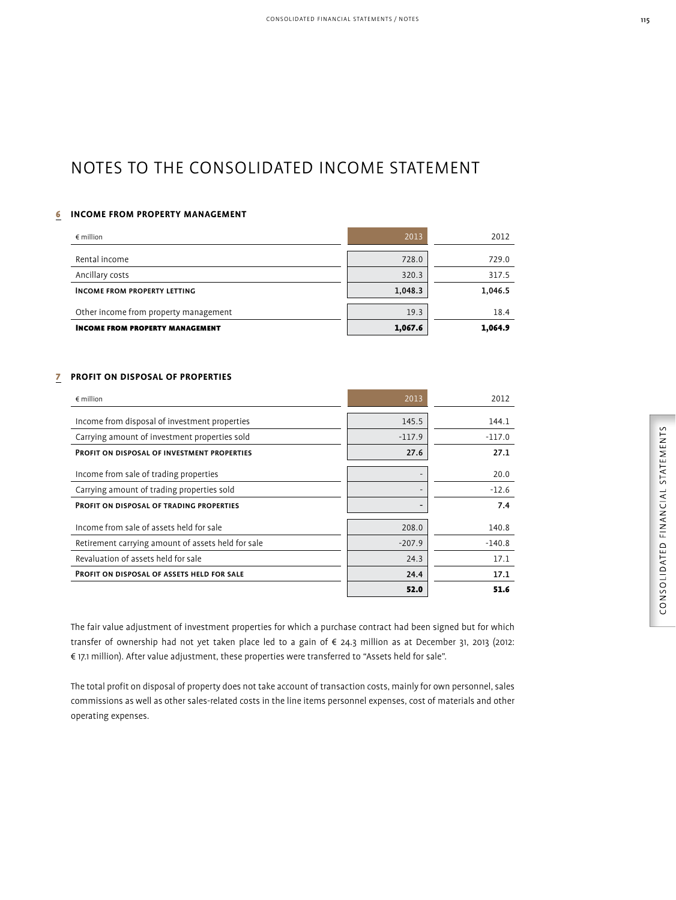# NOTES TO THE CONSOLIDATED INCOME STATEMENT

## 6 INCOME FROM PROPERTY MANAGEMENT

| € million | 2013 | 2012 |
|---|---|---|
| Rental income | 728.0 | 729.0 |
| Ancillary costs | 320.3 | 317.5 |
| **INCOME FROM PROPERTY LETTING** | **1,048.3** | **1,046.5** |
| Other income from property management | 19.3 | 18.4 |
| **INCOME FROM PROPERTY MANAGEMENT** | **1,067.6** | **1,064.9** |

## 7 PROFIT ON DISPOSAL OF PROPERTIES

| € million | 2013 | 2012 |
|---|---|---|
| Income from disposal of investment properties | 145.5 | 144.1 |
| Carrying amount of investment properties sold | -117.9 | -117.0 |
| **PROFIT ON DISPOSAL OF INVESTMENT PROPERTIES** | **27.6** | **27.1** |
| Income from sale of trading properties | - | 20.0 |
| Carrying amount of trading properties sold | - | -12.6 |
| **PROFIT ON DISPOSAL OF TRADING PROPERTIES** | **-** | **7.4** |
| Income from sale of assets held for sale | 208.0 | 140.8 |
| Retirement carrying amount of assets held for sale | -207.9 | -140.8 |
| Revaluation of assets held for sale | 24.3 | 17.1 |
| **PROFIT ON DISPOSAL OF ASSETS HELD FOR SALE** | **24.4** | **17.1** |
| | **52.0** | **51.6** |

The fair value adjustment of investment properties for which a purchase contract had been signed but for which transfer of ownership had not yet taken place led to a gain of € 24.3 million as at December 31, 2013 (2012: € 17.1 million). After value adjustment, these properties were transferred to "Assets held for sale".

The total profit on disposal of property does not take account of transaction costs, mainly for own personnel, sales commissions as well as other sales-related costs in the line items personnel expenses, cost of materials and other operating expenses.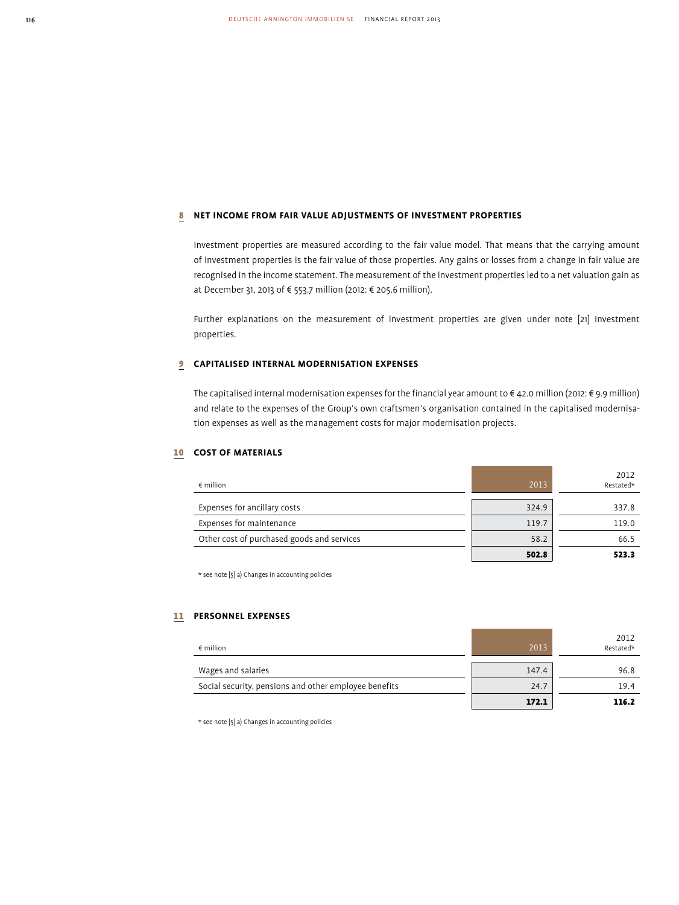## 8 NET INCOME FROM FAIR VALUE ADJUSTMENTS OF INVESTMENT PROPERTIES

Investment properties are measured according to the fair value model. That means that the carrying amount of investment properties is the fair value of those properties. Any gains or losses from a change in fair value are recognised in the income statement. The measurement of the investment properties led to a net valuation gain as at December 31, 2013 of € 553.7 million (2012: € 205.6 million).

Further explanations on the measurement of investment properties are given under note [21] Investment properties.

## 9 CAPITALISED INTERNAL MODERNISATION EXPENSES

The capitalised internal modernisation expenses for the financial year amount to € 42.0 million (2012: € 9.9 million) and relate to the expenses of the Group's own craftsmen's organisation contained in the capitalised modernisation expenses as well as the management costs for major modernisation projects.

## 10 COST OF MATERIALS

| € million | 2013 | 2012 Restated* |
|---|---|---|
| Expenses for ancillary costs | 324.9 | 337.8 |
| Expenses for maintenance | 119.7 | 119.0 |
| Other cost of purchased goods and services | 58.2 | 66.5 |
| | **502.8** | **523.3** |

* see note [5] a) Changes in accounting policies

## 11 PERSONNEL EXPENSES

| € million | 2013 | 2012 Restated* |
|---|---|---|
| Wages and salaries | 147.4 | 96.8 |
| Social security, pensions and other employee benefits | 24.7 | 19.4 |
| | **172.1** | **116.2** |

* see note [5] a) Changes in accounting policies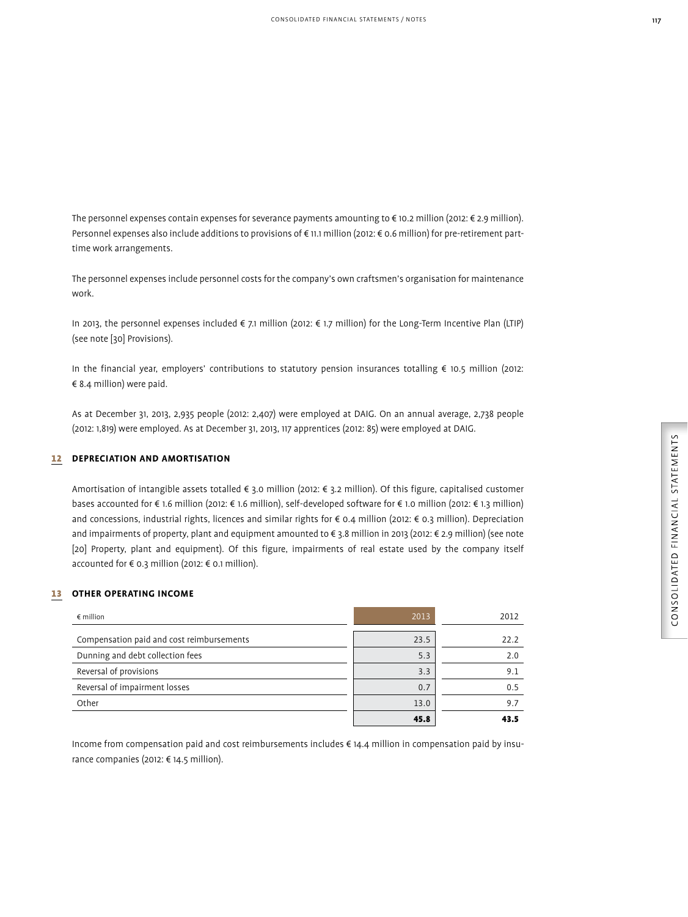The personnel expenses contain expenses for severance payments amounting to € 10.2 million (2012: € 2.9 million). Personnel expenses also include additions to provisions of € 11.1 million (2012: € 0.6 million) for pre-retirement part-time work arrangements.

The personnel expenses include personnel costs for the company's own craftsmen's organisation for maintenance work.

In 2013, the personnel expenses included € 7.1 million (2012: € 1.7 million) for the Long-Term Incentive Plan (LTIP) (see note [30] Provisions).

In the financial year, employers' contributions to statutory pension insurances totalling € 10.5 million (2012: € 8.4 million) were paid.

As at December 31, 2013, 2,935 people (2012: 2,407) were employed at DAIG. On an annual average, 2,738 people (2012: 1,819) were employed. As at December 31, 2013, 117 apprentices (2012: 85) were employed at DAIG.

## 12 DEPRECIATION AND AMORTISATION

Amortisation of intangible assets totalled € 3.0 million (2012: € 3.2 million). Of this figure, capitalised customer bases accounted for € 1.6 million (2012: € 1.6 million), self-developed software for € 1.0 million (2012: € 1.3 million) and concessions, industrial rights, licences and similar rights for € 0.4 million (2012: € 0.3 million). Depreciation and impairments of property, plant and equipment amounted to € 3.8 million in 2013 (2012: € 2.9 million) (see note [20] Property, plant and equipment). Of this figure, impairments of real estate used by the company itself accounted for € 0.3 million (2012: € 0.1 million).

## 13 OTHER OPERATING INCOME

| € million | 2013 | 2012 |
|---|---|---|
| Compensation paid and cost reimbursements | 23.5 | 22.2 |
| Dunning and debt collection fees | 5.3 | 2.0 |
| Reversal of provisions | 3.3 | 9.1 |
| Reversal of impairment losses | 0.7 | 0.5 |
| Other | 13.0 | 9.7 |
| | **45.8** | **43.5** |

Income from compensation paid and cost reimbursements includes € 14.4 million in compensation paid by insurance companies (2012: € 14.5 million).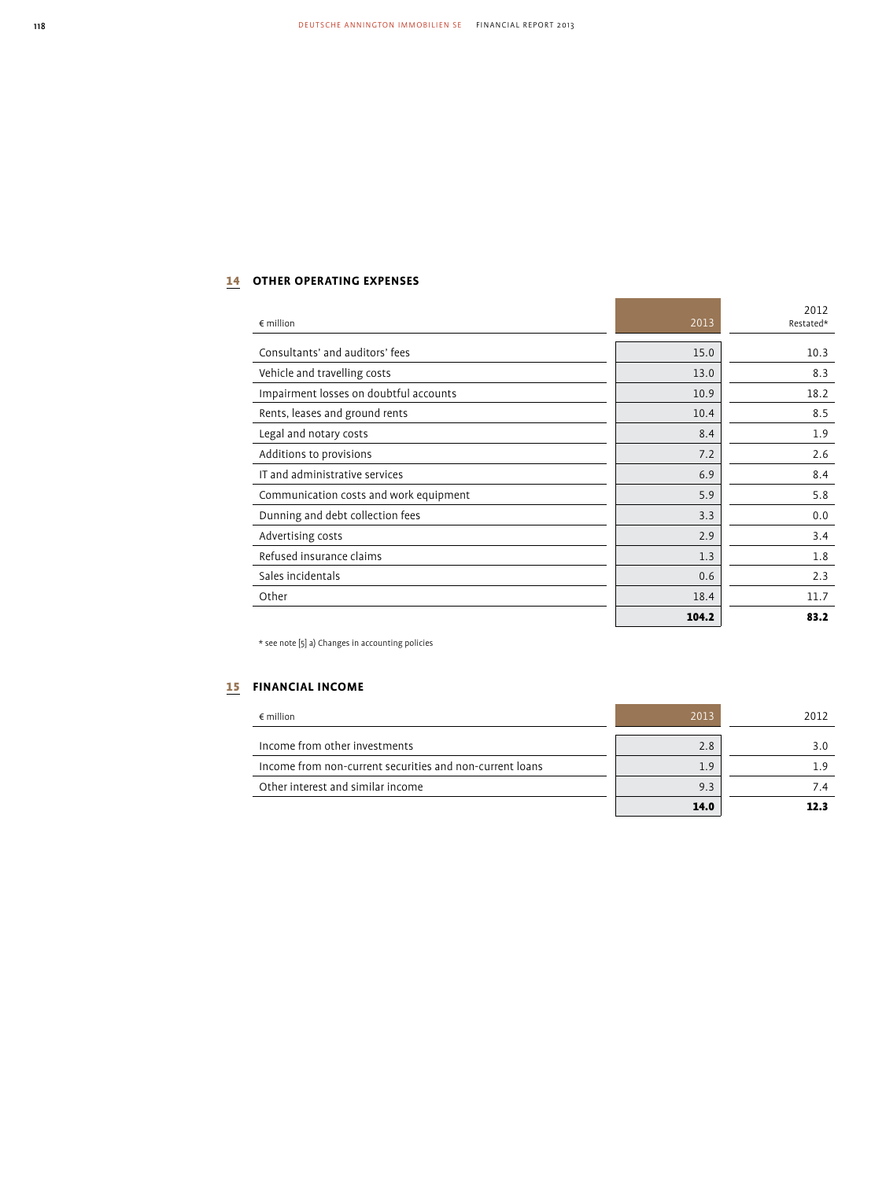## 14 OTHER OPERATING EXPENSES

| € million | 2013 | 2012 Restated* |
|---|---|---|
| Consultants' and auditors' fees | 15.0 | 10.3 |
| Vehicle and travelling costs | 13.0 | 8.3 |
| Impairment losses on doubtful accounts | 10.9 | 18.2 |
| Rents, leases and ground rents | 10.4 | 8.5 |
| Legal and notary costs | 8.4 | 1.9 |
| Additions to provisions | 7.2 | 2.6 |
| IT and administrative services | 6.9 | 8.4 |
| Communication costs and work equipment | 5.9 | 5.8 |
| Dunning and debt collection fees | 3.3 | 0.0 |
| Advertising costs | 2.9 | 3.4 |
| Refused insurance claims | 1.3 | 1.8 |
| Sales incidentals | 0.6 | 2.3 |
| Other | 18.4 | 11.7 |
| | **104.2** | **83.2** |

* see note [5] a) Changes in accounting policies

## 15 FINANCIAL INCOME

| € million | 2013 | 2012 |
|---|---|---|
| Income from other investments | 2.8 | 3.0 |
| Income from non-current securities and non-current loans | 1.9 | 1.9 |
| Other interest and similar income | 9.3 | 7.4 |
| | **14.0** | **12.3** |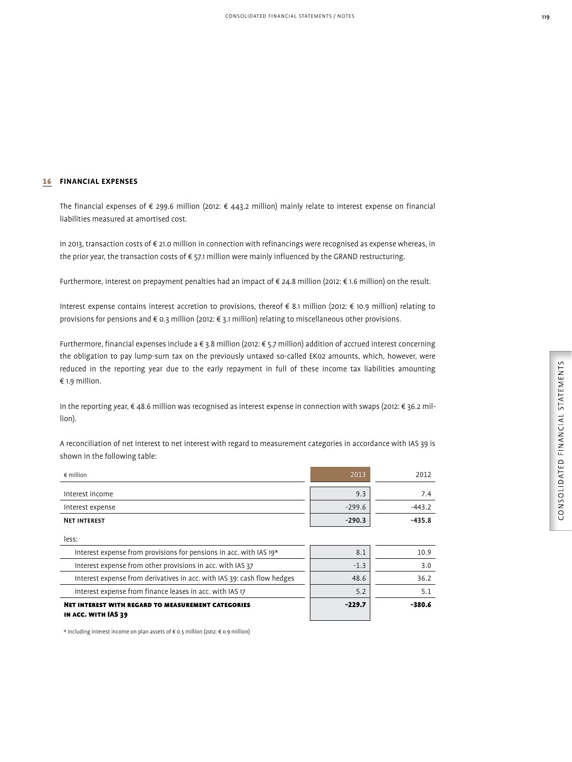## 16 FINANCIAL EXPENSES

The financial expenses of € 299.6 million (2012: € 443.2 million) mainly relate to interest expense on financial liabilities measured at amortised cost.

In 2013, transaction costs of € 21.0 million in connection with refinancings were recognised as expense whereas, in the prior year, the transaction costs of € 57.1 million were mainly influenced by the GRAND restructuring.

Furthermore, interest on prepayment penalties had an impact of € 24.8 million (2012: € 1.6 million) on the result.

Interest expense contains interest accretion to provisions, thereof € 8.1 million (2012: € 10.9 million) relating to provisions for pensions and € 0.3 million (2012: € 3.1 million) relating to miscellaneous other provisions.

Furthermore, financial expenses include a € 3.8 million (2012: € 5.7 million) addition of accrued interest concerning the obligation to pay lump-sum tax on the previously untaxed so-called EK02 amounts, which, however, were reduced in the reporting year due to the early repayment in full of these income tax liabilities amounting € 1.9 million.

In the reporting year, € 48.6 million was recognised as interest expense in connection with swaps (2012: € 36.2 million).

A reconciliation of net interest to net interest with regard to measurement categories in accordance with IAS 39 is shown in the following table:

| € million | 2013 | 2012 |
|---|---|---|
| Interest income | 9.3 | 7.4 |
| Interest expense | -299.6 | -443.2 |
| **NET INTEREST** | **-290.3** | **-435.8** |
| less: | | |
| Interest expense from provisions for pensions in acc. with IAS 19* | 8.1 | 10.9 |
| Interest expense from other provisions in acc. with IAS 37 | -1.3 | 3.0 |
| Interest expense from derivatives in acc. with IAS 39: cash flow hedges | 48.6 | 36.2 |
| Interest expense from finance leases in acc. with IAS 17 | 5.2 | 5.1 |
| **NET INTEREST WITH REGARD TO MEASUREMENT CATEGORIES IN ACC. WITH IAS 39** | **-229.7** | **-380.6** |

\* including interest income on plan assets of € 0.5 million (2012: € 0.9 million)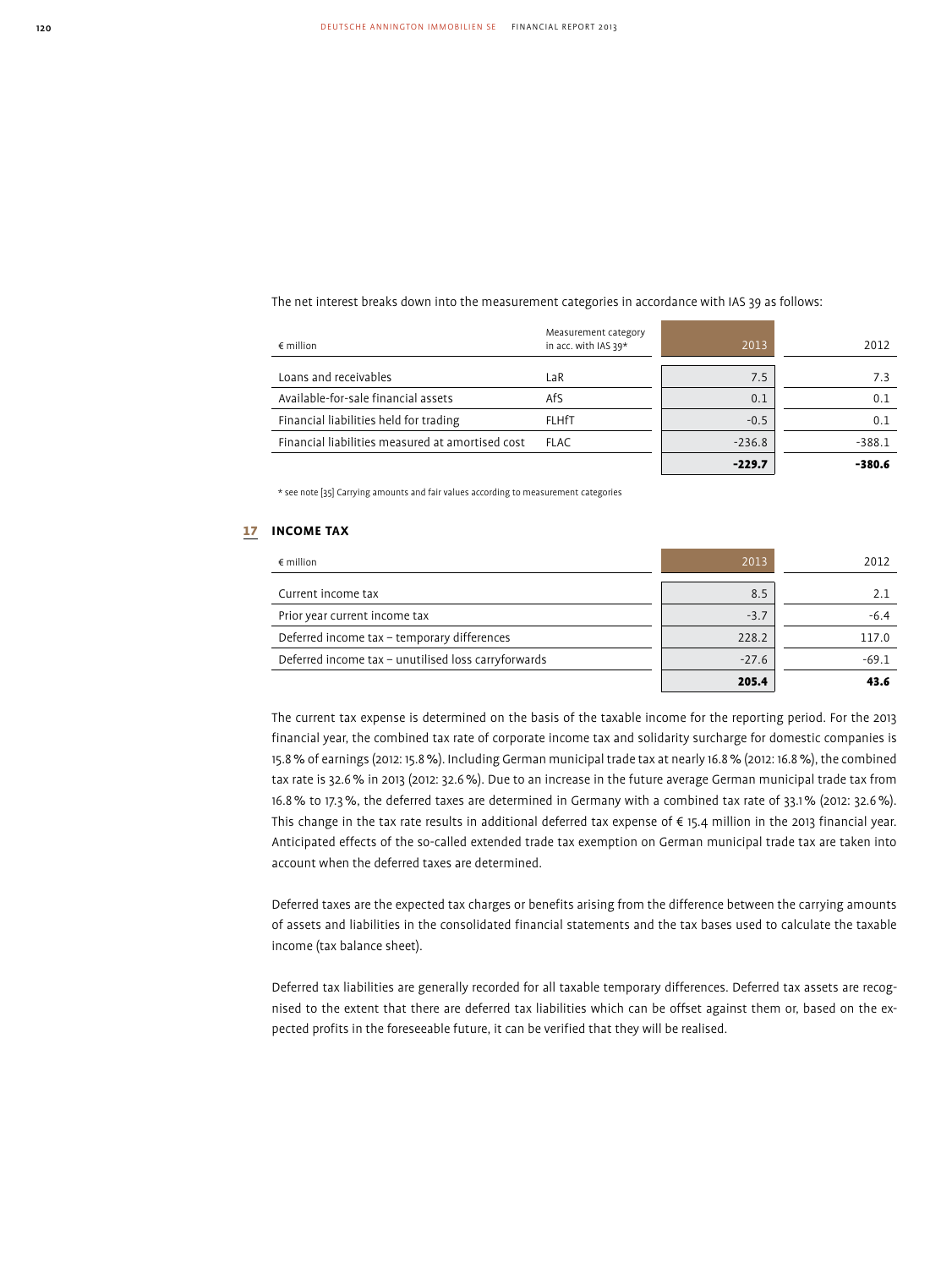The net interest breaks down into the measurement categories in accordance with IAS 39 as follows:

| € million | Measurement category in acc. with IAS 39* | 2013 | 2012 |
|---|---|---|---|
| Loans and receivables | LaR | 7.5 | 7.3 |
| Available-for-sale financial assets | AfS | 0.1 | 0.1 |
| Financial liabilities held for trading | FLHfT | -0.5 | 0.1 |
| Financial liabilities measured at amortised cost | FLAC | -236.8 | -388.1 |
| | | **-229.7** | **-380.6** |

* see note [35] Carrying amounts and fair values according to measurement categories

## 17 INCOME TAX

| € million | 2013 | 2012 |
|---|---|---|
| Current income tax | 8.5 | 2.1 |
| Prior year current income tax | -3.7 | -6.4 |
| Deferred income tax – temporary differences | 228.2 | 117.0 |
| Deferred income tax – unutilised loss carryforwards | -27.6 | -69.1 |
| | **205.4** | **43.6** |

The current tax expense is determined on the basis of the taxable income for the reporting period. For the 2013 financial year, the combined tax rate of corporate income tax and solidarity surcharge for domestic companies is 15.8 % of earnings (2012: 15.8 %). Including German municipal trade tax at nearly 16.8 % (2012: 16.8 %), the combined tax rate is 32.6 % in 2013 (2012: 32.6 %). Due to an increase in the future average German municipal trade tax from 16.8 % to 17.3 %, the deferred taxes are determined in Germany with a combined tax rate of 33.1 % (2012: 32.6 %). This change in the tax rate results in additional deferred tax expense of € 15.4 million in the 2013 financial year. Anticipated effects of the so-called extended trade tax exemption on German municipal trade tax are taken into account when the deferred taxes are determined.

Deferred taxes are the expected tax charges or benefits arising from the difference between the carrying amounts of assets and liabilities in the consolidated financial statements and the tax bases used to calculate the taxable income (tax balance sheet).

Deferred tax liabilities are generally recorded for all taxable temporary differences. Deferred tax assets are recognised to the extent that there are deferred tax liabilities which can be offset against them or, based on the expected profits in the foreseeable future, it can be verified that they will be realised.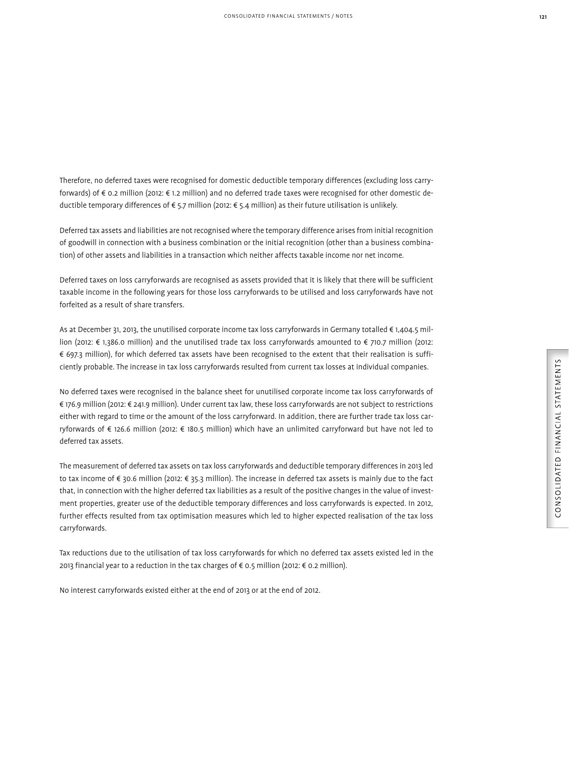Therefore, no deferred taxes were recognised for domestic deductible temporary differences (excluding loss carryforwards) of € 0.2 million (2012: € 1.2 million) and no deferred trade taxes were recognised for other domestic deductible temporary differences of € 5.7 million (2012: € 5.4 million) as their future utilisation is unlikely.

Deferred tax assets and liabilities are not recognised where the temporary difference arises from initial recognition of goodwill in connection with a business combination or the initial recognition (other than a business combination) of other assets and liabilities in a transaction which neither affects taxable income nor net income.

Deferred taxes on loss carryforwards are recognised as assets provided that it is likely that there will be sufficient taxable income in the following years for those loss carryforwards to be utilised and loss carryforwards have not forfeited as a result of share transfers.

As at December 31, 2013, the unutilised corporate income tax loss carryforwards in Germany totalled € 1,404.5 million (2012: € 1,386.0 million) and the unutilised trade tax loss carryforwards amounted to € 710.7 million (2012: € 697.3 million), for which deferred tax assets have been recognised to the extent that their realisation is sufficiently probable. The increase in tax loss carryforwards resulted from current tax losses at individual companies.

No deferred taxes were recognised in the balance sheet for unutilised corporate income tax loss carryforwards of € 176.9 million (2012: € 241.9 million). Under current tax law, these loss carryforwards are not subject to restrictions either with regard to time or the amount of the loss carryforward. In addition, there are further trade tax loss carryforwards of € 126.6 million (2012: € 180.5 million) which have an unlimited carryforward but have not led to deferred tax assets.

The measurement of deferred tax assets on tax loss carryforwards and deductible temporary differences in 2013 led to tax income of € 30.6 million (2012: € 35.3 million). The increase in deferred tax assets is mainly due to the fact that, in connection with the higher deferred tax liabilities as a result of the positive changes in the value of investment properties, greater use of the deductible temporary differences and loss carryforwards is expected. In 2012, further effects resulted from tax optimisation measures which led to higher expected realisation of the tax loss carryforwards.

Tax reductions due to the utilisation of tax loss carryforwards for which no deferred tax assets existed led in the 2013 financial year to a reduction in the tax charges of € 0.5 million (2012: € 0.2 million).

No interest carryforwards existed either at the end of 2013 or at the end of 2012.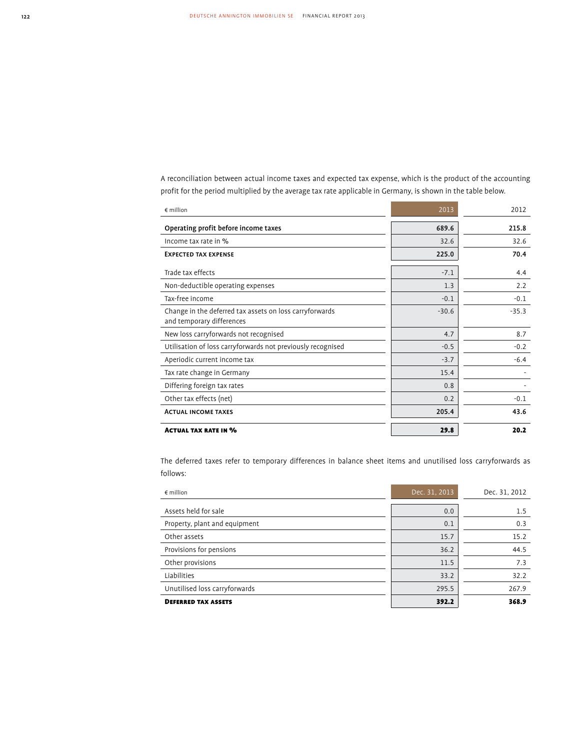A reconciliation between actual income taxes and expected tax expense, which is the product of the accounting profit for the period multiplied by the average tax rate applicable in Germany, is shown in the table below.

| € million | 2013 | 2012 |
|---|---|---|
| **Operating profit before income taxes** | **689.6** | **215.8** |
| Income tax rate in % | 32.6 | 32.6 |
| **Expected tax expense** | **225.0** | **70.4** |
| Trade tax effects | -7.1 | 4.4 |
| Non-deductible operating expenses | 1.3 | 2.2 |
| Tax-free income | -0.1 | -0.1 |
| Change in the deferred tax assets on loss carryforwards and temporary differences | -30.6 | -35.3 |
| New loss carryforwards not recognised | 4.7 | 8.7 |
| Utilisation of loss carryforwards not previously recognised | -0.5 | -0.2 |
| Aperiodic current income tax | -3.7 | -6.4 |
| Tax rate change in Germany | 15.4 | - |
| Differing foreign tax rates | 0.8 | - |
| Other tax effects (net) | 0.2 | -0.1 |
| **Actual income taxes** | **205.4** | **43.6** |
| **Actual tax rate in %** | **29.8** | **20.2** |

The deferred taxes refer to temporary differences in balance sheet items and unutilised loss carryforwards as follows:

| € million | Dec. 31, 2013 | Dec. 31, 2012 |
|---|---|---|
| Assets held for sale | 0.0 | 1.5 |
| Property, plant and equipment | 0.1 | 0.3 |
| Other assets | 15.7 | 15.2 |
| Provisions for pensions | 36.2 | 44.5 |
| Other provisions | 11.5 | 7.3 |
| Liabilities | 33.2 | 32.2 |
| Unutilised loss carryforwards | 295.5 | 267.9 |
| **Deferred tax assets** | **392.2** | **368.9** |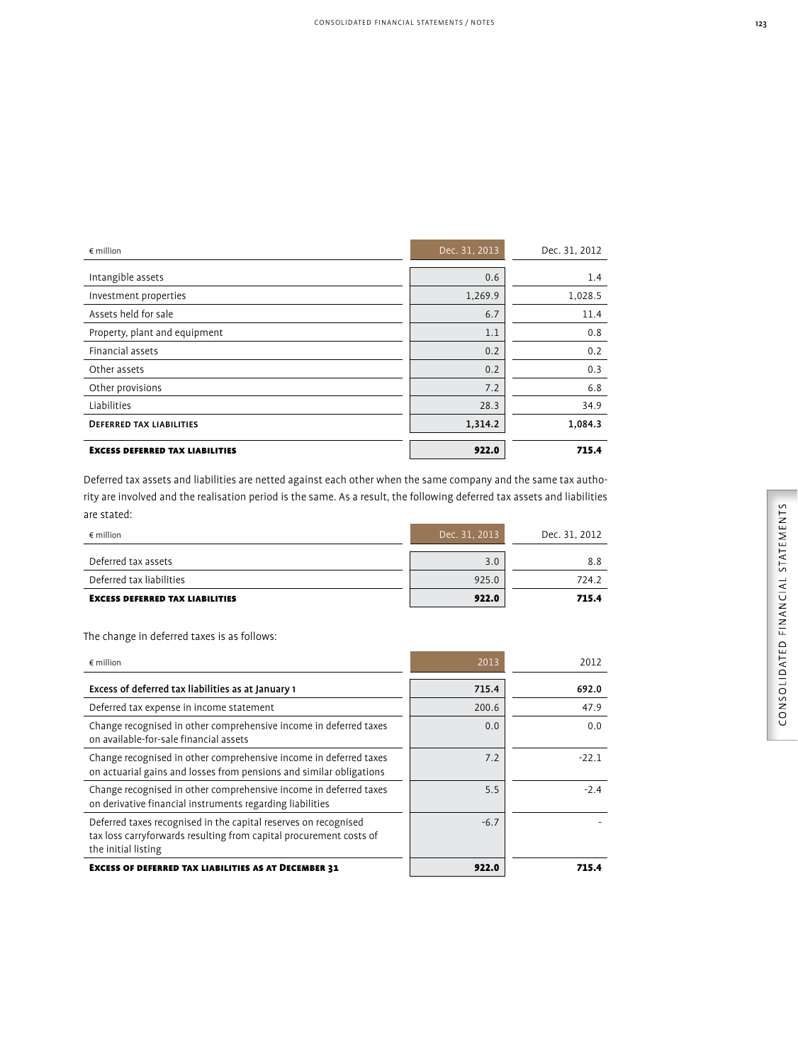| € million | Dec. 31, 2013 | Dec. 31, 2012 |
|---|---|---|
| Intangible assets | 0.6 | 1.4 |
| Investment properties | 1,269.9 | 1,028.5 |
| Assets held for sale | 6.7 | 11.4 |
| Property, plant and equipment | 1.1 | 0.8 |
| Financial assets | 0.2 | 0.2 |
| Other assets | 0.2 | 0.3 |
| Other provisions | 7.2 | 6.8 |
| Liabilities | 28.3 | 34.9 |
| **Deferred tax liabilities** | **1,314.2** | **1,084.3** |
| **Excess deferred tax liabilities** | **922.0** | **715.4** |

Deferred tax assets and liabilities are netted against each other when the same company and the same tax authority are involved and the realisation period is the same. As a result, the following deferred tax assets and liabilities are stated:

| € million | Dec. 31, 2013 | Dec. 31, 2012 |
|---|---|---|
| Deferred tax assets | 3.0 | 8.8 |
| Deferred tax liabilities | 925.0 | 724.2 |
| **Excess deferred tax liabilities** | **922.0** | **715.4** |

The change in deferred taxes is as follows:

| € million | 2013 | 2012 |
|---|---|---|
| **Excess of deferred tax liabilities as at January 1** | **715.4** | **692.0** |
| Deferred tax expense in income statement | 200.6 | 47.9 |
| Change recognised in other comprehensive income in deferred taxes on available-for-sale financial assets | 0.0 | 0.0 |
| Change recognised in other comprehensive income in deferred taxes on actuarial gains and losses from pensions and similar obligations | 7.2 | -22.1 |
| Change recognised in other comprehensive income in deferred taxes on derivative financial instruments regarding liabilities | 5.5 | -2.4 |
| Deferred taxes recognised in the capital reserves on recognised tax loss carryforwards resulting from capital procurement costs of the initial listing | -6.7 | - |
| **Excess of deferred tax liabilities as at December 31** | **922.0** | **715.4** |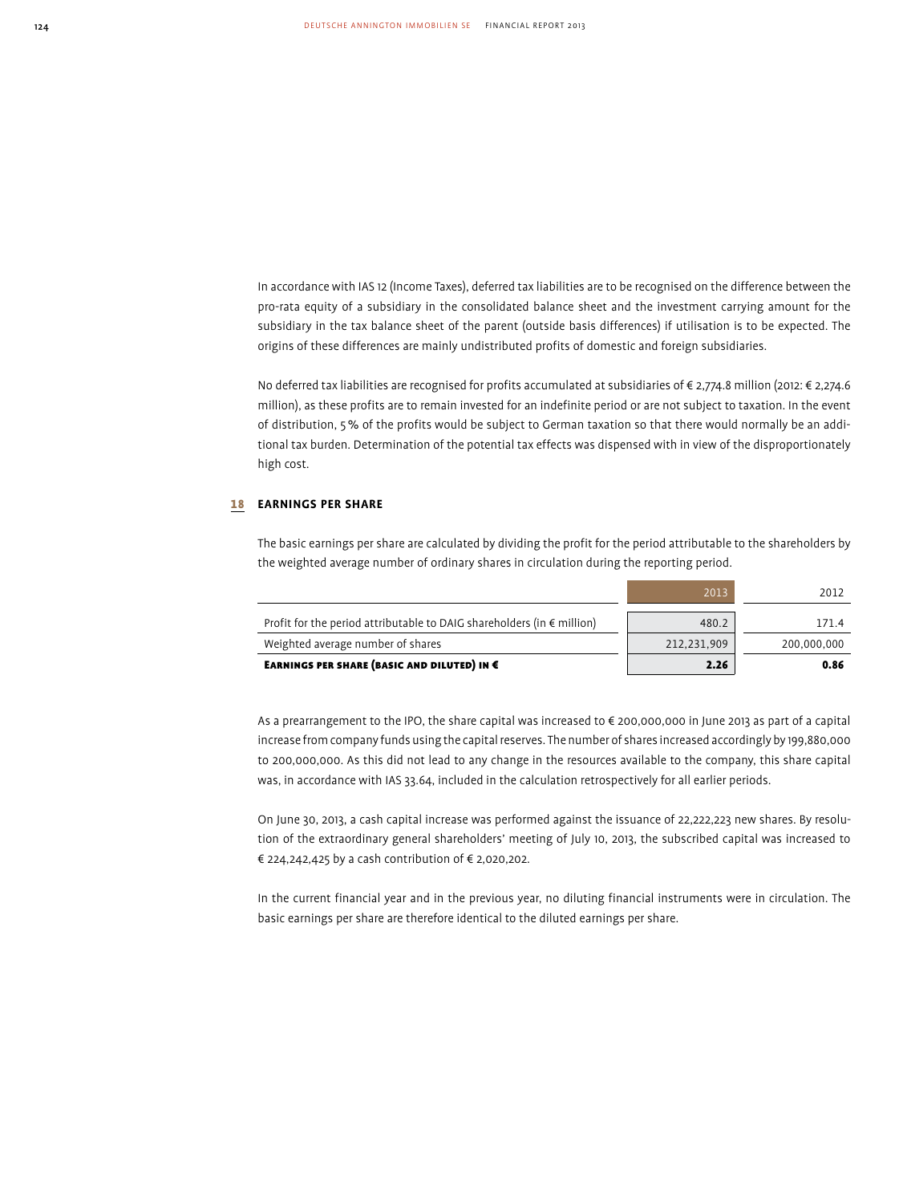In accordance with IAS 12 (Income Taxes), deferred tax liabilities are to be recognised on the difference between the pro-rata equity of a subsidiary in the consolidated balance sheet and the investment carrying amount for the subsidiary in the tax balance sheet of the parent (outside basis differences) if utilisation is to be expected. The origins of these differences are mainly undistributed profits of domestic and foreign subsidiaries.

No deferred tax liabilities are recognised for profits accumulated at subsidiaries of € 2,774.8 million (2012: € 2,274.6 million), as these profits are to remain invested for an indefinite period or are not subject to taxation. In the event of distribution, 5 % of the profits would be subject to German taxation so that there would normally be an additional tax burden. Determination of the potential tax effects was dispensed with in view of the disproportionately high cost.

## 18 EARNINGS PER SHARE

The basic earnings per share are calculated by dividing the profit for the period attributable to the shareholders by the weighted average number of ordinary shares in circulation during the reporting period.

| | 2013 | 2012 |
|---|---|---|
| Profit for the period attributable to DAIG shareholders (in € million) | 480.2 | 171.4 |
| Weighted average number of shares | 212,231,909 | 200,000,000 |
| **Earnings per share (basic and diluted) in €** | **2.26** | **0.86** |

As a prearrangement to the IPO, the share capital was increased to € 200,000,000 in June 2013 as part of a capital increase from company funds using the capital reserves. The number of shares increased accordingly by 199,880,000 to 200,000,000. As this did not lead to any change in the resources available to the company, this share capital was, in accordance with IAS 33.64, included in the calculation retrospectively for all earlier periods.

On June 30, 2013, a cash capital increase was performed against the issuance of 22,222,223 new shares. By resolution of the extraordinary general shareholders' meeting of July 10, 2013, the subscribed capital was increased to € 224,242,425 by a cash contribution of € 2,020,202.

In the current financial year and in the previous year, no diluting financial instruments were in circulation. The basic earnings per share are therefore identical to the diluted earnings per share.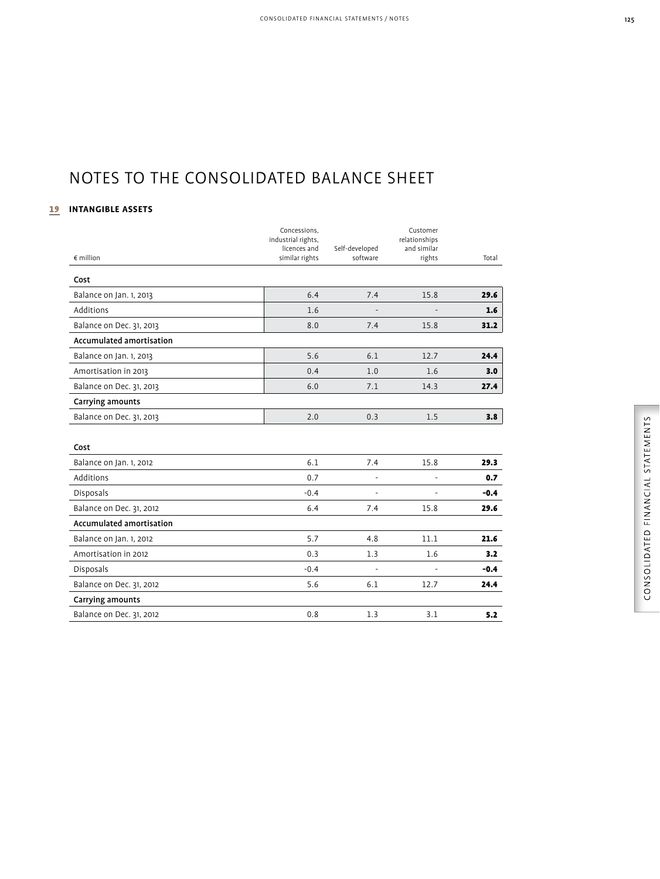# NOTES TO THE CONSOLIDATED BALANCE SHEET

## 19 INTANGIBLE ASSETS

| € million | Concessions, industrial rights, licences and similar rights | Self-developed software | Customer relationships and similar rights | Total |
|---|---|---|---|---|
| **Cost** | | | | |
| Balance on Jan. 1, 2013 | 6.4 | 7.4 | 15.8 | **29.6** |
| Additions | 1.6 | - | - | **1.6** |
| Balance on Dec. 31, 2013 | 8.0 | 7.4 | 15.8 | **31.2** |
| **Accumulated amortisation** | | | | |
| Balance on Jan. 1, 2013 | 5.6 | 6.1 | 12.7 | **24.4** |
| Amortisation in 2013 | 0.4 | 1.0 | 1.6 | **3.0** |
| Balance on Dec. 31, 2013 | 6.0 | 7.1 | 14.3 | **27.4** |
| **Carrying amounts** | | | | |
| Balance on Dec. 31, 2013 | 2.0 | 0.3 | 1.5 | **3.8** |
| | | | | |
| **Cost** | | | | |
| Balance on Jan. 1, 2012 | 6.1 | 7.4 | 15.8 | **29.3** |
| Additions | 0.7 | - | - | **0.7** |
| Disposals | -0.4 | - | - | **-0.4** |
| Balance on Dec. 31, 2012 | 6.4 | 7.4 | 15.8 | **29.6** |
| **Accumulated amortisation** | | | | |
| Balance on Jan. 1, 2012 | 5.7 | 4.8 | 11.1 | **21.6** |
| Amortisation in 2012 | 0.3 | 1.3 | 1.6 | **3.2** |
| Disposals | -0.4 | - | - | **-0.4** |
| Balance on Dec. 31, 2012 | 5.6 | 6.1 | 12.7 | **24.4** |
| **Carrying amounts** | | | | |
| Balance on Dec. 31, 2012 | 0.8 | 1.3 | 3.1 | **5.2** |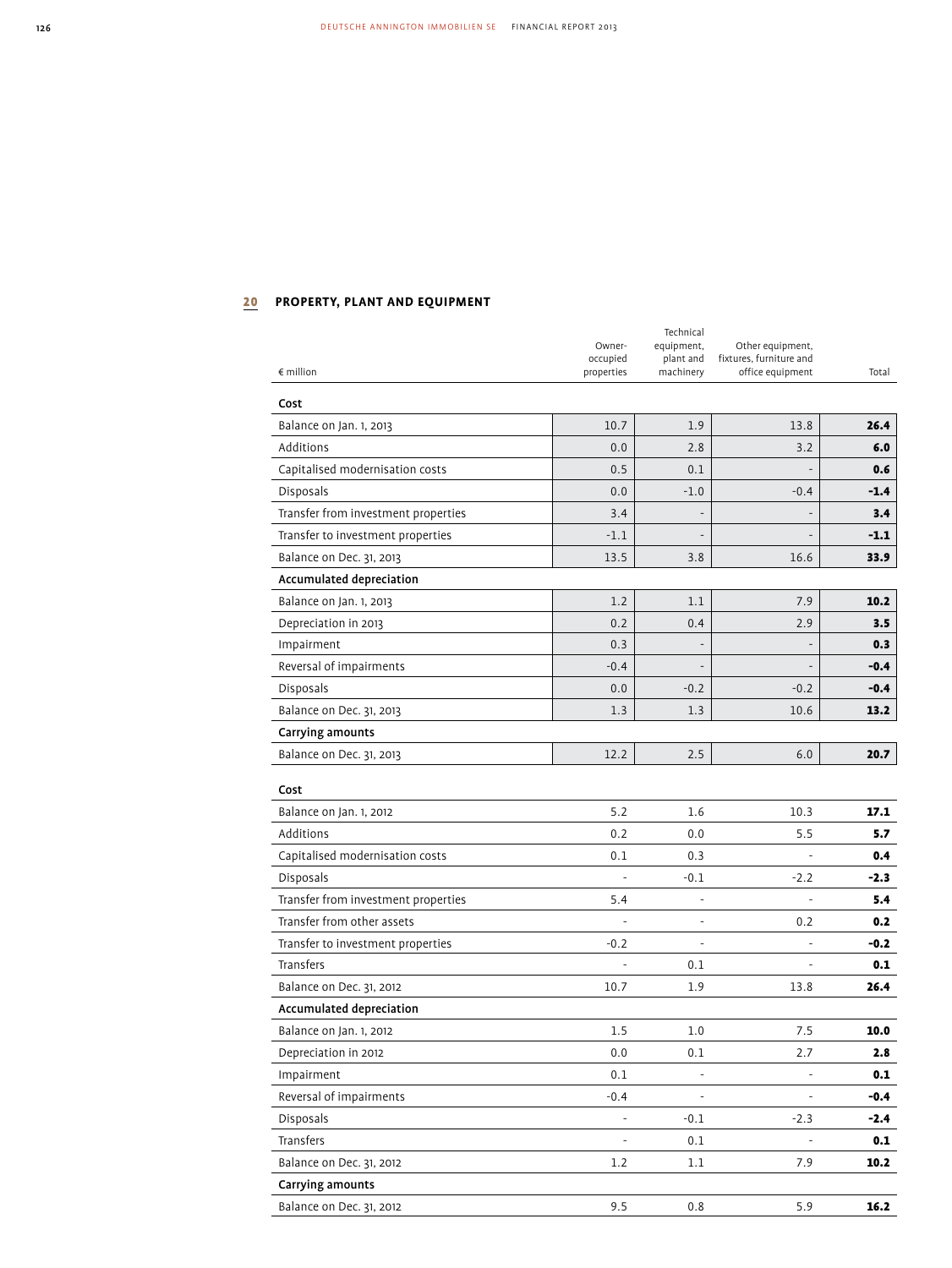## 20 PROPERTY, PLANT AND EQUIPMENT

| € million | Owner-occupied properties | Technical equipment, plant and machinery | Other equipment, fixtures, furniture and office equipment | Total |
|---|---|---|---|---|
| **Cost** | | | | |
| Balance on Jan. 1, 2013 | 10.7 | 1.9 | 13.8 | **26.4** |
| Additions | 0.0 | 2.8 | 3.2 | **6.0** |
| Capitalised modernisation costs | 0.5 | 0.1 | - | **0.6** |
| Disposals | 0.0 | -1.0 | -0.4 | **-1.4** |
| Transfer from investment properties | 3.4 | - | - | **3.4** |
| Transfer to investment properties | -1.1 | - | - | **-1.1** |
| Balance on Dec. 31, 2013 | 13.5 | 3.8 | 16.6 | **33.9** |
| **Accumulated depreciation** | | | | |
| Balance on Jan. 1, 2013 | 1.2 | 1.1 | 7.9 | **10.2** |
| Depreciation in 2013 | 0.2 | 0.4 | 2.9 | **3.5** |
| Impairment | 0.3 | - | - | **0.3** |
| Reversal of impairments | -0.4 | - | - | **-0.4** |
| Disposals | 0.0 | -0.2 | -0.2 | **-0.4** |
| Balance on Dec. 31, 2013 | 1.3 | 1.3 | 10.6 | **13.2** |
| **Carrying amounts** | | | | |
| Balance on Dec. 31, 2013 | 12.2 | 2.5 | 6.0 | **20.7** |
| | | | | |
| **Cost** | | | | |
| Balance on Jan. 1, 2012 | 5.2 | 1.6 | 10.3 | **17.1** |
| Additions | 0.2 | 0.0 | 5.5 | **5.7** |
| Capitalised modernisation costs | 0.1 | 0.3 | - | **0.4** |
| Disposals | - | -0.1 | -2.2 | **-2.3** |
| Transfer from investment properties | 5.4 | - | - | **5.4** |
| Transfer from other assets | - | - | 0.2 | **0.2** |
| Transfer to investment properties | -0.2 | - | - | **-0.2** |
| Transfers | - | 0.1 | - | **0.1** |
| Balance on Dec. 31, 2012 | 10.7 | 1.9 | 13.8 | **26.4** |
| **Accumulated depreciation** | | | | |
| Balance on Jan. 1, 2012 | 1.5 | 1.0 | 7.5 | **10.0** |
| Depreciation in 2012 | 0.0 | 0.1 | 2.7 | **2.8** |
| Impairment | 0.1 | - | - | **0.1** |
| Reversal of impairments | -0.4 | - | - | **-0.4** |
| Disposals | - | -0.1 | -2.3 | **-2.4** |
| Transfers | - | 0.1 | - | **0.1** |
| Balance on Dec. 31, 2012 | 1.2 | 1.1 | 7.9 | **10.2** |
| **Carrying amounts** | | | | |
| Balance on Dec. 31, 2012 | 9.5 | 0.8 | 5.9 | **16.2** |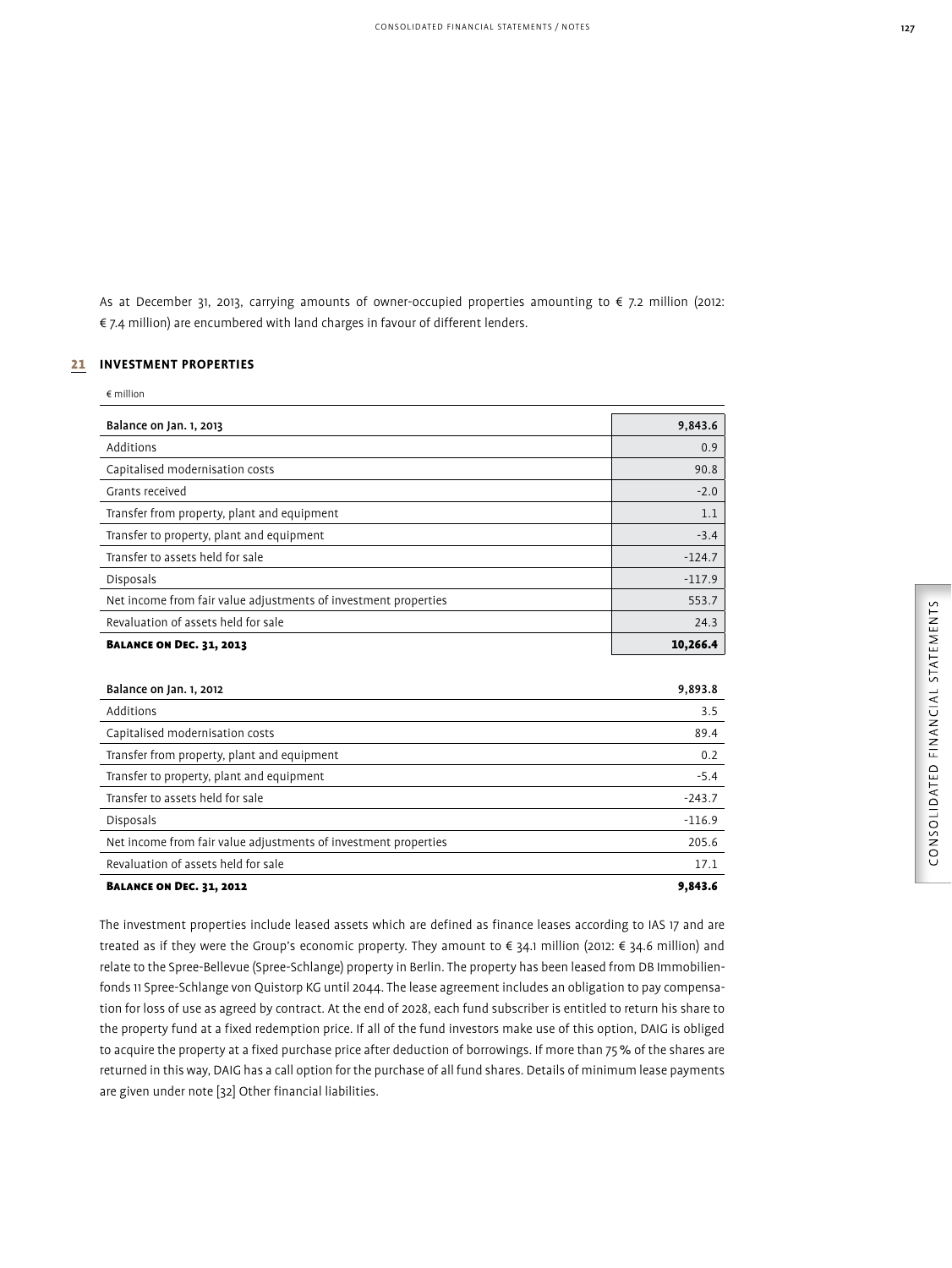As at December 31, 2013, carrying amounts of owner-occupied properties amounting to € 7.2 million (2012: € 7.4 million) are encumbered with land charges in favour of different lenders.

## 21 INVESTMENT PROPERTIES

| € million | |
|---|---|
| Balance on Jan. 1, 2013 | 9,843.6 |
| Additions | 0.9 |
| Capitalised modernisation costs | 90.8 |
| Grants received | -2.0 |
| Transfer from property, plant and equipment | 1.1 |
| Transfer to property, plant and equipment | -3.4 |
| Transfer to assets held for sale | -124.7 |
| Disposals | -117.9 |
| Net income from fair value adjustments of investment properties | 553.7 |
| Revaluation of assets held for sale | 24.3 |
| **Balance on Dec. 31, 2013** | **10,266.4** |

| | |
|---|---|
| Balance on Jan. 1, 2012 | 9,893.8 |
| Additions | 3.5 |
| Capitalised modernisation costs | 89.4 |
| Transfer from property, plant and equipment | 0.2 |
| Transfer to property, plant and equipment | -5.4 |
| Transfer to assets held for sale | -243.7 |
| Disposals | -116.9 |
| Net income from fair value adjustments of investment properties | 205.6 |
| Revaluation of assets held for sale | 17.1 |
| **Balance on Dec. 31, 2012** | **9,843.6** |

The investment properties include leased assets which are defined as finance leases according to IAS 17 and are treated as if they were the Group's economic property. They amount to € 34.1 million (2012: € 34.6 million) and relate to the Spree-Bellevue (Spree-Schlange) property in Berlin. The property has been leased from DB Immobilienfonds 11 Spree-Schlange von Quistorp KG until 2044. The lease agreement includes an obligation to pay compensation for loss of use as agreed by contract. At the end of 2028, each fund subscriber is entitled to return his share to the property fund at a fixed redemption price. If all of the fund investors make use of this option, DAIG is obliged to acquire the property at a fixed purchase price after deduction of borrowings. If more than 75 % of the shares are returned in this way, DAIG has a call option for the purchase of all fund shares. Details of minimum lease payments are given under note [32] Other financial liabilities.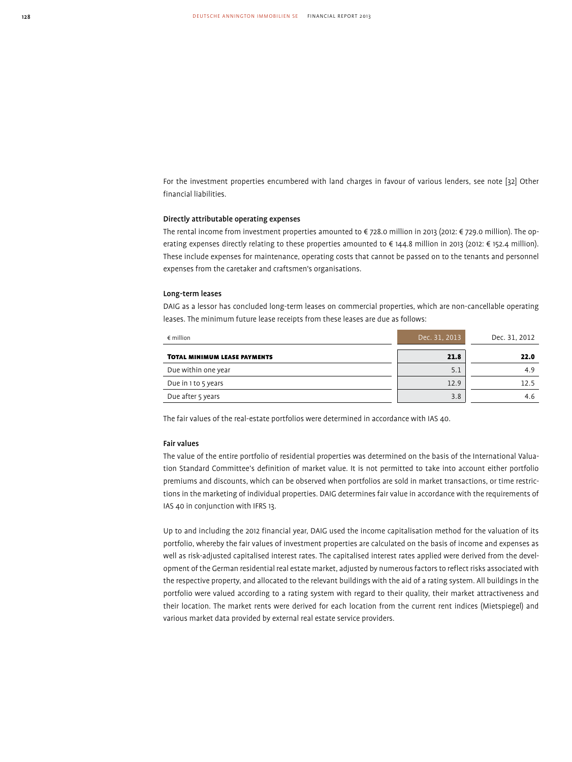For the investment properties encumbered with land charges in favour of various lenders, see note [32] Other financial liabilities.

### Directly attributable operating expenses

The rental income from investment properties amounted to € 728.0 million in 2013 (2012: € 729.0 million). The operating expenses directly relating to these properties amounted to € 144.8 million in 2013 (2012: € 152.4 million). These include expenses for maintenance, operating costs that cannot be passed on to the tenants and personnel expenses from the caretaker and craftsmen's organisations.

### Long-term leases

DAIG as a lessor has concluded long-term leases on commercial properties, which are non-cancellable operating leases. The minimum future lease receipts from these leases are due as follows:

| € million | Dec. 31, 2013 | Dec. 31, 2012 |
|---|---|---|
| **Total minimum lease payments** | **21.8** | **22.0** |
| Due within one year | 5.1 | 4.9 |
| Due in 1 to 5 years | 12.9 | 12.5 |
| Due after 5 years | 3.8 | 4.6 |

The fair values of the real-estate portfolios were determined in accordance with IAS 40.

### Fair values

The value of the entire portfolio of residential properties was determined on the basis of the International Valuation Standard Committee's definition of market value. It is not permitted to take into account either portfolio premiums and discounts, which can be observed when portfolios are sold in market transactions, or time restrictions in the marketing of individual properties. DAIG determines fair value in accordance with the requirements of IAS 40 in conjunction with IFRS 13.

Up to and including the 2012 financial year, DAIG used the income capitalisation method for the valuation of its portfolio, whereby the fair values of investment properties are calculated on the basis of income and expenses as well as risk-adjusted capitalised interest rates. The capitalised interest rates applied were derived from the development of the German residential real estate market, adjusted by numerous factors to reflect risks associated with the respective property, and allocated to the relevant buildings with the aid of a rating system. All buildings in the portfolio were valued according to a rating system with regard to their quality, their market attractiveness and their location. The market rents were derived for each location from the current rent indices (Mietspiegel) and various market data provided by external real estate service providers.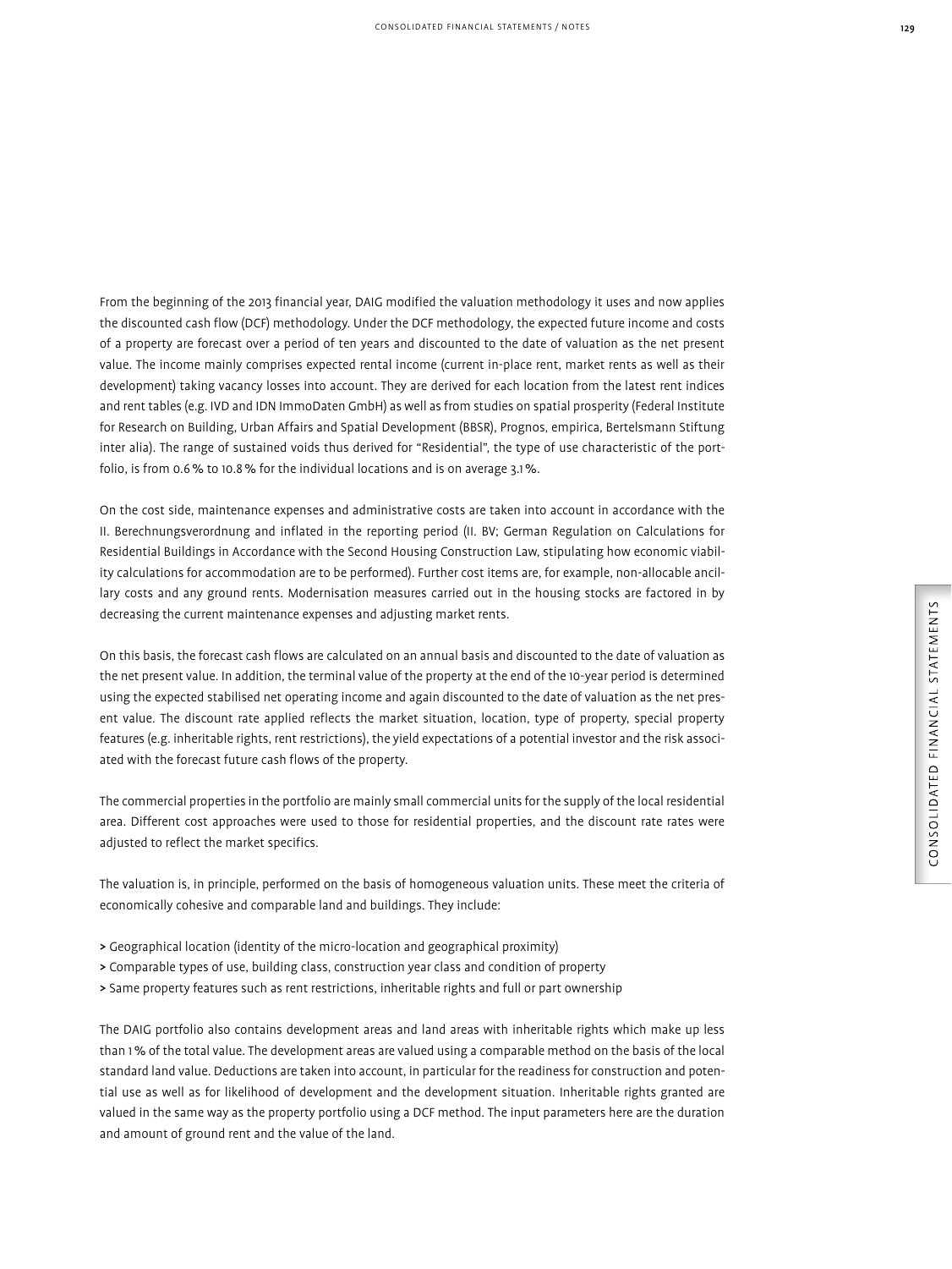From the beginning of the 2013 financial year, DAIG modified the valuation methodology it uses and now applies the discounted cash flow (DCF) methodology. Under the DCF methodology, the expected future income and costs of a property are forecast over a period of ten years and discounted to the date of valuation as the net present value. The income mainly comprises expected rental income (current in-place rent, market rents as well as their development) taking vacancy losses into account. They are derived for each location from the latest rent indices and rent tables (e.g. IVD and IDN ImmoDaten GmbH) as well as from studies on spatial prosperity (Federal Institute for Research on Building, Urban Affairs and Spatial Development (BBSR), Prognos, empirica, Bertelsmann Stiftung inter alia). The range of sustained voids thus derived for "Residential", the type of use characteristic of the portfolio, is from 0.6 % to 10.8 % for the individual locations and is on average 3.1 %.

On the cost side, maintenance expenses and administrative costs are taken into account in accordance with the II. Berechnungsverordnung and inflated in the reporting period (II. BV; German Regulation on Calculations for Residential Buildings in Accordance with the Second Housing Construction Law, stipulating how economic viability calculations for accommodation are to be performed). Further cost items are, for example, non-allocable ancillary costs and any ground rents. Modernisation measures carried out in the housing stocks are factored in by decreasing the current maintenance expenses and adjusting market rents.

On this basis, the forecast cash flows are calculated on an annual basis and discounted to the date of valuation as the net present value. In addition, the terminal value of the property at the end of the 10-year period is determined using the expected stabilised net operating income and again discounted to the date of valuation as the net present value. The discount rate applied reflects the market situation, location, type of property, special property features (e.g. inheritable rights, rent restrictions), the yield expectations of a potential investor and the risk associated with the forecast future cash flows of the property.

The commercial properties in the portfolio are mainly small commercial units for the supply of the local residential area. Different cost approaches were used to those for residential properties, and the discount rate rates were adjusted to reflect the market specifics.

The valuation is, in principle, performed on the basis of homogeneous valuation units. These meet the criteria of economically cohesive and comparable land and buildings. They include:

- Geographical location (identity of the micro-location and geographical proximity)
- Comparable types of use, building class, construction year class and condition of property
- Same property features such as rent restrictions, inheritable rights and full or part ownership

The DAIG portfolio also contains development areas and land areas with inheritable rights which make up less than 1 % of the total value. The development areas are valued using a comparable method on the basis of the local standard land value. Deductions are taken into account, in particular for the readiness for construction and potential use as well as for likelihood of development and the development situation. Inheritable rights granted are valued in the same way as the property portfolio using a DCF method. The input parameters here are the duration and amount of ground rent and the value of the land.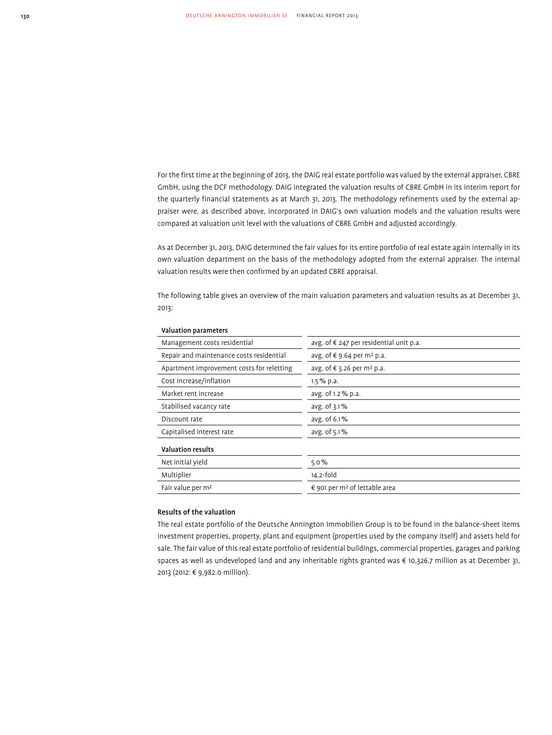For the first time at the beginning of 2013, the DAIG real estate portfolio was valued by the external appraiser, CBRE GmbH, using the DCF methodology. DAIG integrated the valuation results of CBRE GmbH in its interim report for the quarterly financial statements as at March 31, 2013. The methodology refinements used by the external appraiser were, as described above, incorporated in DAIG's own valuation models and the valuation results were compared at valuation unit level with the valuations of CBRE GmbH and adjusted accordingly.

As at December 31, 2013, DAIG determined the fair values for its entire portfolio of real estate again internally in its own valuation department on the basis of the methodology adopted from the external appraiser. The internal valuation results were then confirmed by an updated CBRE appraisal.

The following table gives an overview of the main valuation parameters and valuation results as at December 31, 2013:

| **Valuation parameters** | |
|---|---|
| Management costs residential | avg. of € 247 per residential unit p.a. |
| Repair and maintenance costs residential | avg. of € 9.64 per m² p.a. |
| Apartment improvement costs for reletting | avg. of € 3.26 per m² p.a. |
| Cost increase/inflation | 1.5 % p.a. |
| Market rent increase | avg. of 1.2 % p.a. |
| Stabilised vacancy rate | avg. of 3.1 % |
| Discount rate | avg. of 6.1 % |
| Capitalised interest rate | avg. of 5.1 % |
| **Valuation results** | |
| Net initial yield | 5.0 % |
| Multiplier | 14.2-fold |
| Fair value per m² | € 901 per m² of lettable area |

### Results of the valuation

The real estate portfolio of the Deutsche Annington Immobilien Group is to be found in the balance-sheet items investment properties, property, plant and equipment (properties used by the company itself) and assets held for sale. The fair value of this real estate portfolio of residential buildings, commercial properties, garages and parking spaces as well as undeveloped land and any inheritable rights granted was € 10,326.7 million as at December 31, 2013 (2012: € 9,982.0 million).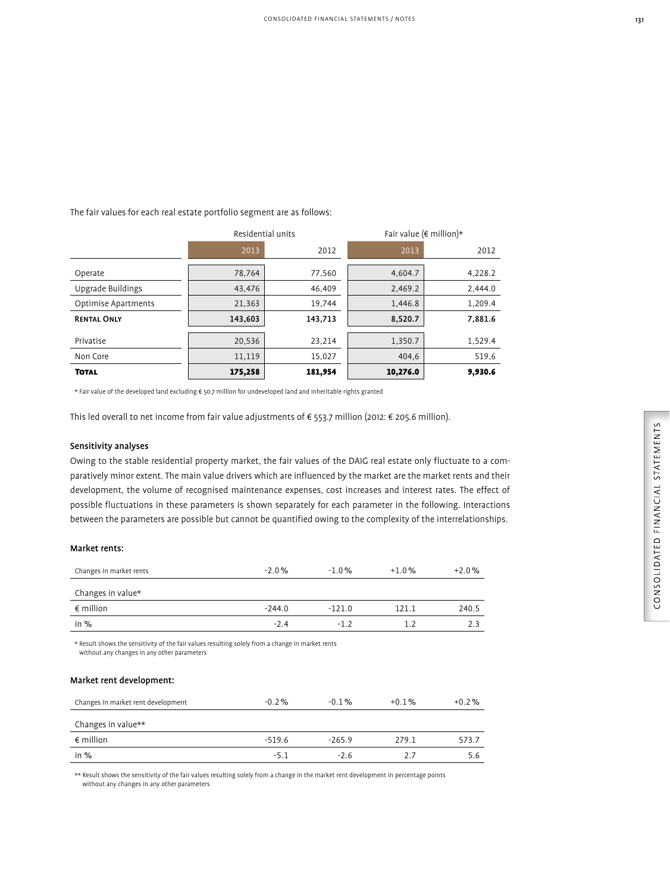The fair values for each real estate portfolio segment are as follows:

| | Residential units | | Fair value (€ million)* | |
|---|---|---|---|---|
| | 2013 | 2012 | 2013 | 2012 |
| Operate | 78,764 | 77,560 | 4,604.7 | 4,228.2 |
| Upgrade Buildings | 43,476 | 46,409 | 2,469.2 | 2,444.0 |
| Optimise Apartments | 21,363 | 19,744 | 1,446.8 | 1,209.4 |
| **Rental Only** | **143,603** | **143,713** | **8,520.7** | **7,881.6** |
| Privatise | 20,536 | 23,214 | 1,350.7 | 1,529.4 |
| Non Core | 11,119 | 15,027 | 404,6 | 519,6 |
| **Total** | **175,258** | **181,954** | **10,276.0** | **9,930.6** |

\* Fair value of the developed land excluding € 50.7 million for undeveloped land and inheritable rights granted

This led overall to net income from fair value adjustments of € 553.7 million (2012: € 205.6 million).

### Sensitivity analyses

Owing to the stable residential property market, the fair values of the DAIG real estate only fluctuate to a comparatively minor extent. The main value drivers which are influenced by the market are the market rents and their development, the volume of recognised maintenance expenses, cost increases and interest rates. The effect of possible fluctuations in these parameters is shown separately for each parameter in the following. Interactions between the parameters are possible but cannot be quantified owing to the complexity of the interrelationships.

#### Market rents:

| Changes in market rents | -2.0 % | -1.0 % | +1.0 % | +2.0 % |
|---|---|---|---|---|
| Changes in value* | | | | |
| € million | -244.0 | -121.0 | 121.1 | 240.5 |
| in % | -2.4 | -1.2 | 1.2 | 2.3 |

\* Result shows the sensitivity of the fair values resulting solely from a change in market rents without any changes in any other parameters

#### Market rent development:

| Changes in market rent development | -0.2 % | -0.1 % | +0.1 % | +0.2 % |
|---|---|---|---|---|
| Changes in value** | | | | |
| € million | -519.6 | -265.9 | 279.1 | 573.7 |
| in % | -5.1 | -2.6 | 2.7 | 5.6 |

\** Result shows the sensitivity of the fair values resulting solely from a change in the market rent development in percentage points without any changes in any other parameters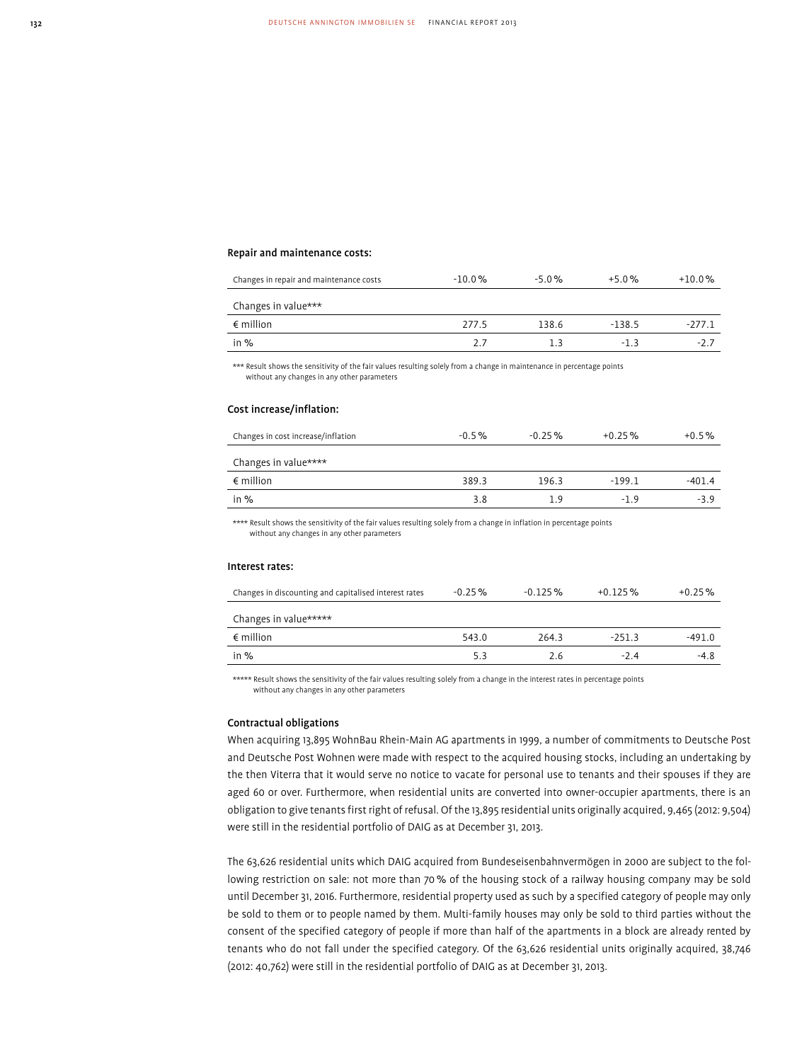**Repair and maintenance costs:**

| Changes in repair and maintenance costs | -10.0 % | -5.0 % | +5.0 % | +10.0 % |
|---|---|---|---|---|
| Changes in value*** | | | | |
| € million | 277.5 | 138.6 | -138.5 | -277.1 |
| in % | 2.7 | 1.3 | -1.3 | -2.7 |

*** Result shows the sensitivity of the fair values resulting solely from a change in maintenance in percentage points without any changes in any other parameters

**Cost increase/inflation:**

| Changes in cost increase/inflation | -0.5 % | -0.25 % | +0.25 % | +0.5 % |
|---|---|---|---|---|
| Changes in value**** | | | | |
| € million | 389.3 | 196.3 | -199.1 | -401.4 |
| in % | 3.8 | 1.9 | -1.9 | -3.9 |

**** Result shows the sensitivity of the fair values resulting solely from a change in inflation in percentage points without any changes in any other parameters

**Interest rates:**

| Changes in discounting and capitalised interest rates | -0.25 % | -0.125 % | +0.125 % | +0.25 % |
|---|---|---|---|---|
| Changes in value***** | | | | |
| € million | 543.0 | 264.3 | -251.3 | -491.0 |
| in % | 5.3 | 2.6 | -2.4 | -4.8 |

***** Result shows the sensitivity of the fair values resulting solely from a change in the interest rates in percentage points without any changes in any other parameters

**Contractual obligations**

When acquiring 13,895 WohnBau Rhein-Main AG apartments in 1999, a number of commitments to Deutsche Post and Deutsche Post Wohnen were made with respect to the acquired housing stocks, including an undertaking by the then Viterra that it would serve no notice to vacate for personal use to tenants and their spouses if they are aged 60 or over. Furthermore, when residential units are converted into owner-occupier apartments, there is an obligation to give tenants first right of refusal. Of the 13,895 residential units originally acquired, 9,465 (2012: 9,504) were still in the residential portfolio of DAIG as at December 31, 2013.

The 63,626 residential units which DAIG acquired from Bundeseisenbahnvermögen in 2000 are subject to the following restriction on sale: not more than 70 % of the housing stock of a railway housing company may be sold until December 31, 2016. Furthermore, residential property used as such by a specified category of people may only be sold to them or to people named by them. Multi-family houses may only be sold to third parties without the consent of the specified category of people if more than half of the apartments in a block are already rented by tenants who do not fall under the specified category. Of the 63,626 residential units originally acquired, 38,746 (2012: 40,762) were still in the residential portfolio of DAIG as at December 31, 2013.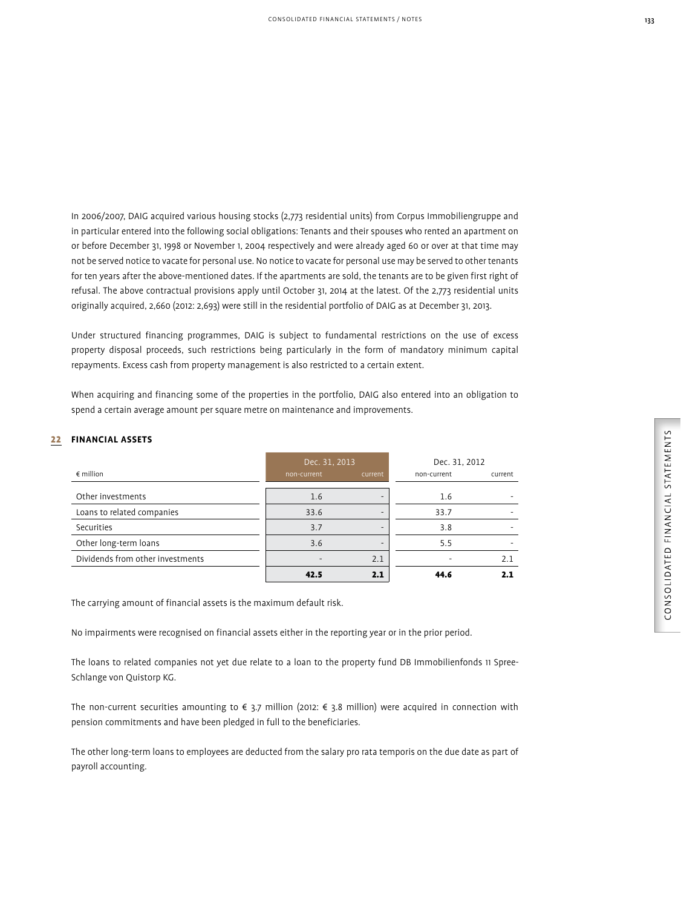In 2006/2007, DAIG acquired various housing stocks (2,773 residential units) from Corpus Immobiliengruppe and in particular entered into the following social obligations: Tenants and their spouses who rented an apartment on or before December 31, 1998 or November 1, 2004 respectively and were already aged 60 or over at that time may not be served notice to vacate for personal use. No notice to vacate for personal use may be served to other tenants for ten years after the above-mentioned dates. If the apartments are sold, the tenants are to be given first right of refusal. The above contractual provisions apply until October 31, 2014 at the latest. Of the 2,773 residential units originally acquired, 2,660 (2012: 2,693) were still in the residential portfolio of DAIG as at December 31, 2013.

Under structured financing programmes, DAIG is subject to fundamental restrictions on the use of excess property disposal proceeds, such restrictions being particularly in the form of mandatory minimum capital repayments. Excess cash from property management is also restricted to a certain extent.

When acquiring and financing some of the properties in the portfolio, DAIG also entered into an obligation to spend a certain average amount per square metre on maintenance and improvements.

## 22 FINANCIAL ASSETS

| € million | Dec. 31, 2013 | | Dec. 31, 2012 | |
|---|---|---|---|---|
| | non-current | current | non-current | current |
| Other investments | 1.6 | - | 1.6 | - |
| Loans to related companies | 33.6 | - | 33.7 | - |
| Securities | 3.7 | - | 3.8 | - |
| Other long-term loans | 3.6 | - | 5.5 | - |
| Dividends from other investments | - | 2.1 | - | 2.1 |
| | **42.5** | **2.1** | **44.6** | **2.1** |

The carrying amount of financial assets is the maximum default risk.

No impairments were recognised on financial assets either in the reporting year or in the prior period.

The loans to related companies not yet due relate to a loan to the property fund DB Immobilienfonds 11 Spree-Schlange von Quistorp KG.

The non-current securities amounting to € 3.7 million (2012: € 3.8 million) were acquired in connection with pension commitments and have been pledged in full to the beneficiaries.

The other long-term loans to employees are deducted from the salary pro rata temporis on the due date as part of payroll accounting.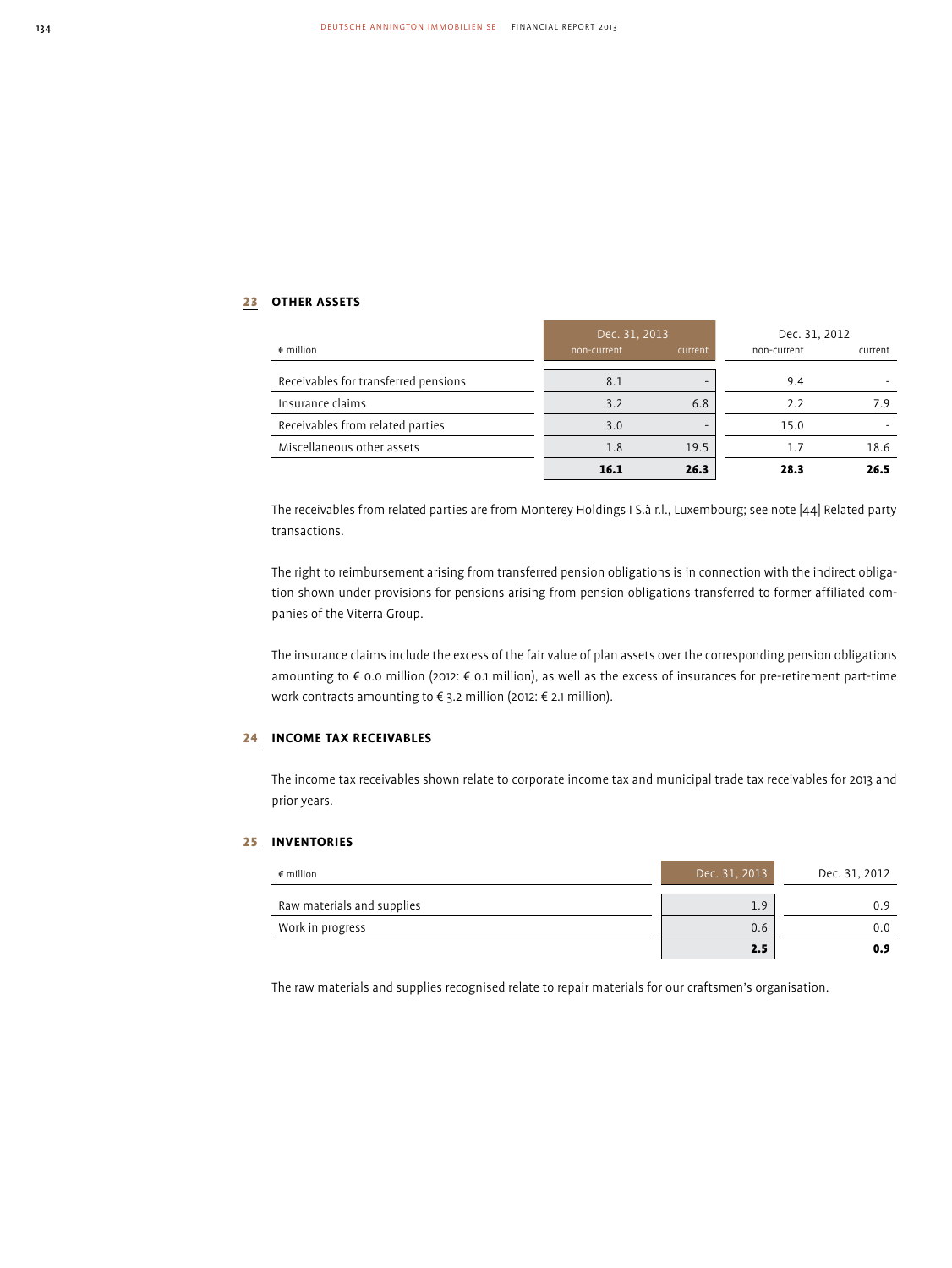## 23 OTHER ASSETS

| € million | Dec. 31, 2013 | | Dec. 31, 2012 | |
|---|---|---|---|---|
| | non-current | current | non-current | current |
| Receivables for transferred pensions | 8.1 | - | 9.4 | - |
| Insurance claims | 3.2 | 6.8 | 2.2 | 7.9 |
| Receivables from related parties | 3.0 | - | 15.0 | - |
| Miscellaneous other assets | 1.8 | 19.5 | 1.7 | 18.6 |
| | **16.1** | **26.3** | **28.3** | **26.5** |

The receivables from related parties are from Monterey Holdings I S.à r.l., Luxembourg; see note [44] Related party transactions.

The right to reimbursement arising from transferred pension obligations is in connection with the indirect obligation shown under provisions for pensions arising from pension obligations transferred to former affiliated companies of the Viterra Group.

The insurance claims include the excess of the fair value of plan assets over the corresponding pension obligations amounting to € 0.0 million (2012: € 0.1 million), as well as the excess of insurances for pre-retirement part-time work contracts amounting to € 3.2 million (2012: € 2.1 million).

## 24 INCOME TAX RECEIVABLES

The income tax receivables shown relate to corporate income tax and municipal trade tax receivables for 2013 and prior years.

## 25 INVENTORIES

| € million | Dec. 31, 2013 | Dec. 31, 2012 |
|---|---|---|
| Raw materials and supplies | 1.9 | 0.9 |
| Work in progress | 0.6 | 0.0 |
| | **2.5** | **0.9** |

The raw materials and supplies recognised relate to repair materials for our craftsmen's organisation.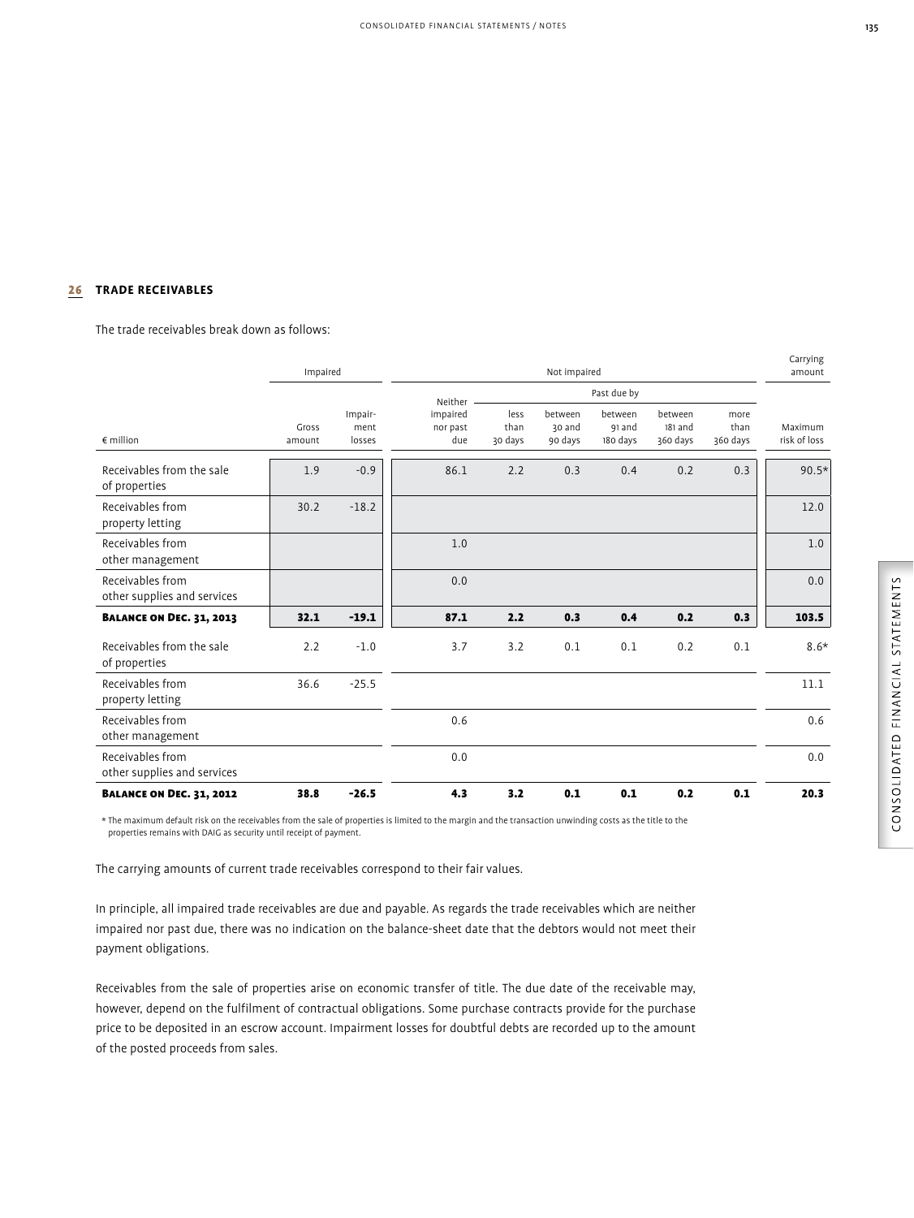## 26 TRADE RECEIVABLES

The trade receivables break down as follows:

| € million | Impaired | | Not impaired | | | | | | Carrying amount |
|---|---|---|---|---|---|---|---|---|---|
| | | | Neither impaired nor past due | Past due by | | | | | |
| | Gross amount | Impair-ment losses | | less than 30 days | between 30 and 90 days | between 91 and 180 days | between 181 and 360 days | more than 360 days | Maximum risk of loss |
| Receivables from the sale of properties | 1.9 | -0.9 | 86.1 | 2.2 | 0.3 | 0.4 | 0.2 | 0.3 | 90.5* |
| Receivables from property letting | 30.2 | -18.2 | | | | | | | 12.0 |
| Receivables from other management | | | 1.0 | | | | | | 1.0 |
| Receivables from other supplies and services | | | 0.0 | | | | | | 0.0 |
| **Balance on Dec. 31, 2013** | **32.1** | **-19.1** | **87.1** | **2.2** | **0.3** | **0.4** | **0.2** | **0.3** | **103.5** |
| Receivables from the sale of properties | 2.2 | -1.0 | 3.7 | 3.2 | 0.1 | 0.1 | 0.2 | 0.1 | 8.6* |
| Receivables from property letting | 36.6 | -25.5 | | | | | | | 11.1 |
| Receivables from other management | | | 0.6 | | | | | | 0.6 |
| Receivables from other supplies and services | | | 0.0 | | | | | | 0.0 |
| **Balance on Dec. 31, 2012** | **38.8** | **-26.5** | **4.3** | **3.2** | **0.1** | **0.1** | **0.2** | **0.1** | **20.3** |

\* The maximum default risk on the receivables from the sale of properties is limited to the margin and the transaction unwinding costs as the title to the properties remains with DAIG as security until receipt of payment.

The carrying amounts of current trade receivables correspond to their fair values.

In principle, all impaired trade receivables are due and payable. As regards the trade receivables which are neither impaired nor past due, there was no indication on the balance-sheet date that the debtors would not meet their payment obligations.

Receivables from the sale of properties arise on economic transfer of title. The due date of the receivable may, however, depend on the fulfilment of contractual obligations. Some purchase contracts provide for the purchase price to be deposited in an escrow account. Impairment losses for doubtful debts are recorded up to the amount of the posted proceeds from sales.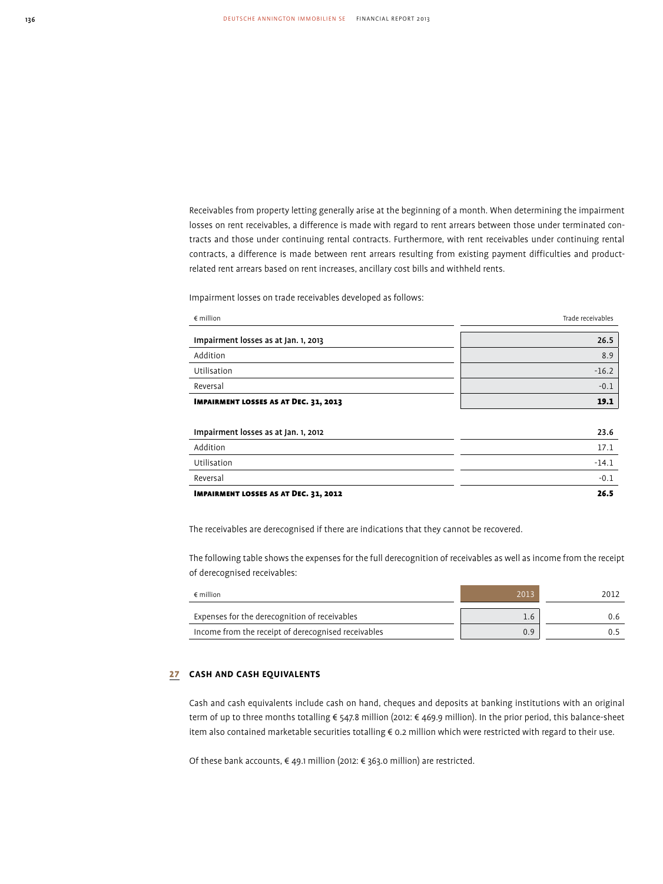Receivables from property letting generally arise at the beginning of a month. When determining the impairment losses on rent receivables, a difference is made with regard to rent arrears between those under terminated contracts and those under continuing rental contracts. Furthermore, with rent receivables under continuing rental contracts, a difference is made between rent arrears resulting from existing payment difficulties and product-related rent arrears based on rent increases, ancillary cost bills and withheld rents.

Impairment losses on trade receivables developed as follows:

| € million | Trade receivables |
|---|---|
| Impairment losses as at Jan. 1, 2013 | 26.5 |
| Addition | 8.9 |
| Utilisation | -16.2 |
| Reversal | -0.1 |
| **Impairment losses as at Dec. 31, 2013** | **19.1** |
| | |
| Impairment losses as at Jan. 1, 2012 | 23.6 |
| Addition | 17.1 |
| Utilisation | -14.1 |
| Reversal | -0.1 |
| **Impairment losses as at Dec. 31, 2012** | **26.5** |

The receivables are derecognised if there are indications that they cannot be recovered.

The following table shows the expenses for the full derecognition of receivables as well as income from the receipt of derecognised receivables:

| € million | 2013 | 2012 |
|---|---|---|
| Expenses for the derecognition of receivables | 1.6 | 0.6 |
| Income from the receipt of derecognised receivables | 0.9 | 0.5 |

## 27 Cash and Cash Equivalents

Cash and cash equivalents include cash on hand, cheques and deposits at banking institutions with an original term of up to three months totalling € 547.8 million (2012: € 469.9 million). In the prior period, this balance-sheet item also contained marketable securities totalling € 0.2 million which were restricted with regard to their use.

Of these bank accounts, € 49.1 million (2012: € 363.0 million) are restricted.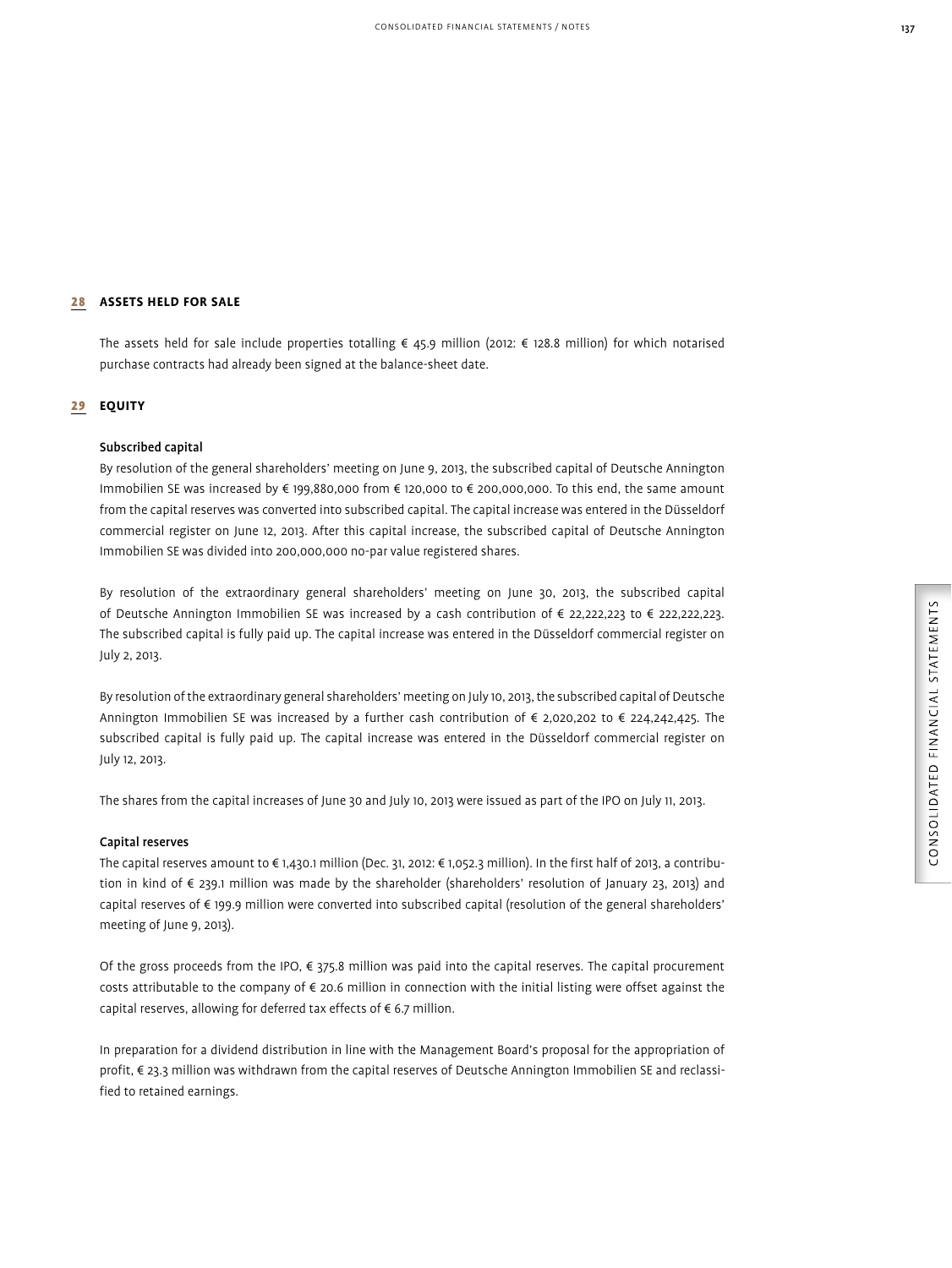## 28 ASSETS HELD FOR SALE

The assets held for sale include properties totalling € 45.9 million (2012: € 128.8 million) for which notarised purchase contracts had already been signed at the balance-sheet date.

## 29 EQUITY

### Subscribed capital

By resolution of the general shareholders' meeting on June 9, 2013, the subscribed capital of Deutsche Annington Immobilien SE was increased by € 199,880,000 from € 120,000 to € 200,000,000. To this end, the same amount from the capital reserves was converted into subscribed capital. The capital increase was entered in the Düsseldorf commercial register on June 12, 2013. After this capital increase, the subscribed capital of Deutsche Annington Immobilien SE was divided into 200,000,000 no-par value registered shares.

By resolution of the extraordinary general shareholders' meeting on June 30, 2013, the subscribed capital of Deutsche Annington Immobilien SE was increased by a cash contribution of € 22,222,223 to € 222,222,223. The subscribed capital is fully paid up. The capital increase was entered in the Düsseldorf commercial register on July 2, 2013.

By resolution of the extraordinary general shareholders' meeting on July 10, 2013, the subscribed capital of Deutsche Annington Immobilien SE was increased by a further cash contribution of € 2,020,202 to € 224,242,425. The subscribed capital is fully paid up. The capital increase was entered in the Düsseldorf commercial register on July 12, 2013.

The shares from the capital increases of June 30 and July 10, 2013 were issued as part of the IPO on July 11, 2013.

### Capital reserves

The capital reserves amount to € 1,430.1 million (Dec. 31, 2012: € 1,052.3 million). In the first half of 2013, a contribution in kind of € 239.1 million was made by the shareholder (shareholders' resolution of January 23, 2013) and capital reserves of € 199.9 million were converted into subscribed capital (resolution of the general shareholders' meeting of June 9, 2013).

Of the gross proceeds from the IPO, € 375.8 million was paid into the capital reserves. The capital procurement costs attributable to the company of € 20.6 million in connection with the initial listing were offset against the capital reserves, allowing for deferred tax effects of € 6.7 million.

In preparation for a dividend distribution in line with the Management Board's proposal for the appropriation of profit, € 23.3 million was withdrawn from the capital reserves of Deutsche Annington Immobilien SE and reclassified to retained earnings.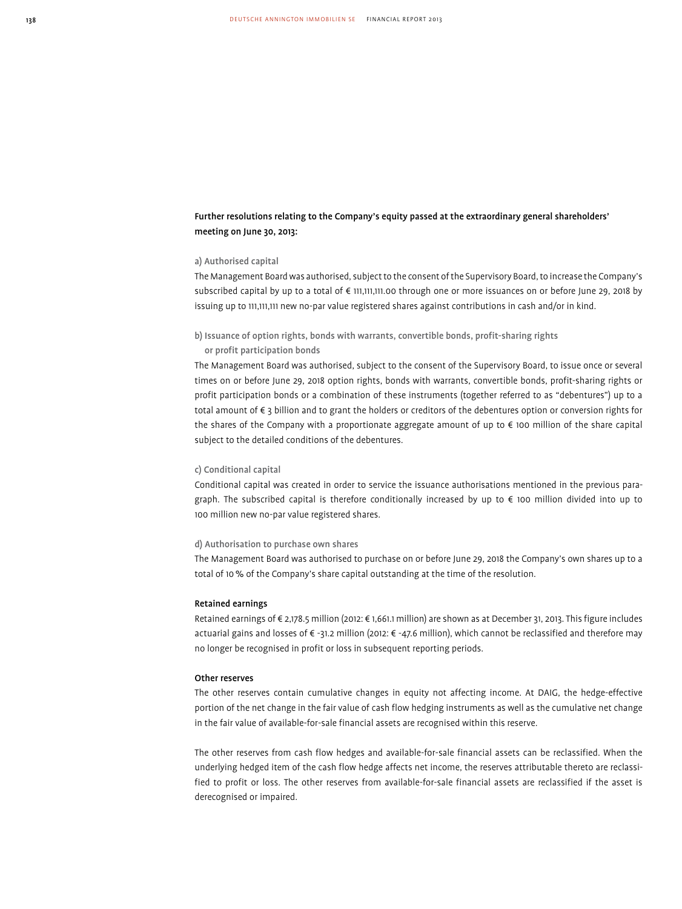**Further resolutions relating to the Company's equity passed at the extraordinary general shareholders' meeting on June 30, 2013:**

a) Authorised capital

The Management Board was authorised, subject to the consent of the Supervisory Board, to increase the Company's subscribed capital by up to a total of € 111,111,111.00 through one or more issuances on or before June 29, 2018 by issuing up to 111,111,111 new no-par value registered shares against contributions in cash and/or in kind.

b) Issuance of option rights, bonds with warrants, convertible bonds, profit-sharing rights or profit participation bonds

The Management Board was authorised, subject to the consent of the Supervisory Board, to issue once or several times on or before June 29, 2018 option rights, bonds with warrants, convertible bonds, profit-sharing rights or profit participation bonds or a combination of these instruments (together referred to as "debentures") up to a total amount of € 3 billion and to grant the holders or creditors of the debentures option or conversion rights for the shares of the Company with a proportionate aggregate amount of up to € 100 million of the share capital subject to the detailed conditions of the debentures.

c) Conditional capital

Conditional capital was created in order to service the issuance authorisations mentioned in the previous paragraph. The subscribed capital is therefore conditionally increased by up to € 100 million divided into up to 100 million new no-par value registered shares.

d) Authorisation to purchase own shares

The Management Board was authorised to purchase on or before June 29, 2018 the Company's own shares up to a total of 10 % of the Company's share capital outstanding at the time of the resolution.

**Retained earnings**

Retained earnings of € 2,178.5 million (2012: € 1,661.1 million) are shown as at December 31, 2013. This figure includes actuarial gains and losses of € -31.2 million (2012: € -47.6 million), which cannot be reclassified and therefore may no longer be recognised in profit or loss in subsequent reporting periods.

**Other reserves**

The other reserves contain cumulative changes in equity not affecting income. At DAIG, the hedge-effective portion of the net change in the fair value of cash flow hedging instruments as well as the cumulative net change in the fair value of available-for-sale financial assets are recognised within this reserve.

The other reserves from cash flow hedges and available-for-sale financial assets can be reclassified. When the underlying hedged item of the cash flow hedge affects net income, the reserves attributable thereto are reclassified to profit or loss. The other reserves from available-for-sale financial assets are reclassified if the asset is derecognised or impaired.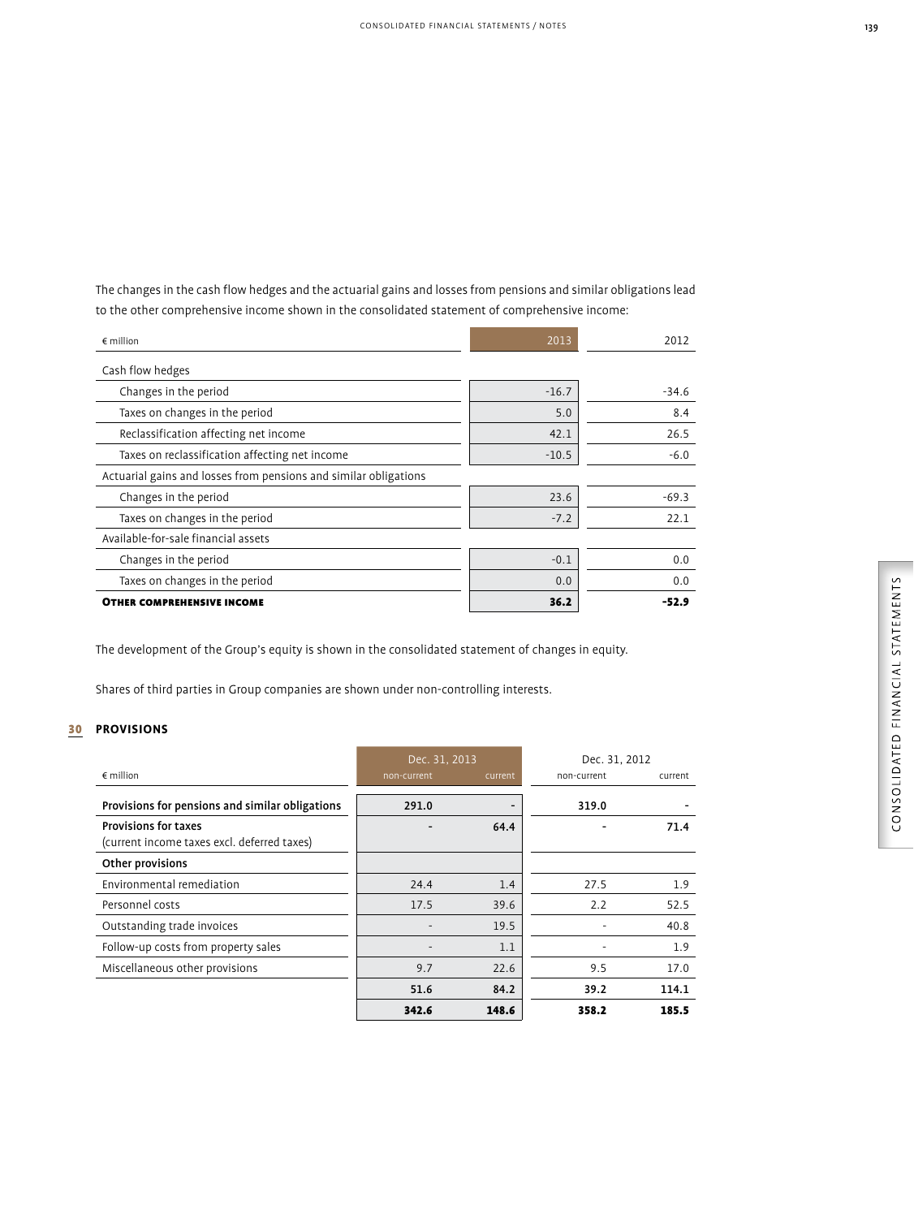The changes in the cash flow hedges and the actuarial gains and losses from pensions and similar obligations lead to the other comprehensive income shown in the consolidated statement of comprehensive income:

| € million | 2013 | 2012 |
|---|---|---|
| Cash flow hedges | | |
| Changes in the period | -16.7 | -34.6 |
| Taxes on changes in the period | 5.0 | 8.4 |
| Reclassification affecting net income | 42.1 | 26.5 |
| Taxes on reclassification affecting net income | -10.5 | -6.0 |
| Actuarial gains and losses from pensions and similar obligations | | |
| Changes in the period | 23.6 | -69.3 |
| Taxes on changes in the period | -7.2 | 22.1 |
| Available-for-sale financial assets | | |
| Changes in the period | -0.1 | 0.0 |
| Taxes on changes in the period | 0.0 | 0.0 |
| **Other comprehensive income** | **36.2** | **-52.9** |

The development of the Group's equity is shown in the consolidated statement of changes in equity.

Shares of third parties in Group companies are shown under non-controlling interests.

## 30 PROVISIONS

| € million | Dec. 31, 2013 non-current | Dec. 31, 2013 current | Dec. 31, 2012 non-current | Dec. 31, 2012 current |
|---|---|---|---|---|
| **Provisions for pensions and similar obligations** | **291.0** | - | **319.0** | - |
| **Provisions for taxes** (current income taxes excl. deferred taxes) | - | **64.4** | - | **71.4** |
| **Other provisions** | | | | |
| Environmental remediation | 24.4 | 1.4 | 27.5 | 1.9 |
| Personnel costs | 17.5 | 39.6 | 2.2 | 52.5 |
| Outstanding trade invoices | - | 19.5 | - | 40.8 |
| Follow-up costs from property sales | - | 1.1 | - | 1.9 |
| Miscellaneous other provisions | 9.7 | 22.6 | 9.5 | 17.0 |
| | **51.6** | **84.2** | **39.2** | **114.1** |
| | **342.6** | **148.6** | **358.2** | **185.5** |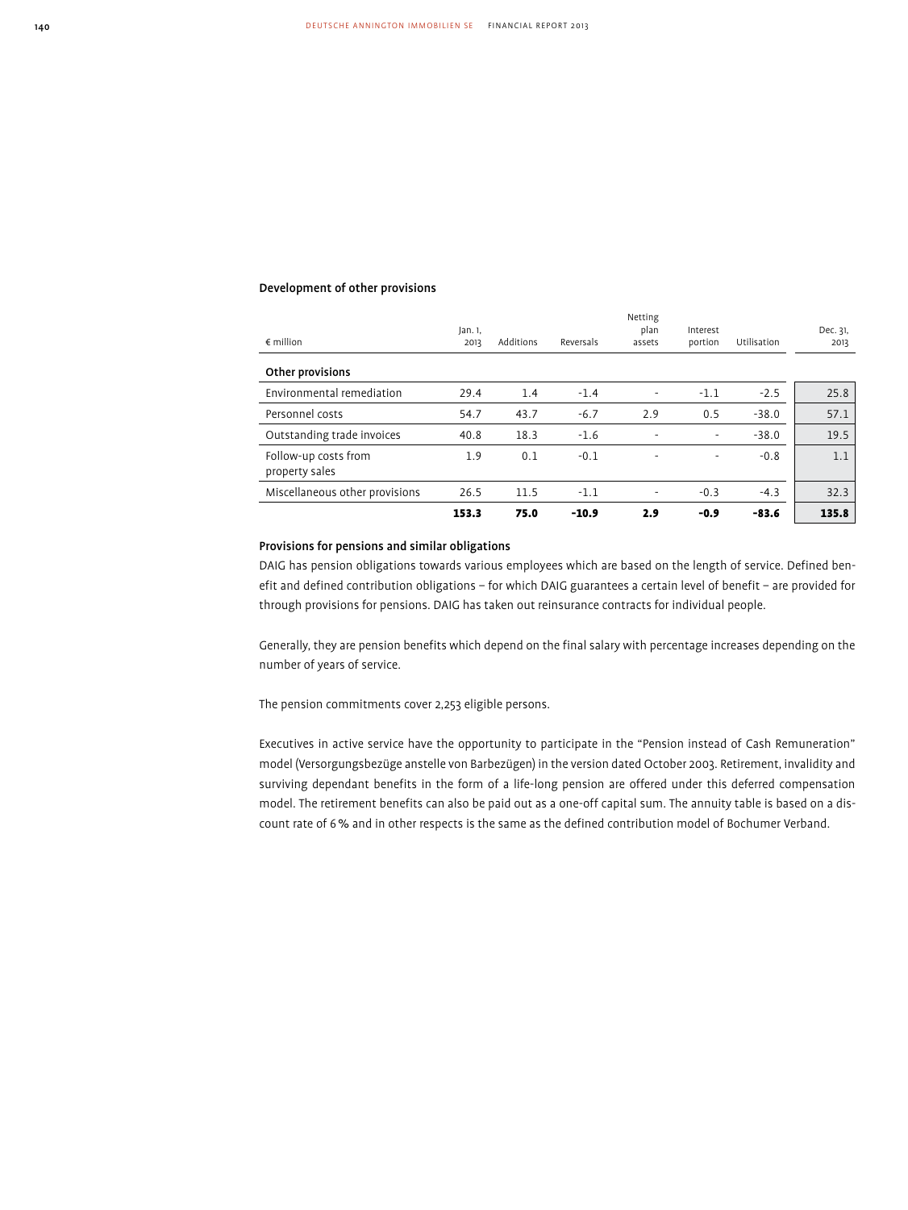### Development of other provisions

| € million | Jan. 1, 2013 | Additions | Reversals | Netting plan assets | Interest portion | Utilisation | Dec. 31, 2013 |
|---|---|---|---|---|---|---|---|
| **Other provisions** | | | | | | | |
| Environmental remediation | 29.4 | 1.4 | -1.4 | - | -1.1 | -2.5 | 25.8 |
| Personnel costs | 54.7 | 43.7 | -6.7 | 2.9 | 0.5 | -38.0 | 57.1 |
| Outstanding trade invoices | 40.8 | 18.3 | -1.6 | - | - | -38.0 | 19.5 |
| Follow-up costs from property sales | 1.9 | 0.1 | -0.1 | - | - | -0.8 | 1.1 |
| Miscellaneous other provisions | 26.5 | 11.5 | -1.1 | - | -0.3 | -4.3 | 32.3 |
| | **153.3** | **75.0** | **-10.9** | **2.9** | **-0.9** | **-83.6** | **135.8** |

### Provisions for pensions and similar obligations

DAIG has pension obligations towards various employees which are based on the length of service. Defined benefit and defined contribution obligations – for which DAIG guarantees a certain level of benefit – are provided for through provisions for pensions. DAIG has taken out reinsurance contracts for individual people.

Generally, they are pension benefits which depend on the final salary with percentage increases depending on the number of years of service.

The pension commitments cover 2,253 eligible persons.

Executives in active service have the opportunity to participate in the "Pension instead of Cash Remuneration" model (Versorgungsbezüge anstelle von Barbezügen) in the version dated October 2003. Retirement, invalidity and surviving dependant benefits in the form of a life-long pension are offered under this deferred compensation model. The retirement benefits can also be paid out as a one-off capital sum. The annuity table is based on a discount rate of 6 % and in other respects is the same as the defined contribution model of Bochumer Verband.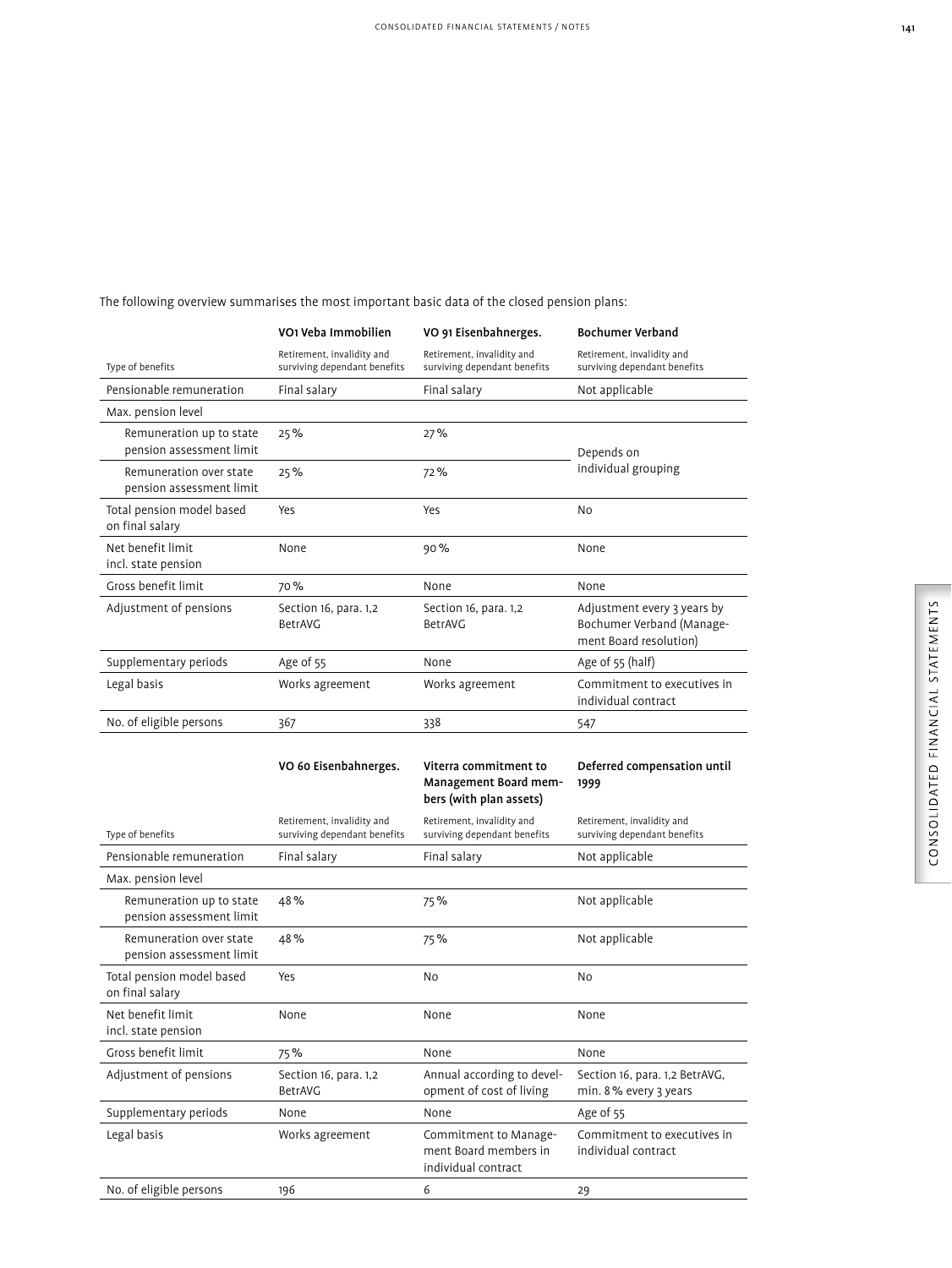The following overview summarises the most important basic data of the closed pension plans:

| | VO1 Veba Immobilien | VO 91 Eisenbahnerges. | Bochumer Verband |
|---|---|---|---|
| Type of benefits | Retirement, invalidity and surviving dependant benefits | Retirement, invalidity and surviving dependant benefits | Retirement, invalidity and surviving dependant benefits |
| Pensionable remuneration | Final salary | Final salary | Not applicable |
| Max. pension level | | | |
| Remuneration up to state pension assessment limit | 25 % | 27 % | Depends on individual grouping |
| Remuneration over state pension assessment limit | 25 % | 72 % | |
| Total pension model based on final salary | Yes | Yes | No |
| Net benefit limit incl. state pension | None | 90 % | None |
| Gross benefit limit | 70 % | None | None |
| Adjustment of pensions | Section 16, para. 1,2 BetrAVG | Section 16, para. 1,2 BetrAVG | Adjustment every 3 years by Bochumer Verband (Management Board resolution) |
| Supplementary periods | Age of 55 | None | Age of 55 (half) |
| Legal basis | Works agreement | Works agreement | Commitment to executives in individual contract |
| No. of eligible persons | 367 | 338 | 547 |

| | VO 60 Eisenbahnerges. | Viterra commitment to Management Board members (with plan assets) | Deferred compensation until 1999 |
|---|---|---|---|
| Type of benefits | Retirement, invalidity and surviving dependant benefits | Retirement, invalidity and surviving dependant benefits | Retirement, invalidity and surviving dependant benefits |
| Pensionable remuneration | Final salary | Final salary | Not applicable |
| Max. pension level | | | |
| Remuneration up to state pension assessment limit | 48 % | 75 % | Not applicable |
| Remuneration over state pension assessment limit | 48 % | 75 % | Not applicable |
| Total pension model based on final salary | Yes | No | No |
| Net benefit limit incl. state pension | None | None | None |
| Gross benefit limit | 75 % | None | None |
| Adjustment of pensions | Section 16, para. 1,2 BetrAVG | Annual according to development of cost of living | Section 16, para. 1,2 BetrAVG, min. 8 % every 3 years |
| Supplementary periods | None | None | Age of 55 |
| Legal basis | Works agreement | Commitment to Management Board members in individual contract | Commitment to executives in individual contract |
| No. of eligible persons | 196 | 6 | 29 |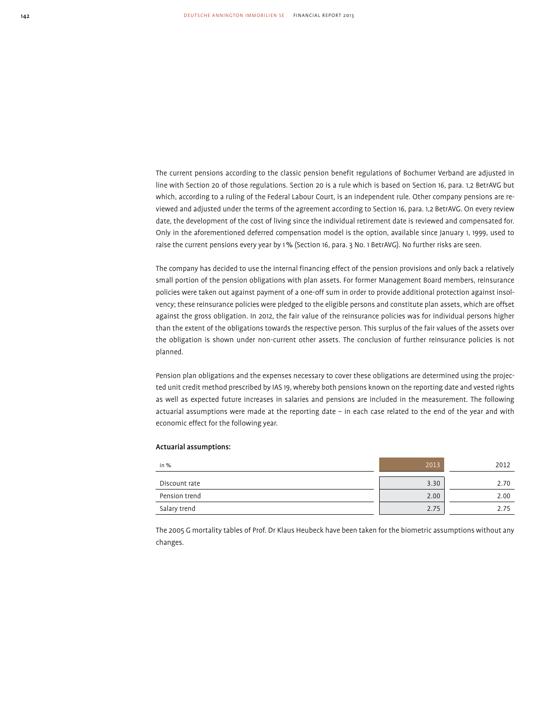The current pensions according to the classic pension benefit regulations of Bochumer Verband are adjusted in line with Section 20 of those regulations. Section 20 is a rule which is based on Section 16, para. 1,2 BetrAVG but which, according to a ruling of the Federal Labour Court, is an independent rule. Other company pensions are reviewed and adjusted under the terms of the agreement according to Section 16, para. 1,2 BetrAVG. On every review date, the development of the cost of living since the individual retirement date is reviewed and compensated for. Only in the aforementioned deferred compensation model is the option, available since January 1, 1999, used to raise the current pensions every year by 1 % (Section 16, para. 3 No. 1 BetrAVG). No further risks are seen.

The company has decided to use the internal financing effect of the pension provisions and only back a relatively small portion of the pension obligations with plan assets. For former Management Board members, reinsurance policies were taken out against payment of a one-off sum in order to provide additional protection against insolvency; these reinsurance policies were pledged to the eligible persons and constitute plan assets, which are offset against the gross obligation. In 2012, the fair value of the reinsurance policies was for individual persons higher than the extent of the obligations towards the respective person. This surplus of the fair values of the assets over the obligation is shown under non-current other assets. The conclusion of further reinsurance policies is not planned.

Pension plan obligations and the expenses necessary to cover these obligations are determined using the projected unit credit method prescribed by IAS 19, whereby both pensions known on the reporting date and vested rights as well as expected future increases in salaries and pensions are included in the measurement. The following actuarial assumptions were made at the reporting date – in each case related to the end of the year and with economic effect for the following year.

**Actuarial assumptions:**

| in % | 2013 | 2012 |
|---|---|---|
| Discount rate | 3.30 | 2.70 |
| Pension trend | 2.00 | 2.00 |
| Salary trend | 2.75 | 2.75 |

The 2005 G mortality tables of Prof. Dr Klaus Heubeck have been taken for the biometric assumptions without any changes.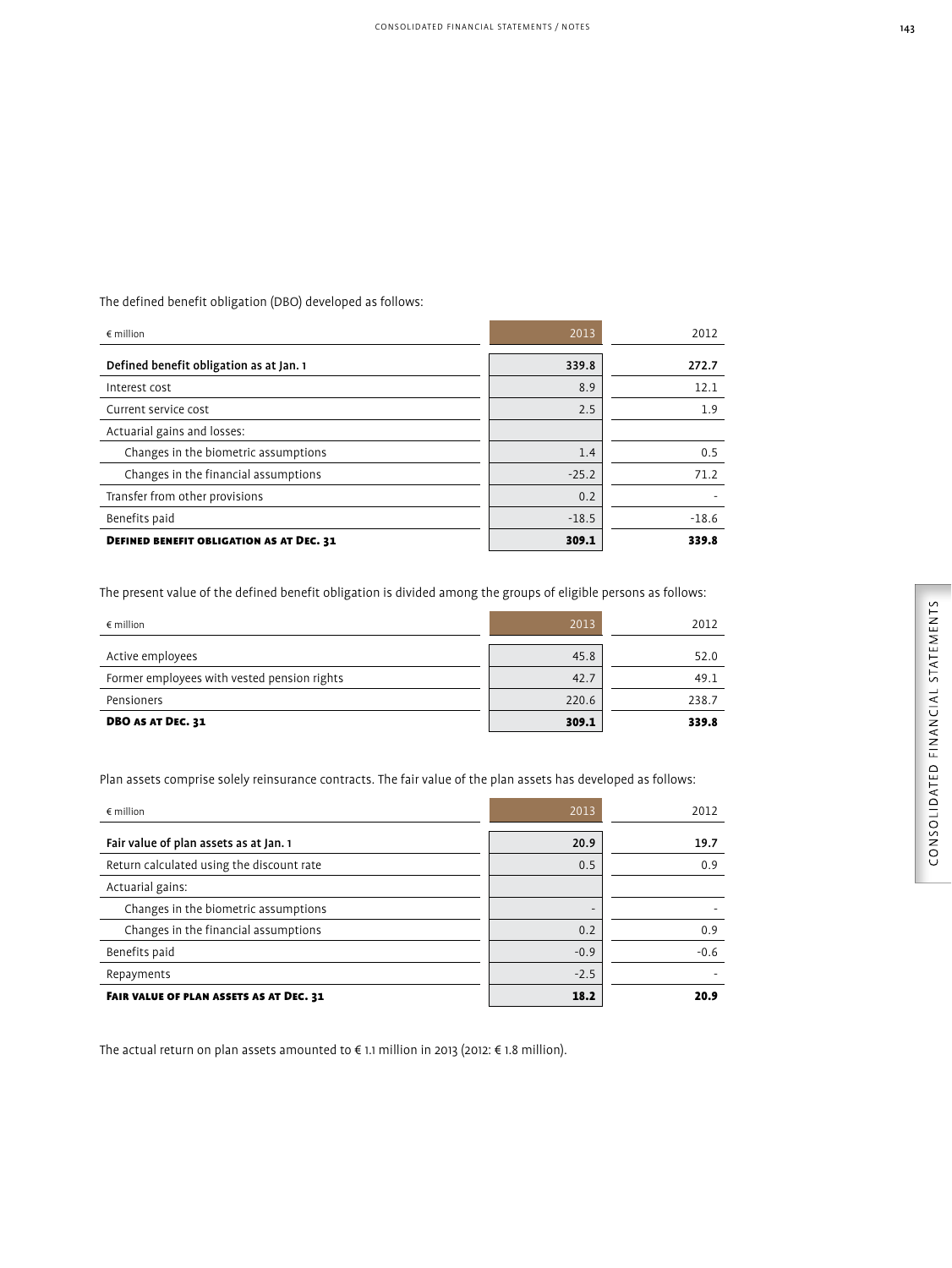The defined benefit obligation (DBO) developed as follows:

| € million | 2013 | 2012 |
|---|---|---|
| **Defined benefit obligation as at Jan. 1** | **339.8** | **272.7** |
| Interest cost | 8.9 | 12.1 |
| Current service cost | 2.5 | 1.9 |
| Actuarial gains and losses: | | |
| Changes in the biometric assumptions | 1.4 | 0.5 |
| Changes in the financial assumptions | -25.2 | 71.2 |
| Transfer from other provisions | 0.2 | - |
| Benefits paid | -18.5 | -18.6 |
| **DEFINED BENEFIT OBLIGATION AS AT DEC. 31** | **309.1** | **339.8** |

The present value of the defined benefit obligation is divided among the groups of eligible persons as follows:

| € million | 2013 | 2012 |
|---|---|---|
| Active employees | 45.8 | 52.0 |
| Former employees with vested pension rights | 42.7 | 49.1 |
| Pensioners | 220.6 | 238.7 |
| **DBO AS AT DEC. 31** | **309.1** | **339.8** |

Plan assets comprise solely reinsurance contracts. The fair value of the plan assets has developed as follows:

| € million | 2013 | 2012 |
|---|---|---|
| **Fair value of plan assets as at Jan. 1** | **20.9** | **19.7** |
| Return calculated using the discount rate | 0.5 | 0.9 |
| Actuarial gains: | | |
| Changes in the biometric assumptions | - | - |
| Changes in the financial assumptions | 0.2 | 0.9 |
| Benefits paid | -0.9 | -0.6 |
| Repayments | -2.5 | - |
| **FAIR VALUE OF PLAN ASSETS AS AT DEC. 31** | **18.2** | **20.9** |

The actual return on plan assets amounted to € 1.1 million in 2013 (2012: € 1.8 million).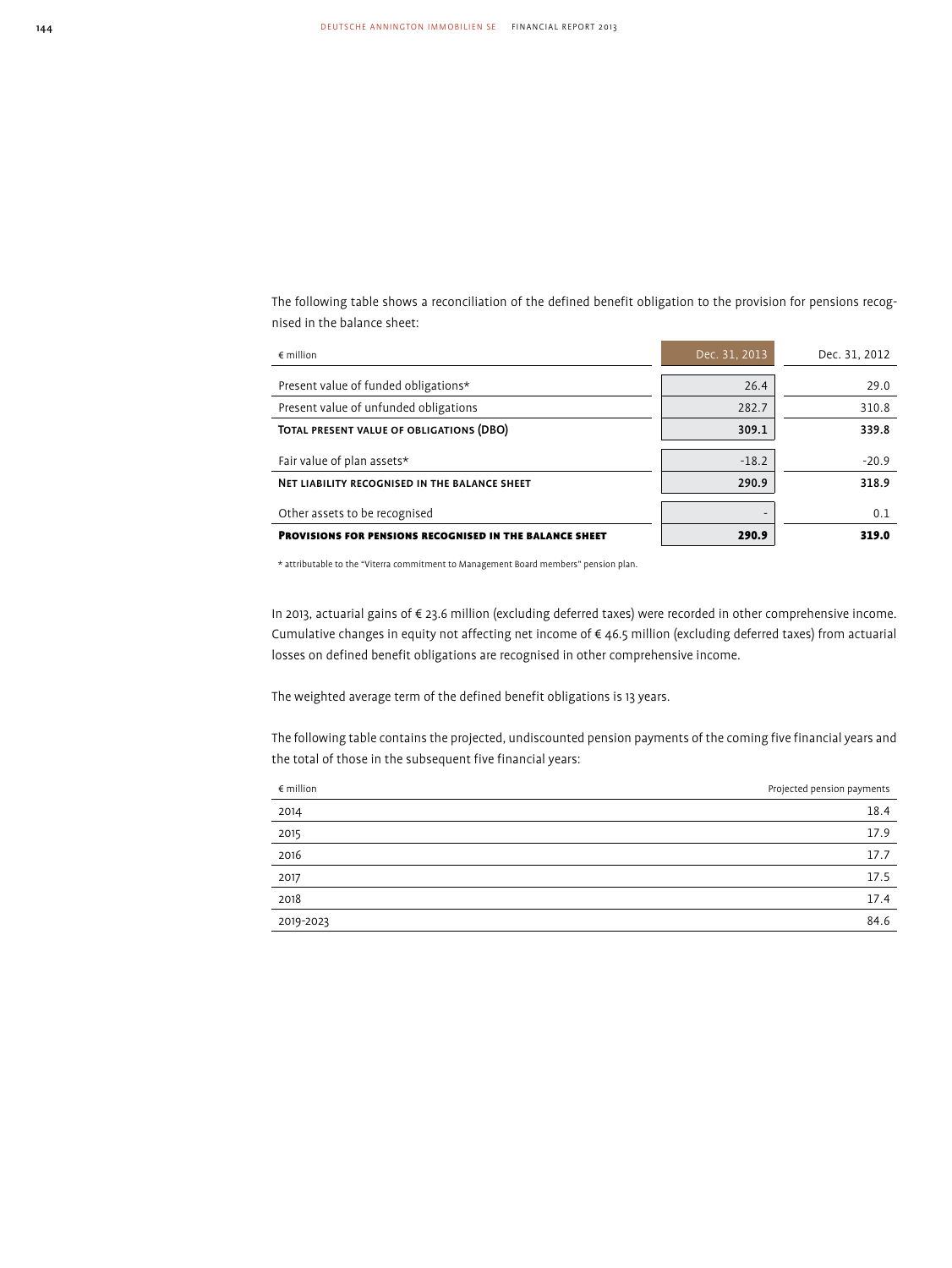The following table shows a reconciliation of the defined benefit obligation to the provision for pensions recognised in the balance sheet:

| € million | Dec. 31, 2013 | Dec. 31, 2012 |
| --- | --- | --- |
| Present value of funded obligations* | 26.4 | 29.0 |
| Present value of unfunded obligations | 282.7 | 310.8 |
| **Total present value of obligations (DBO)** | **309.1** | **339.8** |
| Fair value of plan assets* | -18.2 | -20.9 |
| **Net liability recognised in the balance sheet** | **290.9** | **318.9** |
| Other assets to be recognised | - | 0.1 |
| **Provisions for pensions recognised in the balance sheet** | **290.9** | **319.0** |

* attributable to the "Viterra commitment to Management Board members" pension plan.

In 2013, actuarial gains of € 23.6 million (excluding deferred taxes) were recorded in other comprehensive income. Cumulative changes in equity not affecting net income of € 46.5 million (excluding deferred taxes) from actuarial losses on defined benefit obligations are recognised in other comprehensive income.

The weighted average term of the defined benefit obligations is 13 years.

The following table contains the projected, undiscounted pension payments of the coming five financial years and the total of those in the subsequent five financial years:

| € million | Projected pension payments |
| --- | --- |
| 2014 | 18.4 |
| 2015 | 17.9 |
| 2016 | 17.7 |
| 2017 | 17.5 |
| 2018 | 17.4 |
| 2019-2023 | 84.6 |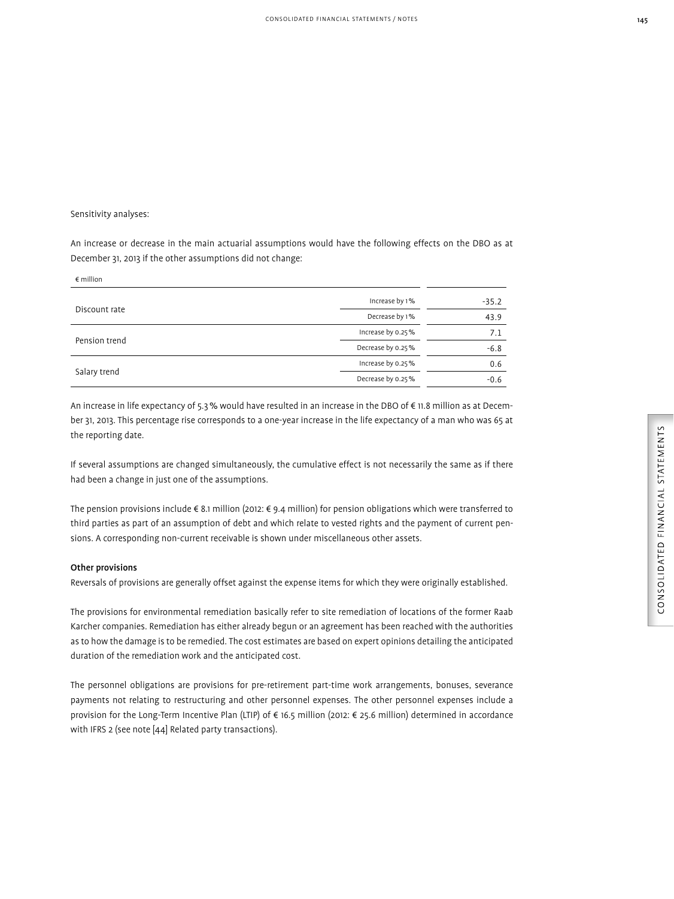Sensitivity analyses:

An increase or decrease in the main actuarial assumptions would have the following effects on the DBO as at December 31, 2013 if the other assumptions did not change:

| € million | | |
|---|---|---|
| Discount rate | Increase by 1% | -35.2 |
| | Decrease by 1% | 43.9 |
| Pension trend | Increase by 0.25% | 7.1 |
| | Decrease by 0.25% | -6.8 |
| Salary trend | Increase by 0.25% | 0.6 |
| | Decrease by 0.25% | -0.6 |

An increase in life expectancy of 5.3% would have resulted in an increase in the DBO of € 11.8 million as at December 31, 2013. This percentage rise corresponds to a one-year increase in the life expectancy of a man who was 65 at the reporting date.

If several assumptions are changed simultaneously, the cumulative effect is not necessarily the same as if there had been a change in just one of the assumptions.

The pension provisions include € 8.1 million (2012: € 9.4 million) for pension obligations which were transferred to third parties as part of an assumption of debt and which relate to vested rights and the payment of current pensions. A corresponding non-current receivable is shown under miscellaneous other assets.

**Other provisions**

Reversals of provisions are generally offset against the expense items for which they were originally established.

The provisions for environmental remediation basically refer to site remediation of locations of the former Raab Karcher companies. Remediation has either already begun or an agreement has been reached with the authorities as to how the damage is to be remedied. The cost estimates are based on expert opinions detailing the anticipated duration of the remediation work and the anticipated cost.

The personnel obligations are provisions for pre-retirement part-time work arrangements, bonuses, severance payments not relating to restructuring and other personnel expenses. The other personnel expenses include a provision for the Long-Term Incentive Plan (LTIP) of € 16.5 million (2012: € 25.6 million) determined in accordance with IFRS 2 (see note [44] Related party transactions).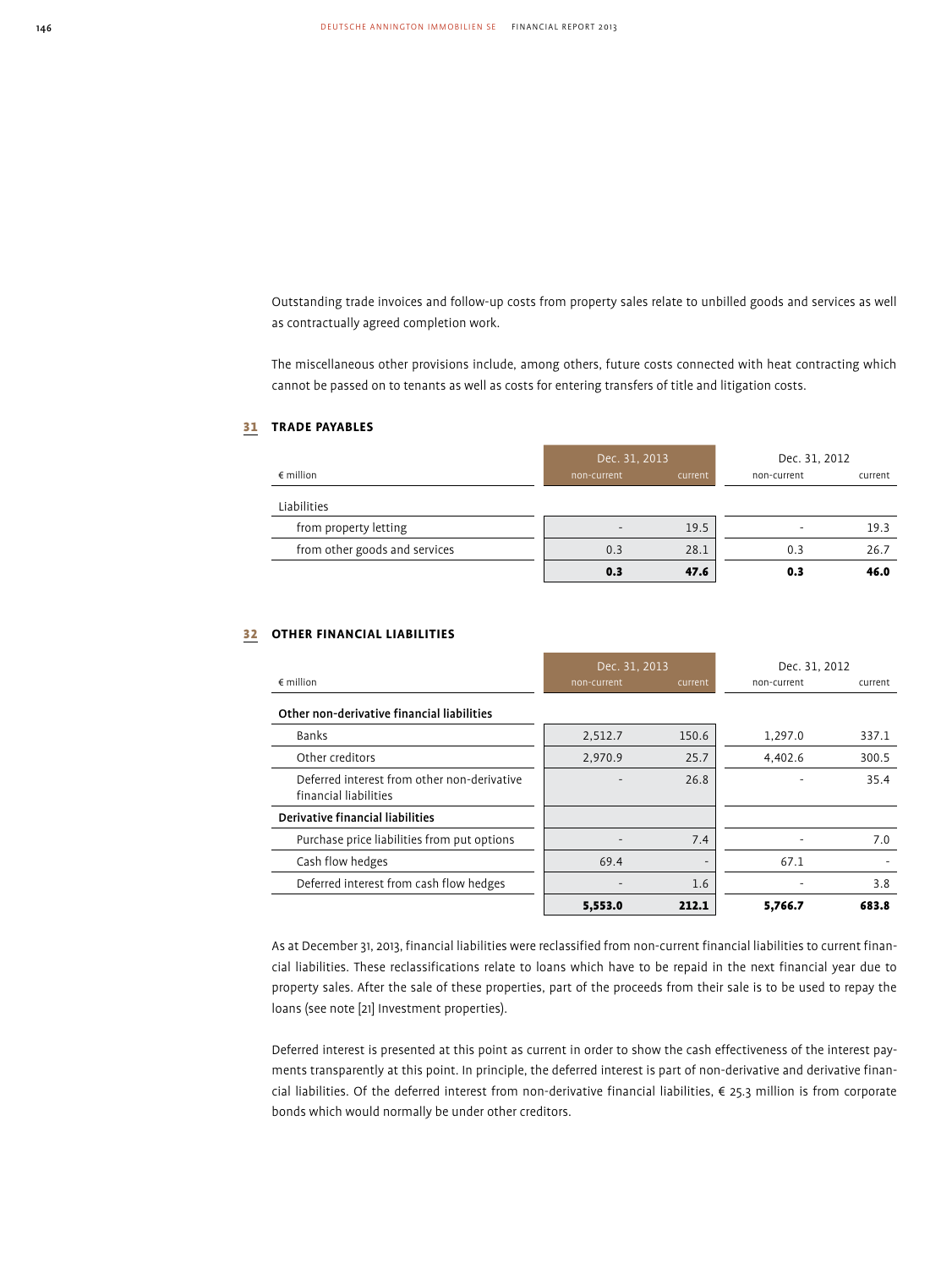Outstanding trade invoices and follow-up costs from property sales relate to unbilled goods and services as well as contractually agreed completion work.

The miscellaneous other provisions include, among others, future costs connected with heat contracting which cannot be passed on to tenants as well as costs for entering transfers of title and litigation costs.

## 31 TRADE PAYABLES

| € million | Dec. 31, 2013 non-current | Dec. 31, 2013 current | Dec. 31, 2012 non-current | Dec. 31, 2012 current |
|---|---|---|---|---|
| Liabilities | | | | |
| from property letting | - | 19.5 | - | 19.3 |
| from other goods and services | 0.3 | 28.1 | 0.3 | 26.7 |
| | **0.3** | **47.6** | **0.3** | **46.0** |

## 32 OTHER FINANCIAL LIABILITIES

| € million | Dec. 31, 2013 non-current | Dec. 31, 2013 current | Dec. 31, 2012 non-current | Dec. 31, 2012 current |
|---|---|---|---|---|
| **Other non-derivative financial liabilities** | | | | |
| Banks | 2,512.7 | 150.6 | 1,297.0 | 337.1 |
| Other creditors | 2,970.9 | 25.7 | 4,402.6 | 300.5 |
| Deferred interest from other non-derivative financial liabilities | - | 26.8 | - | 35.4 |
| **Derivative financial liabilities** | | | | |
| Purchase price liabilities from put options | - | 7.4 | - | 7.0 |
| Cash flow hedges | 69.4 | - | 67.1 | - |
| Deferred interest from cash flow hedges | - | 1.6 | - | 3.8 |
| | **5,553.0** | **212.1** | **5,766.7** | **683.8** |

As at December 31, 2013, financial liabilities were reclassified from non-current financial liabilities to current financial liabilities. These reclassifications relate to loans which have to be repaid in the next financial year due to property sales. After the sale of these properties, part of the proceeds from their sale is to be used to repay the loans (see note [21] Investment properties).

Deferred interest is presented at this point as current in order to show the cash effectiveness of the interest payments transparently at this point. In principle, the deferred interest is part of non-derivative and derivative financial liabilities. Of the deferred interest from non-derivative financial liabilities, € 25.3 million is from corporate bonds which would normally be under other creditors.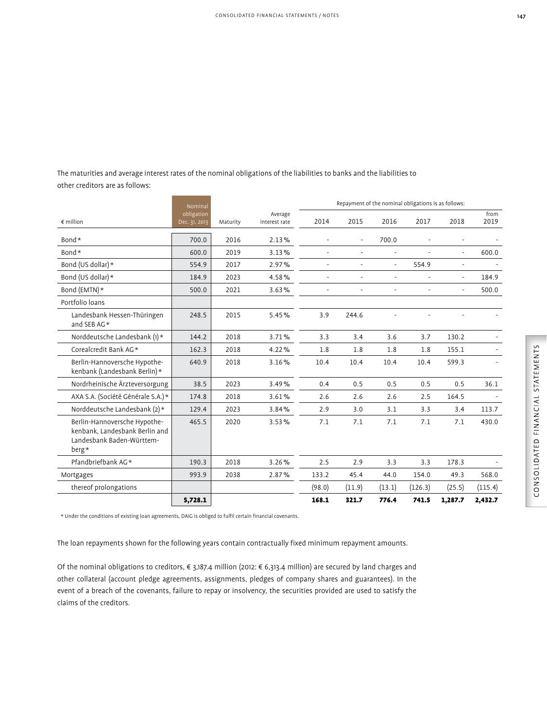The maturities and average interest rates of the nominal obligations of the liabilities to banks and the liabilities to other creditors are as follows:

| € million | Nominal obligation Dec. 31, 2013 | Maturity | Average interest rate | Repayment of the nominal obligations is as follows: 2014 | 2015 | 2016 | 2017 | 2018 | from 2019 |
|---|---|---|---|---|---|---|---|---|---|
| Bond* | 700.0 | 2016 | 2.13% | - | - | 700.0 | - | - | - |
| Bond* | 600.0 | 2019 | 3.13% | - | - | - | - | - | 600.0 |
| Bond (US dollar)* | 554.9 | 2017 | 2.97% | - | - | - | 554.9 | - | - |
| Bond (US dollar)* | 184.9 | 2023 | 4.58% | - | - | - | - | - | 184.9 |
| Bond (EMTN)* | 500.0 | 2021 | 3.63% | - | - | - | - | - | 500.0 |
| Portfolio loans | | | | | | | | | |
| Landesbank Hessen-Thüringen and SEB AG* | 248.5 | 2015 | 5.45% | 3.9 | 244.6 | - | - | - | - |
| Norddeutsche Landesbank (1)* | 144.2 | 2018 | 3.71% | 3.3 | 3.4 | 3.6 | 3.7 | 130.2 | - |
| Corealcredit Bank AG* | 162.3 | 2018 | 4.22% | 1.8 | 1.8 | 1.8 | 1.8 | 155.1 | - |
| Berlin-Hannoversche Hypothekenbank (Landesbank Berlin)* | 640.9 | 2018 | 3.16% | 10.4 | 10.4 | 10.4 | 10.4 | 599.3 | - |
| Nordrheinische Ärzteversorgung | 38.5 | 2023 | 3.49% | 0.4 | 0.5 | 0.5 | 0.5 | 0.5 | 36.1 |
| AXA S.A. (Société Générale S.A.)* | 174.8 | 2018 | 3.61% | 2.6 | 2.6 | 2.6 | 2.5 | 164.5 | - |
| Norddeutsche Landesbank (2)* | 129.4 | 2023 | 3.84% | 2.9 | 3.0 | 3.1 | 3.3 | 3.4 | 113.7 |
| Berlin-Hannoversche Hypothekenbank, Landesbank Berlin and Landesbank Baden-Württemberg* | 465.5 | 2020 | 3.53% | 7.1 | 7.1 | 7.1 | 7.1 | 7.1 | 430.0 |
| Pfandbriefbank AG* | 190.3 | 2018 | 3.26% | 2.5 | 2.9 | 3.3 | 3.3 | 178.3 | - |
| Mortgages | 993.9 | 2038 | 2.87% | 133.2 | 45.4 | 44.0 | 154.0 | 49.3 | 568.0 |
| thereof prolongations | | | | (98.0) | (11.9) | (13.1) | (126.3) | (25.5) | (115.4) |
| | **5,728.1** | | | **168.1** | **321.7** | **776.4** | **741.5** | **1,287.7** | **2,432.7** |

* Under the conditions of existing loan agreements, DAIG is obliged to fulfil certain financial covenants.

The loan repayments shown for the following years contain contractually fixed minimum repayment amounts.

Of the nominal obligations to creditors, € 3,187.4 million (2012: € 6,313.4 million) are secured by land charges and other collateral (account pledge agreements, assignments, pledges of company shares and guarantees). In the event of a breach of the covenants, failure to repay or insolvency, the securities provided are used to satisfy the claims of the creditors.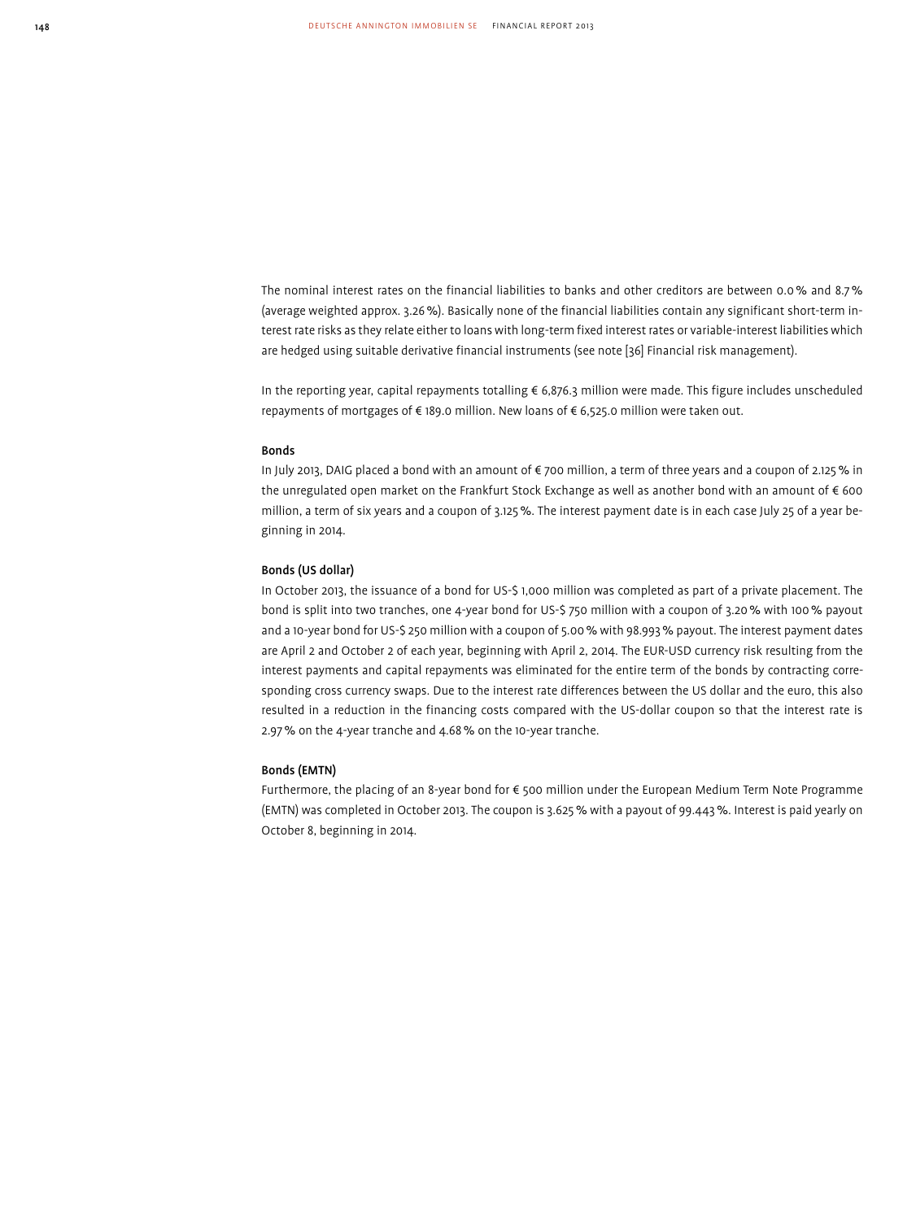The nominal interest rates on the financial liabilities to banks and other creditors are between 0.0 % and 8.7 % (average weighted approx. 3.26 %). Basically none of the financial liabilities contain any significant short-term interest rate risks as they relate either to loans with long-term fixed interest rates or variable-interest liabilities which are hedged using suitable derivative financial instruments (see note [36] Financial risk management).

In the reporting year, capital repayments totalling € 6,876.3 million were made. This figure includes unscheduled repayments of mortgages of € 189.0 million. New loans of € 6,525.0 million were taken out.

**Bonds**

In July 2013, DAIG placed a bond with an amount of € 700 million, a term of three years and a coupon of 2.125 % in the unregulated open market on the Frankfurt Stock Exchange as well as another bond with an amount of € 600 million, a term of six years and a coupon of 3.125 %. The interest payment date is in each case July 25 of a year beginning in 2014.

**Bonds (US dollar)**

In October 2013, the issuance of a bond for US-$ 1,000 million was completed as part of a private placement. The bond is split into two tranches, one 4-year bond for US-$ 750 million with a coupon of 3.20 % with 100 % payout and a 10-year bond for US-$ 250 million with a coupon of 5.00 % with 98.993 % payout. The interest payment dates are April 2 and October 2 of each year, beginning with April 2, 2014. The EUR-USD currency risk resulting from the interest payments and capital repayments was eliminated for the entire term of the bonds by contracting corresponding cross currency swaps. Due to the interest rate differences between the US dollar and the euro, this also resulted in a reduction in the financing costs compared with the US-dollar coupon so that the interest rate is 2.97 % on the 4-year tranche and 4.68 % on the 10-year tranche.

**Bonds (EMTN)**

Furthermore, the placing of an 8-year bond for € 500 million under the European Medium Term Note Programme (EMTN) was completed in October 2013. The coupon is 3.625 % with a payout of 99.443 %. Interest is paid yearly on October 8, beginning in 2014.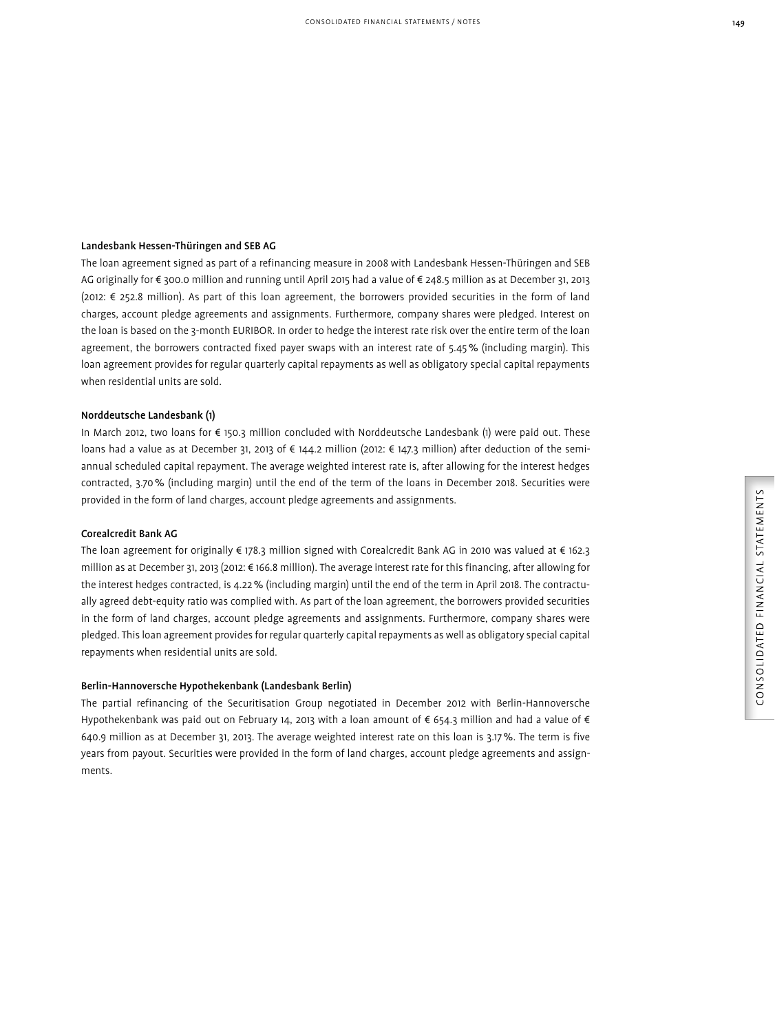### Landesbank Hessen-Thüringen and SEB AG

The loan agreement signed as part of a refinancing measure in 2008 with Landesbank Hessen-Thüringen and SEB AG originally for € 300.0 million and running until April 2015 had a value of € 248.5 million as at December 31, 2013 (2012: € 252.8 million). As part of this loan agreement, the borrowers provided securities in the form of land charges, account pledge agreements and assignments. Furthermore, company shares were pledged. Interest on the loan is based on the 3-month EURIBOR. In order to hedge the interest rate risk over the entire term of the loan agreement, the borrowers contracted fixed payer swaps with an interest rate of 5.45 % (including margin). This loan agreement provides for regular quarterly capital repayments as well as obligatory special capital repayments when residential units are sold.

### Norddeutsche Landesbank (1)

In March 2012, two loans for € 150.3 million concluded with Norddeutsche Landesbank (1) were paid out. These loans had a value as at December 31, 2013 of € 144.2 million (2012: € 147.3 million) after deduction of the semi-annual scheduled capital repayment. The average weighted interest rate is, after allowing for the interest hedges contracted, 3.70 % (including margin) until the end of the term of the loans in December 2018. Securities were provided in the form of land charges, account pledge agreements and assignments.

### Corealcredit Bank AG

The loan agreement for originally € 178.3 million signed with Corealcredit Bank AG in 2010 was valued at € 162.3 million as at December 31, 2013 (2012: € 166.8 million). The average interest rate for this financing, after allowing for the interest hedges contracted, is 4.22 % (including margin) until the end of the term in April 2018. The contractually agreed debt-equity ratio was complied with. As part of the loan agreement, the borrowers provided securities in the form of land charges, account pledge agreements and assignments. Furthermore, company shares were pledged. This loan agreement provides for regular quarterly capital repayments as well as obligatory special capital repayments when residential units are sold.

### Berlin-Hannoversche Hypothekenbank (Landesbank Berlin)

The partial refinancing of the Securitisation Group negotiated in December 2012 with Berlin-Hannoversche Hypothekenbank was paid out on February 14, 2013 with a loan amount of € 654.3 million and had a value of € 640.9 million as at December 31, 2013. The average weighted interest rate on this loan is 3.17 %. The term is five years from payout. Securities were provided in the form of land charges, account pledge agreements and assignments.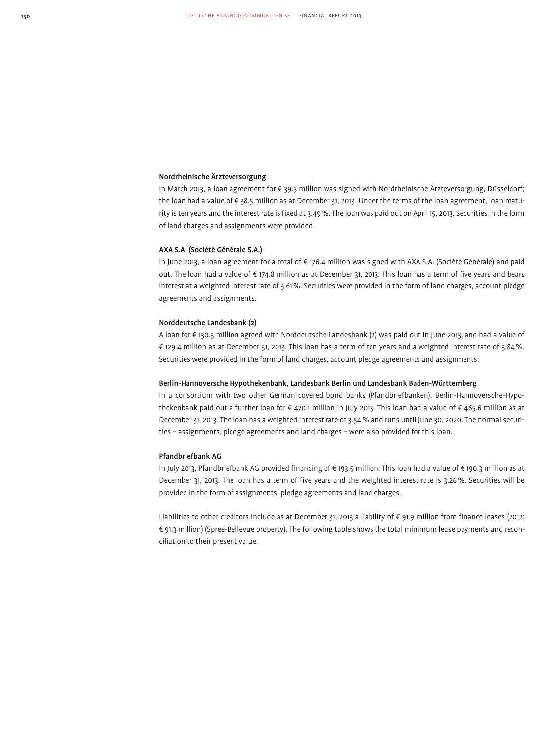#### Nordrheinische Ärzteversorgung

In March 2013, a loan agreement for € 39.5 million was signed with Nordrheinische Ärzteversorgung, Düsseldorf; the loan had a value of € 38.5 million as at December 31, 2013. Under the terms of the loan agreement, loan maturity is ten years and the interest rate is fixed at 3.49 %. The loan was paid out on April 15, 2013. Securities in the form of land charges and assignments were provided.

#### AXA S.A. (Société Générale S.A.)

In June 2013, a loan agreement for a total of € 176.4 million was signed with AXA S.A. (Société Générale) and paid out. The loan had a value of € 174.8 million as at December 31, 2013. This loan has a term of five years and bears interest at a weighted interest rate of 3.61 %. Securities were provided in the form of land charges, account pledge agreements and assignments.

#### Norddeutsche Landesbank (2)

A loan for € 130.3 million agreed with Norddeutsche Landesbank (2) was paid out in June 2013, and had a value of € 129.4 million as at December 31, 2013. This loan has a term of ten years and a weighted interest rate of 3.84 %. Securities were provided in the form of land charges, account pledge agreements and assignments.

#### Berlin-Hannoversche Hypothekenbank, Landesbank Berlin und Landesbank Baden-Württemberg

In a consortium with two other German covered bond banks (Pfandbriefbanken), Berlin-Hannoversche-Hypothekenbank paid out a further loan for € 470.1 million in July 2013. This loan had a value of € 465.6 million as at December 31, 2013. The loan has a weighted interest rate of 3.54 % and runs until June 30, 2020. The normal securities – assignments, pledge agreements and land charges – were also provided for this loan.

#### Pfandbriefbank AG

In July 2013, Pfandbriefbank AG provided financing of € 193.5 million. This loan had a value of € 190.3 million as at December 31, 2013. The loan has a term of five years and the weighted interest rate is 3.26 %. Securities will be provided in the form of assignments, pledge agreements and land charges.

Liabilities to other creditors include as at December 31, 2013 a liability of € 91.9 million from finance leases (2012: € 91.3 million) (Spree-Bellevue property). The following table shows the total minimum lease payments and reconciliation to their present value.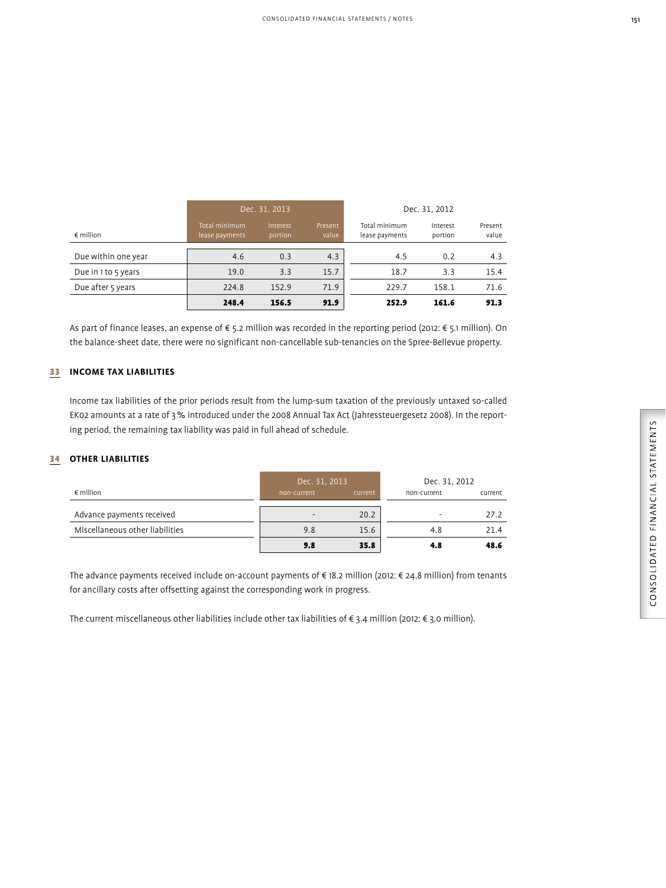| € million | Dec. 31, 2013 | | | Dec. 31, 2012 | | |
|---|---|---|---|---|---|---|
| | Total minimum lease payments | Interest portion | Present value | Total minimum lease payments | Interest portion | Present value |
| Due within one year | 4.6 | 0.3 | 4.3 | 4.5 | 0.2 | 4.3 |
| Due in 1 to 5 years | 19.0 | 3.3 | 15.7 | 18.7 | 3.3 | 15.4 |
| Due after 5 years | 224.8 | 152.9 | 71.9 | 229.7 | 158.1 | 71.6 |
| | **248.4** | **156.5** | **91.9** | **252.9** | **161.6** | **91.3** |

As part of finance leases, an expense of € 5.2 million was recorded in the reporting period (2012: € 5.1 million). On the balance-sheet date, there were no significant non-cancellable sub-tenancies on the Spree-Bellevue property.

## 33 INCOME TAX LIABILITIES

Income tax liabilities of the prior periods result from the lump-sum taxation of the previously untaxed so-called EK02 amounts at a rate of 3 % introduced under the 2008 Annual Tax Act (Jahressteuergesetz 2008). In the reporting period, the remaining tax liability was paid in full ahead of schedule.

## 34 OTHER LIABILITIES

| € million | Dec. 31, 2013 | | Dec. 31, 2012 | |
|---|---|---|---|---|
| | non-current | current | non-current | current |
| Advance payments received | - | 20.2 | - | 27.2 |
| Miscellaneous other liabilities | 9.8 | 15.6 | 4.8 | 21.4 |
| | **9.8** | **35.8** | **4.8** | **48.6** |

The advance payments received include on-account payments of € 18.2 million (2012: € 24.8 million) from tenants for ancillary costs after offsetting against the corresponding work in progress.

The current miscellaneous other liabilities include other tax liabilities of € 3.4 million (2012: € 3.0 million).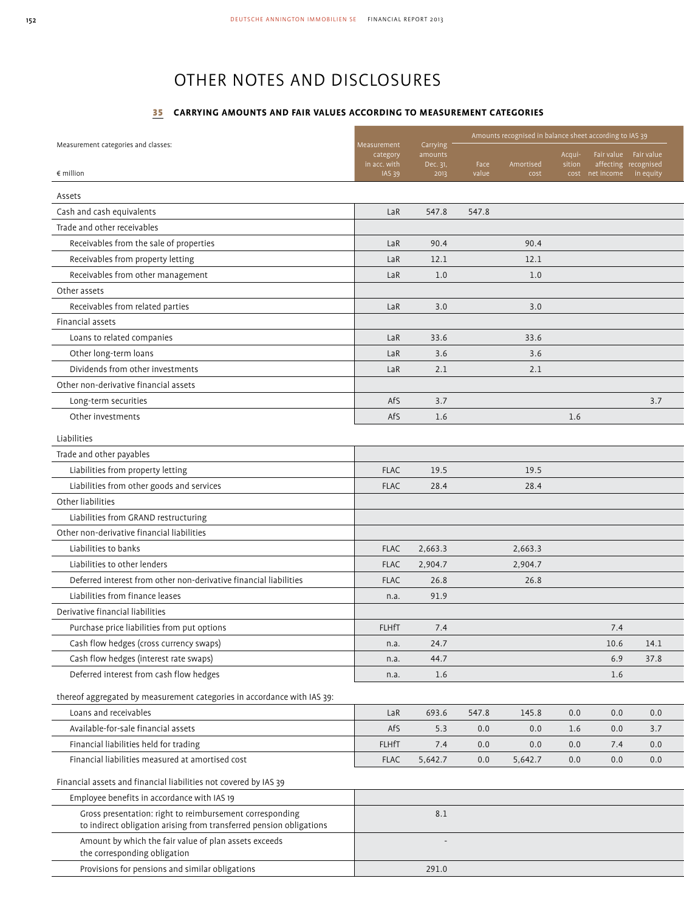# OTHER NOTES AND DISCLOSURES

## 35 CARRYING AMOUNTS AND FAIR VALUES ACCORDING TO MEASUREMENT CATEGORIES

| Measurement categories and classes: | Measurement category in acc. with IAS 39 | Carrying amounts Dec. 31, 2013 | Amounts recognised in balance sheet according to IAS 39 | | | | |
|---|---|---|---|---|---|---|---|
| € million | | | Face value | Amortised cost | Acquisition cost | Fair value affecting net income | Fair value recognised in equity |
| **Assets** | | | | | | | |
| Cash and cash equivalents | LaR | 547.8 | 547.8 | | | | |
| Trade and other receivables | | | | | | | |
| Receivables from the sale of properties | LaR | 90.4 | | 90.4 | | | |
| Receivables from property letting | LaR | 12.1 | | 12.1 | | | |
| Receivables from other management | LaR | 1.0 | | 1.0 | | | |
| Other assets | | | | | | | |
| Receivables from related parties | LaR | 3.0 | | 3.0 | | | |
| Financial assets | | | | | | | |
| Loans to related companies | LaR | 33.6 | | 33.6 | | | |
| Other long-term loans | LaR | 3.6 | | 3.6 | | | |
| Dividends from other investments | LaR | 2.1 | | 2.1 | | | |
| Other non-derivative financial assets | | | | | | | |
| Long-term securities | AfS | 3.7 | | | | | 3.7 |
| Other investments | AfS | 1.6 | | | 1.6 | | |
| **Liabilities** | | | | | | | |
| Trade and other payables | | | | | | | |
| Liabilities from property letting | FLAC | 19.5 | | 19.5 | | | |
| Liabilities from other goods and services | FLAC | 28.4 | | 28.4 | | | |
| Other liabilities | | | | | | | |
| Liabilities from GRAND restructuring | | | | | | | |
| Other non-derivative financial liabilities | | | | | | | |
| Liabilities to banks | FLAC | 2,663.3 | | 2,663.3 | | | |
| Liabilities to other lenders | FLAC | 2,904.7 | | 2,904.7 | | | |
| Deferred interest from other non-derivative financial liabilities | FLAC | 26.8 | | 26.8 | | | |
| Liabilities from finance leases | n.a. | 91.9 | | | | | |
| Derivative financial liabilities | | | | | | | |
| Purchase price liabilities from put options | FLHfT | 7.4 | | | | 7.4 | |
| Cash flow hedges (cross currency swaps) | n.a. | 24.7 | | | | 10.6 | 14.1 |
| Cash flow hedges (interest rate swaps) | n.a. | 44.7 | | | | 6.9 | 37.8 |
| Deferred interest from cash flow hedges | n.a. | 1.6 | | | | 1.6 | |
| **thereof aggregated by measurement categories in accordance with IAS 39:** | | | | | | | |
| Loans and receivables | LaR | 693.6 | 547.8 | 145.8 | 0.0 | 0.0 | 0.0 |
| Available-for-sale financial assets | AfS | 5.3 | 0.0 | 0.0 | 1.6 | 0.0 | 3.7 |
| Financial liabilities held for trading | FLHfT | 7.4 | 0.0 | 0.0 | 0.0 | 7.4 | 0.0 |
| Financial liabilities measured at amortised cost | FLAC | 5,642.7 | 0.0 | 5,642.7 | 0.0 | 0.0 | 0.0 |
| **Financial assets and financial liabilities not covered by IAS 39** | | | | | | | |
| Employee benefits in accordance with IAS 19 | | | | | | | |
| Gross presentation: right to reimbursement corresponding to indirect obligation arising from transferred pension obligations | | 8.1 | | | | | |
| Amount by which the fair value of plan assets exceeds the corresponding obligation | | - | | | | | |
| Provisions for pensions and similar obligations | | 291.0 | | | | | |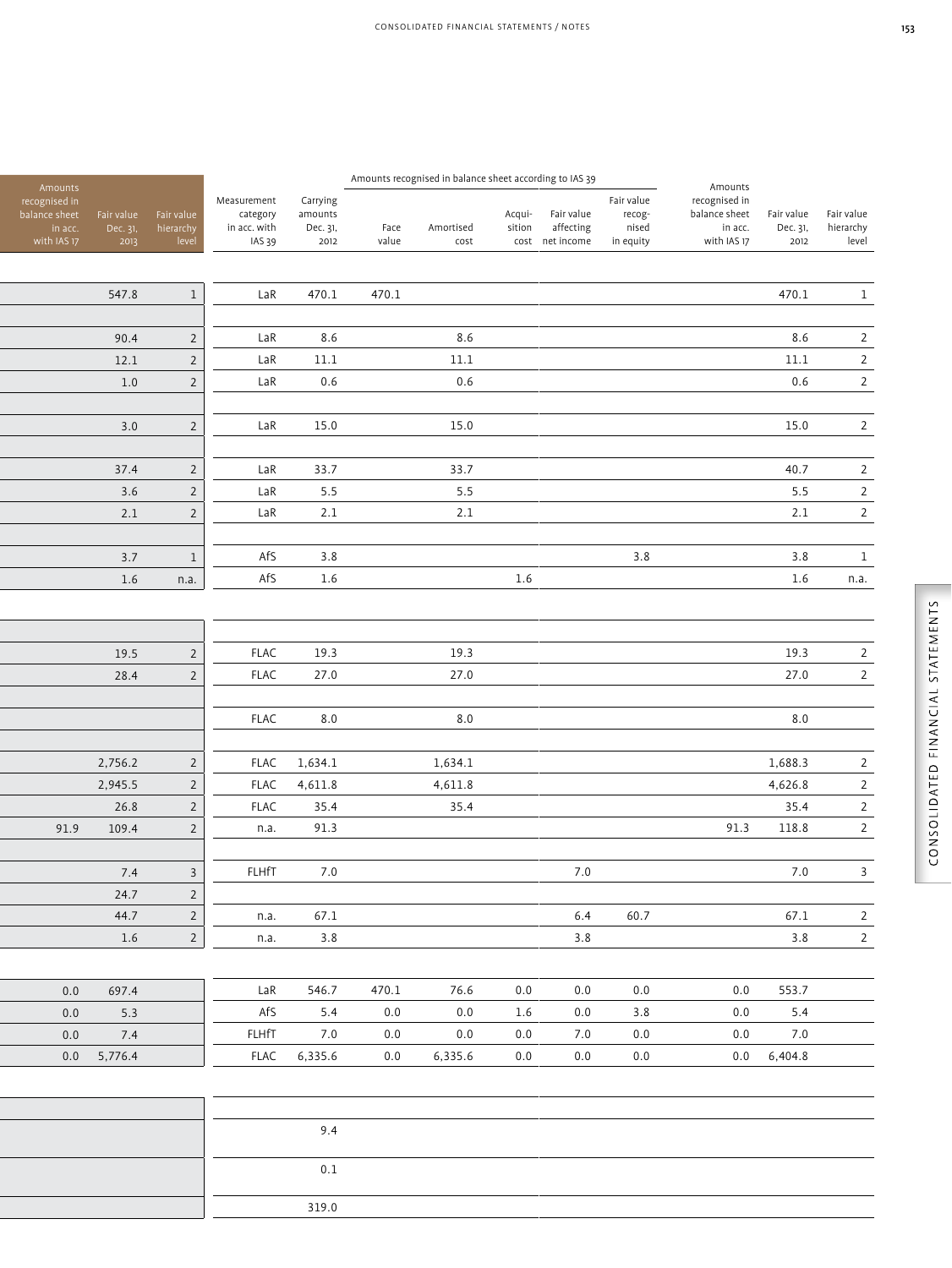| Amounts recognised in balance sheet in acc. with IAS 17 | Fair value Dec. 31, 2013 | Fair value hierarchy level | Measurement category in acc. with IAS 39 | Carrying amounts Dec. 31, 2012 | Amounts recognised in balance sheet according to IAS 39 | | | | | Amounts recognised in balance sheet in acc. with IAS 17 | Fair value Dec. 31, 2012 | Fair value hierarchy level |
|---|---|---|---|---|---|---|---|---|---|---|---|---|
| | | | | | Face value | Amortised cost | Acquisition cost | Fair value affecting net income | Fair value recognised in equity | | | |
| | 547.8 | 1 | LaR | 470.1 | 470.1 | | | | | | 470.1 | 1 |
| | | | | | | | | | | | | |
| | 90.4 | 2 | LaR | 8.6 | | 8.6 | | | | | 8.6 | 2 |
| | 12.1 | 2 | LaR | 11.1 | | 11.1 | | | | | 11.1 | 2 |
| | 1.0 | 2 | LaR | 0.6 | | 0.6 | | | | | 0.6 | 2 |
| | | | | | | | | | | | | |
| | 3.0 | 2 | LaR | 15.0 | | 15.0 | | | | | 15.0 | 2 |
| | | | | | | | | | | | | |
| | 37.4 | 2 | LaR | 33.7 | | 33.7 | | | | | 40.7 | 2 |
| | 3.6 | 2 | LaR | 5.5 | | 5.5 | | | | | 5.5 | 2 |
| | 2.1 | 2 | LaR | 2.1 | | 2.1 | | | | | 2.1 | 2 |
| | | | | | | | | | | | | |
| | 3.7 | 1 | AfS | 3.8 | | | | | 3.8 | | 3.8 | 1 |
| | 1.6 | n.a. | AfS | 1.6 | | | 1.6 | | | | 1.6 | n.a. |
| | | | | | | | | | | | | |
| | | | | | | | | | | | | |
| | 19.5 | 2 | FLAC | 19.3 | | 19.3 | | | | | 19.3 | 2 |
| | 28.4 | 2 | FLAC | 27.0 | | 27.0 | | | | | 27.0 | 2 |
| | | | | | | | | | | | | |
| | | | FLAC | 8.0 | | 8.0 | | | | | 8.0 | |
| | | | | | | | | | | | | |
| | 2,756.2 | 2 | FLAC | 1,634.1 | | 1,634.1 | | | | | 1,688.3 | 2 |
| | 2,945.5 | 2 | FLAC | 4,611.8 | | 4,611.8 | | | | | 4,626.8 | 2 |
| | 26.8 | 2 | FLAC | 35.4 | | 35.4 | | | | | 35.4 | 2 |
| 91.9 | 109.4 | 2 | n.a. | 91.3 | | | | | | 91.3 | 118.8 | 2 |
| | | | | | | | | | | | | |
| | 7.4 | 3 | FLHfT | 7.0 | | | | 7.0 | | | 7.0 | 3 |
| | 24.7 | 2 | | | | | | | | | | |
| | 44.7 | 2 | n.a. | 67.1 | | | | 6.4 | 60.7 | | 67.1 | 2 |
| | 1.6 | 2 | n.a. | 3.8 | | | | 3.8 | | | 3.8 | 2 |
| | | | | | | | | | | | | |
| 0.0 | 697.4 | | LaR | 546.7 | 470.1 | 76.6 | 0.0 | 0.0 | 0.0 | 0.0 | 553.7 | |
| 0.0 | 5.3 | | AfS | 5.4 | 0.0 | 0.0 | 1.6 | 0.0 | 3.8 | 0.0 | 5.4 | |
| 0.0 | 7.4 | | FLHfT | 7.0 | 0.0 | 0.0 | 0.0 | 7.0 | 0.0 | 0.0 | 7.0 | |
| 0.0 | 5,776.4 | | FLAC | 6,335.6 | 0.0 | 6,335.6 | 0.0 | 0.0 | 0.0 | 0.0 | 6,404.8 | |
| | | | | | | | | | | | | |
| | | | | 9.4 | | | | | | | | |
| | | | | 0.1 | | | | | | | | |
| | | | | 319.0 | | | | | | | | |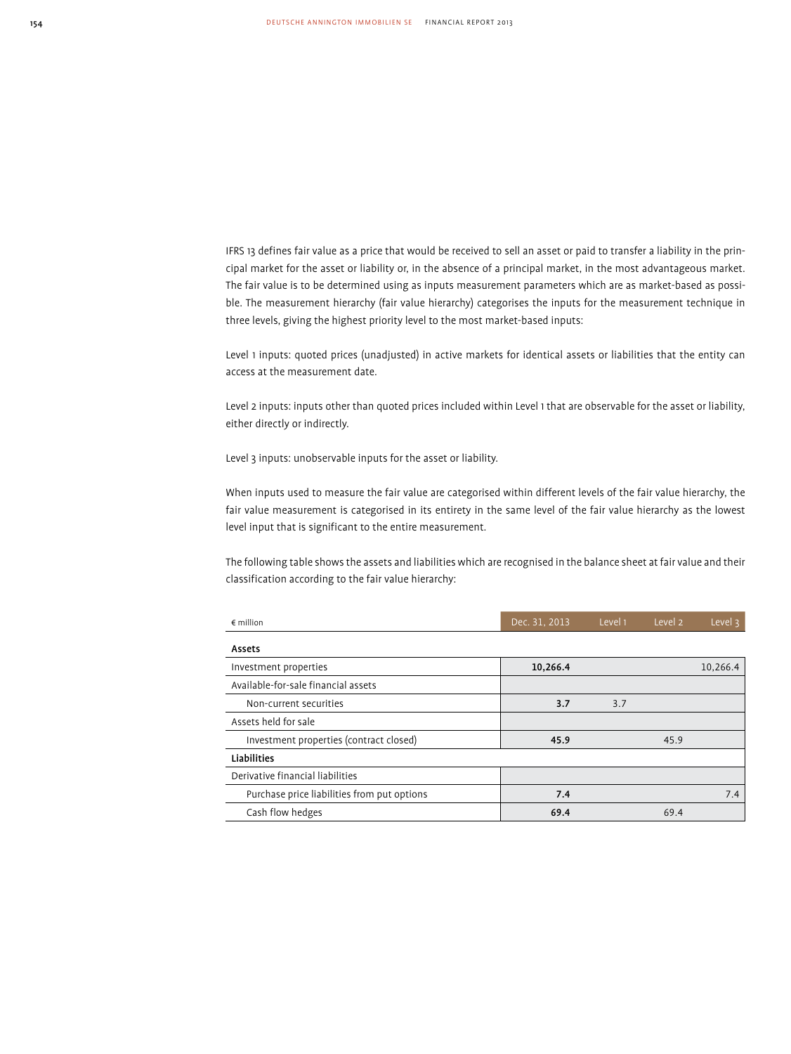IFRS 13 defines fair value as a price that would be received to sell an asset or paid to transfer a liability in the principal market for the asset or liability or, in the absence of a principal market, in the most advantageous market. The fair value is to be determined using as inputs measurement parameters which are as market-based as possible. The measurement hierarchy (fair value hierarchy) categorises the inputs for the measurement technique in three levels, giving the highest priority level to the most market-based inputs:

Level 1 inputs: quoted prices (unadjusted) in active markets for identical assets or liabilities that the entity can access at the measurement date.

Level 2 inputs: inputs other than quoted prices included within Level 1 that are observable for the asset or liability, either directly or indirectly.

Level 3 inputs: unobservable inputs for the asset or liability.

When inputs used to measure the fair value are categorised within different levels of the fair value hierarchy, the fair value measurement is categorised in its entirety in the same level of the fair value hierarchy as the lowest level input that is significant to the entire measurement.

The following table shows the assets and liabilities which are recognised in the balance sheet at fair value and their classification according to the fair value hierarchy:

| € million | Dec. 31, 2013 | Level 1 | Level 2 | Level 3 |
|---|---|---|---|---|
| **Assets** | | | | |
| Investment properties | **10,266.4** | | | 10,266.4 |
| Available-for-sale financial assets | | | | |
| Non-current securities | **3.7** | 3.7 | | |
| Assets held for sale | | | | |
| Investment properties (contract closed) | **45.9** | | 45.9 | |
| **Liabilities** | | | | |
| Derivative financial liabilities | | | | |
| Purchase price liabilities from put options | **7.4** | | | 7.4 |
| Cash flow hedges | **69.4** | | 69.4 | |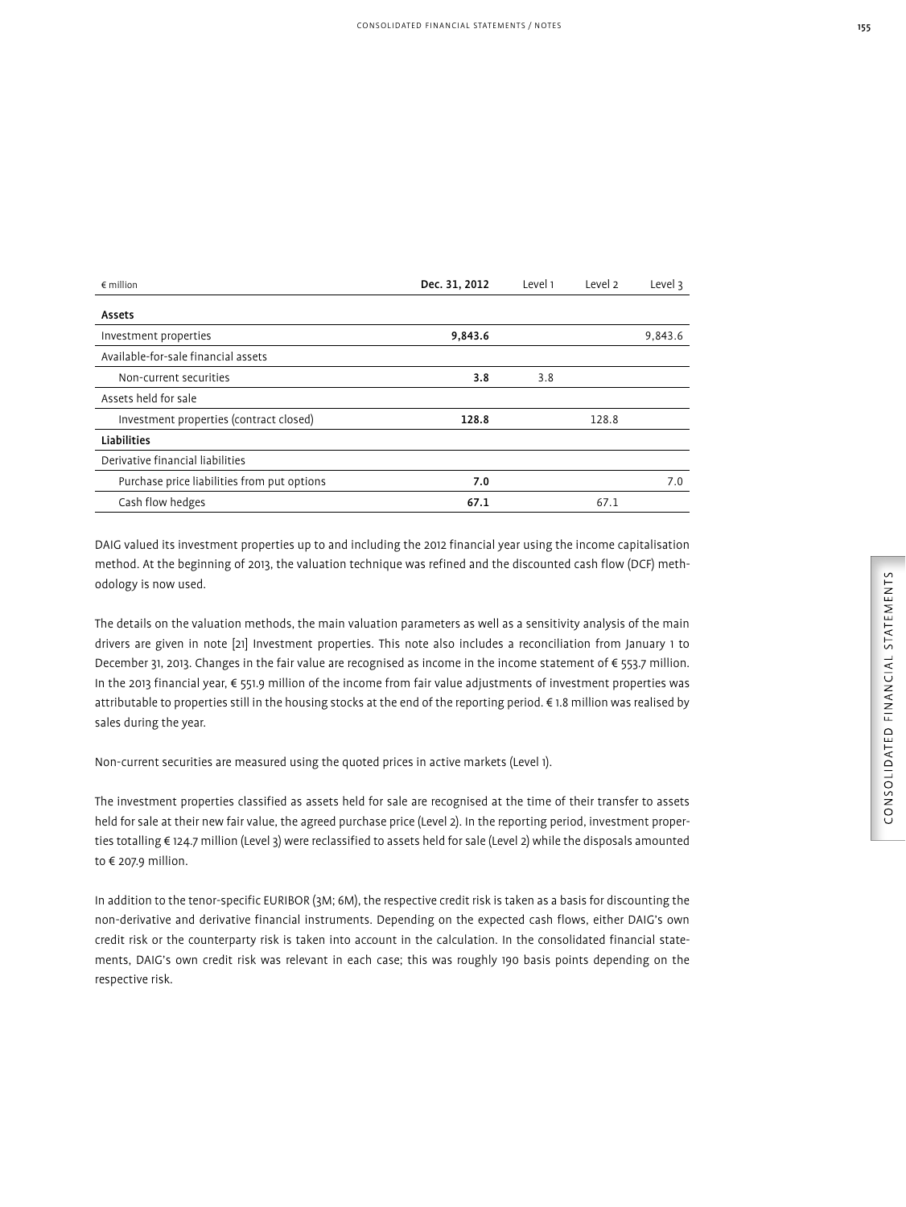| € million | Dec. 31, 2012 | Level 1 | Level 2 | Level 3 |
|---|---|---|---|---|
| **Assets** | | | | |
| Investment properties | **9,843.6** | | | 9,843.6 |
| Available-for-sale financial assets | | | | |
| Non-current securities | **3.8** | 3.8 | | |
| Assets held for sale | | | | |
| Investment properties (contract closed) | **128.8** | | 128.8 | |
| **Liabilities** | | | | |
| Derivative financial liabilities | | | | |
| Purchase price liabilities from put options | **7.0** | | | 7.0 |
| Cash flow hedges | **67.1** | | 67.1 | |

DAIG valued its investment properties up to and including the 2012 financial year using the income capitalisation method. At the beginning of 2013, the valuation technique was refined and the discounted cash flow (DCF) methodology is now used.

The details on the valuation methods, the main valuation parameters as well as a sensitivity analysis of the main drivers are given in note [21] Investment properties. This note also includes a reconciliation from January 1 to December 31, 2013. Changes in the fair value are recognised as income in the income statement of € 553.7 million. In the 2013 financial year, € 551.9 million of the income from fair value adjustments of investment properties was attributable to properties still in the housing stocks at the end of the reporting period. € 1.8 million was realised by sales during the year.

Non-current securities are measured using the quoted prices in active markets (Level 1).

The investment properties classified as assets held for sale are recognised at the time of their transfer to assets held for sale at their new fair value, the agreed purchase price (Level 2). In the reporting period, investment properties totalling € 124.7 million (Level 3) were reclassified to assets held for sale (Level 2) while the disposals amounted to € 207.9 million.

In addition to the tenor-specific EURIBOR (3M; 6M), the respective credit risk is taken as a basis for discounting the non-derivative and derivative financial instruments. Depending on the expected cash flows, either DAIG's own credit risk or the counterparty risk is taken into account in the calculation. In the consolidated financial statements, DAIG's own credit risk was relevant in each case; this was roughly 190 basis points depending on the respective risk.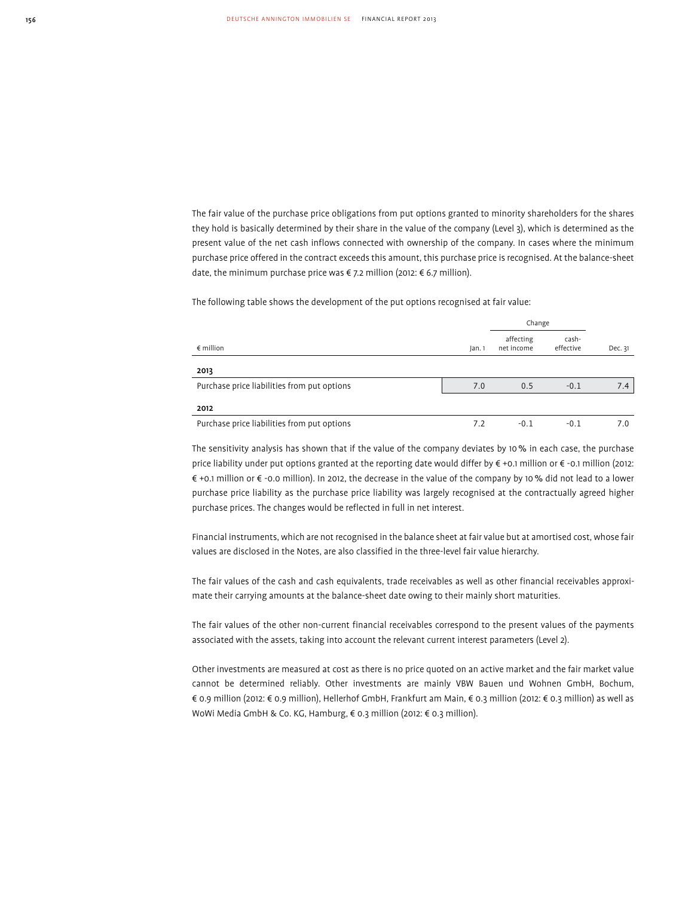The fair value of the purchase price obligations from put options granted to minority shareholders for the shares they hold is basically determined by their share in the value of the company (Level 3), which is determined as the present value of the net cash inflows connected with ownership of the company. In cases where the minimum purchase price offered in the contract exceeds this amount, this purchase price is recognised. At the balance-sheet date, the minimum purchase price was € 7.2 million (2012: € 6.7 million).

The following table shows the development of the put options recognised at fair value:

| € million | Jan. 1 | Change affecting net income | Change cash-effective | Dec. 31 |
|---|---|---|---|---|
| **2013** | | | | |
| Purchase price liabilities from put options | 7.0 | 0.5 | -0.1 | 7.4 |
| **2012** | | | | |
| Purchase price liabilities from put options | 7.2 | -0.1 | -0.1 | 7.0 |

The sensitivity analysis has shown that if the value of the company deviates by 10 % in each case, the purchase price liability under put options granted at the reporting date would differ by € +0.1 million or € -0.1 million (2012: € +0.1 million or € -0.0 million). In 2012, the decrease in the value of the company by 10 % did not lead to a lower purchase price liability as the purchase price liability was largely recognised at the contractually agreed higher purchase prices. The changes would be reflected in full in net interest.

Financial instruments, which are not recognised in the balance sheet at fair value but at amortised cost, whose fair values are disclosed in the Notes, are also classified in the three-level fair value hierarchy.

The fair values of the cash and cash equivalents, trade receivables as well as other financial receivables approximate their carrying amounts at the balance-sheet date owing to their mainly short maturities.

The fair values of the other non-current financial receivables correspond to the present values of the payments associated with the assets, taking into account the relevant current interest parameters (Level 2).

Other investments are measured at cost as there is no price quoted on an active market and the fair market value cannot be determined reliably. Other investments are mainly VBW Bauen und Wohnen GmbH, Bochum, € 0.9 million (2012: € 0.9 million), Hellerhof GmbH, Frankfurt am Main, € 0.3 million (2012: € 0.3 million) as well as WoWi Media GmbH & Co. KG, Hamburg, € 0.3 million (2012: € 0.3 million).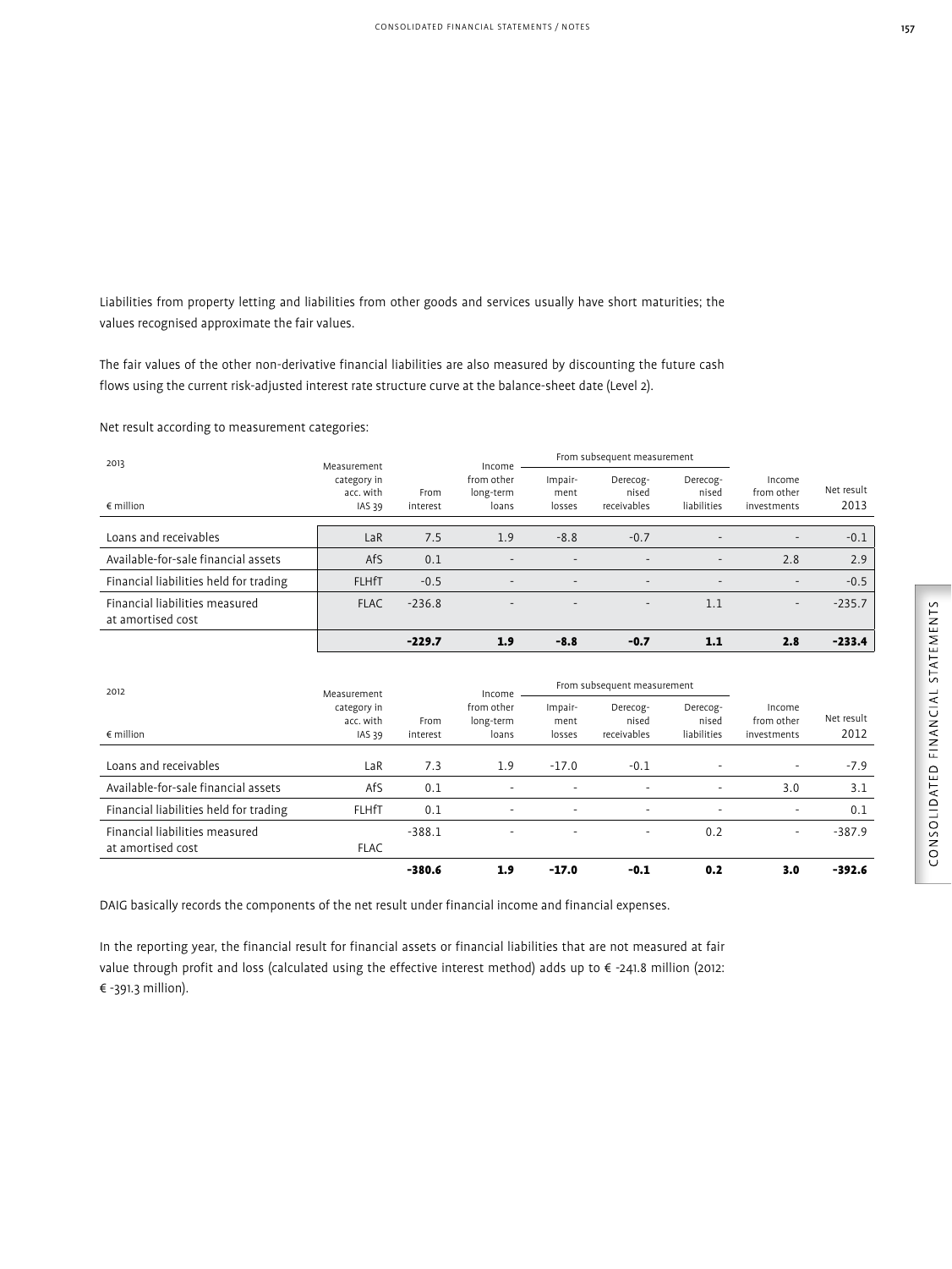Liabilities from property letting and liabilities from other goods and services usually have short maturities; the values recognised approximate the fair values.

The fair values of the other non-derivative financial liabilities are also measured by discounting the future cash flows using the current risk-adjusted interest rate structure curve at the balance-sheet date (Level 2).

Net result according to measurement categories:

| 2013 | Measurement | | Income | From subsequent measurement | | | | |
|---|---|---|---|---|---|---|---|---|
| € million | category in acc. with IAS 39 | From interest | from other long-term loans | Impair-ment losses | Derecog-nised receivables | Derecog-nised liabilities | Income from other investments | Net result 2013 |
| Loans and receivables | LaR | 7.5 | 1.9 | -8.8 | -0.7 | - | - | -0.1 |
| Available-for-sale financial assets | AfS | 0.1 | - | - | - | - | 2.8 | 2.9 |
| Financial liabilities held for trading | FLHfT | -0.5 | - | - | - | - | - | -0.5 |
| Financial liabilities measured at amortised cost | FLAC | -236.8 | - | - | - | 1.1 | - | -235.7 |
| | | **-229.7** | **1.9** | **-8.8** | **-0.7** | **1.1** | **2.8** | **-233.4** |

| 2012 | Measurement | | Income | From subsequent measurement | | | | |
|---|---|---|---|---|---|---|---|---|
| € million | category in acc. with IAS 39 | From interest | from other long-term loans | Impair-ment losses | Derecog-nised receivables | Derecog-nised liabilities | Income from other investments | Net result 2012 |
| Loans and receivables | LaR | 7.3 | 1.9 | -17.0 | -0.1 | - | - | -7.9 |
| Available-for-sale financial assets | AfS | 0.1 | - | - | - | - | 3.0 | 3.1 |
| Financial liabilities held for trading | FLHfT | 0.1 | - | - | - | - | - | 0.1 |
| Financial liabilities measured at amortised cost | FLAC | -388.1 | - | - | - | 0.2 | - | -387.9 |
| | | **-380.6** | **1.9** | **-17.0** | **-0.1** | **0.2** | **3.0** | **-392.6** |

DAIG basically records the components of the net result under financial income and financial expenses.

In the reporting year, the financial result for financial assets or financial liabilities that are not measured at fair value through profit and loss (calculated using the effective interest method) adds up to € -241.8 million (2012: € -391.3 million).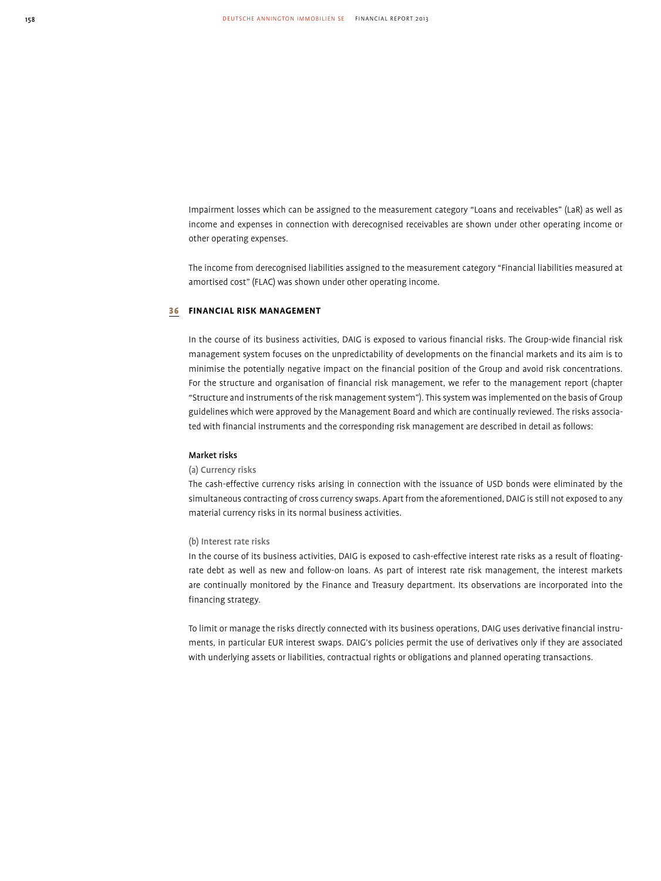Impairment losses which can be assigned to the measurement category "Loans and receivables" (LaR) as well as income and expenses in connection with derecognised receivables are shown under other operating income or other operating expenses.

The income from derecognised liabilities assigned to the measurement category "Financial liabilities measured at amortised cost" (FLAC) was shown under other operating income.

## 36 FINANCIAL RISK MANAGEMENT

In the course of its business activities, DAIG is exposed to various financial risks. The Group-wide financial risk management system focuses on the unpredictability of developments on the financial markets and its aim is to minimise the potentially negative impact on the financial position of the Group and avoid risk concentrations. For the structure and organisation of financial risk management, we refer to the management report (chapter "Structure and instruments of the risk management system"). This system was implemented on the basis of Group guidelines which were approved by the Management Board and which are continually reviewed. The risks associated with financial instruments and the corresponding risk management are described in detail as follows:

### Market risks

#### (a) Currency risks

The cash-effective currency risks arising in connection with the issuance of USD bonds were eliminated by the simultaneous contracting of cross currency swaps. Apart from the aforementioned, DAIG is still not exposed to any material currency risks in its normal business activities.

#### (b) Interest rate risks

In the course of its business activities, DAIG is exposed to cash-effective interest rate risks as a result of floating-rate debt as well as new and follow-on loans. As part of interest rate risk management, the interest markets are continually monitored by the Finance and Treasury department. Its observations are incorporated into the financing strategy.

To limit or manage the risks directly connected with its business operations, DAIG uses derivative financial instruments, in particular EUR interest swaps. DAIG's policies permit the use of derivatives only if they are associated with underlying assets or liabilities, contractual rights or obligations and planned operating transactions.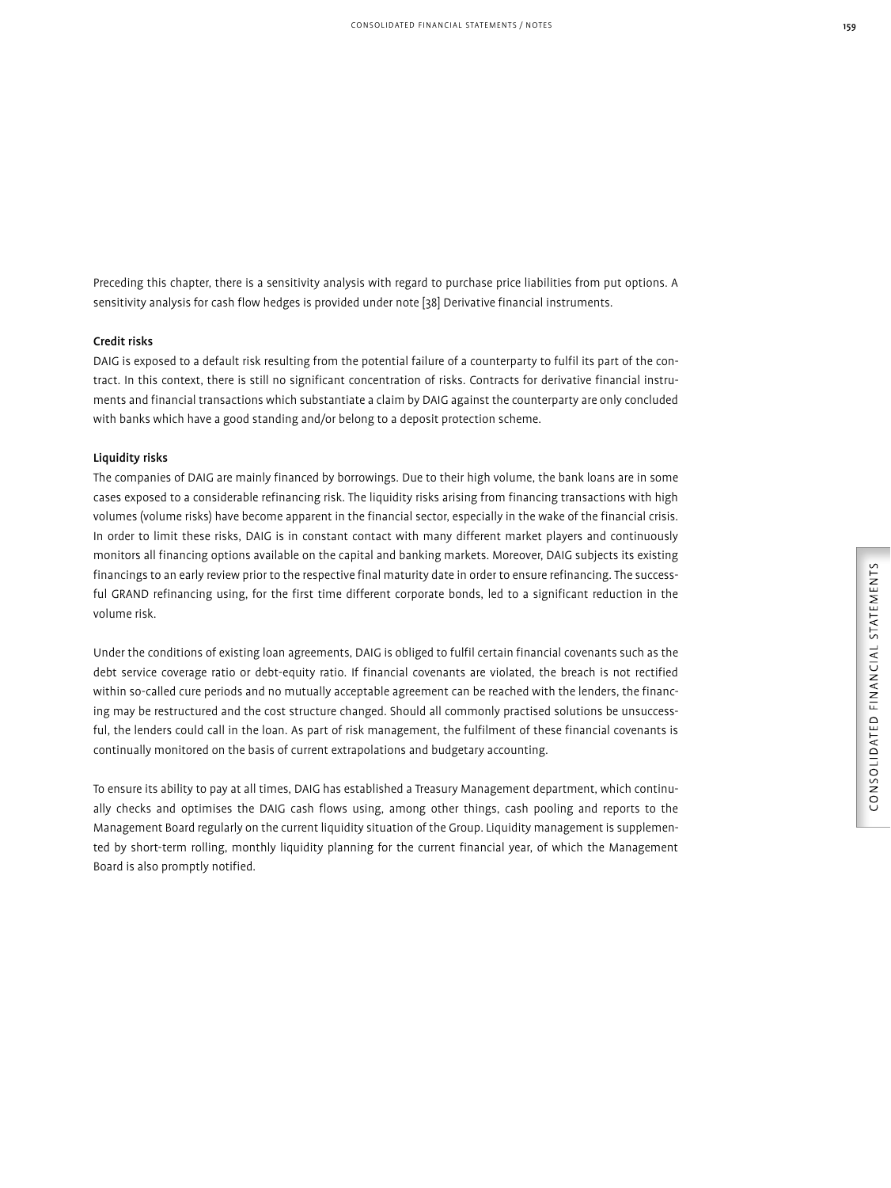Preceding this chapter, there is a sensitivity analysis with regard to purchase price liabilities from put options. A sensitivity analysis for cash flow hedges is provided under note [38] Derivative financial instruments.

**Credit risks**

DAIG is exposed to a default risk resulting from the potential failure of a counterparty to fulfil its part of the contract. In this context, there is still no significant concentration of risks. Contracts for derivative financial instruments and financial transactions which substantiate a claim by DAIG against the counterparty are only concluded with banks which have a good standing and/or belong to a deposit protection scheme.

**Liquidity risks**

The companies of DAIG are mainly financed by borrowings. Due to their high volume, the bank loans are in some cases exposed to a considerable refinancing risk. The liquidity risks arising from financing transactions with high volumes (volume risks) have become apparent in the financial sector, especially in the wake of the financial crisis. In order to limit these risks, DAIG is in constant contact with many different market players and continuously monitors all financing options available on the capital and banking markets. Moreover, DAIG subjects its existing financings to an early review prior to the respective final maturity date in order to ensure refinancing. The successful GRAND refinancing using, for the first time different corporate bonds, led to a significant reduction in the volume risk.

Under the conditions of existing loan agreements, DAIG is obliged to fulfil certain financial covenants such as the debt service coverage ratio or debt-equity ratio. If financial covenants are violated, the breach is not rectified within so-called cure periods and no mutually acceptable agreement can be reached with the lenders, the financing may be restructured and the cost structure changed. Should all commonly practised solutions be unsuccessful, the lenders could call in the loan. As part of risk management, the fulfilment of these financial covenants is continually monitored on the basis of current extrapolations and budgetary accounting.

To ensure its ability to pay at all times, DAIG has established a Treasury Management department, which continually checks and optimises the DAIG cash flows using, among other things, cash pooling and reports to the Management Board regularly on the current liquidity situation of the Group. Liquidity management is supplemented by short-term rolling, monthly liquidity planning for the current financial year, of which the Management Board is also promptly notified.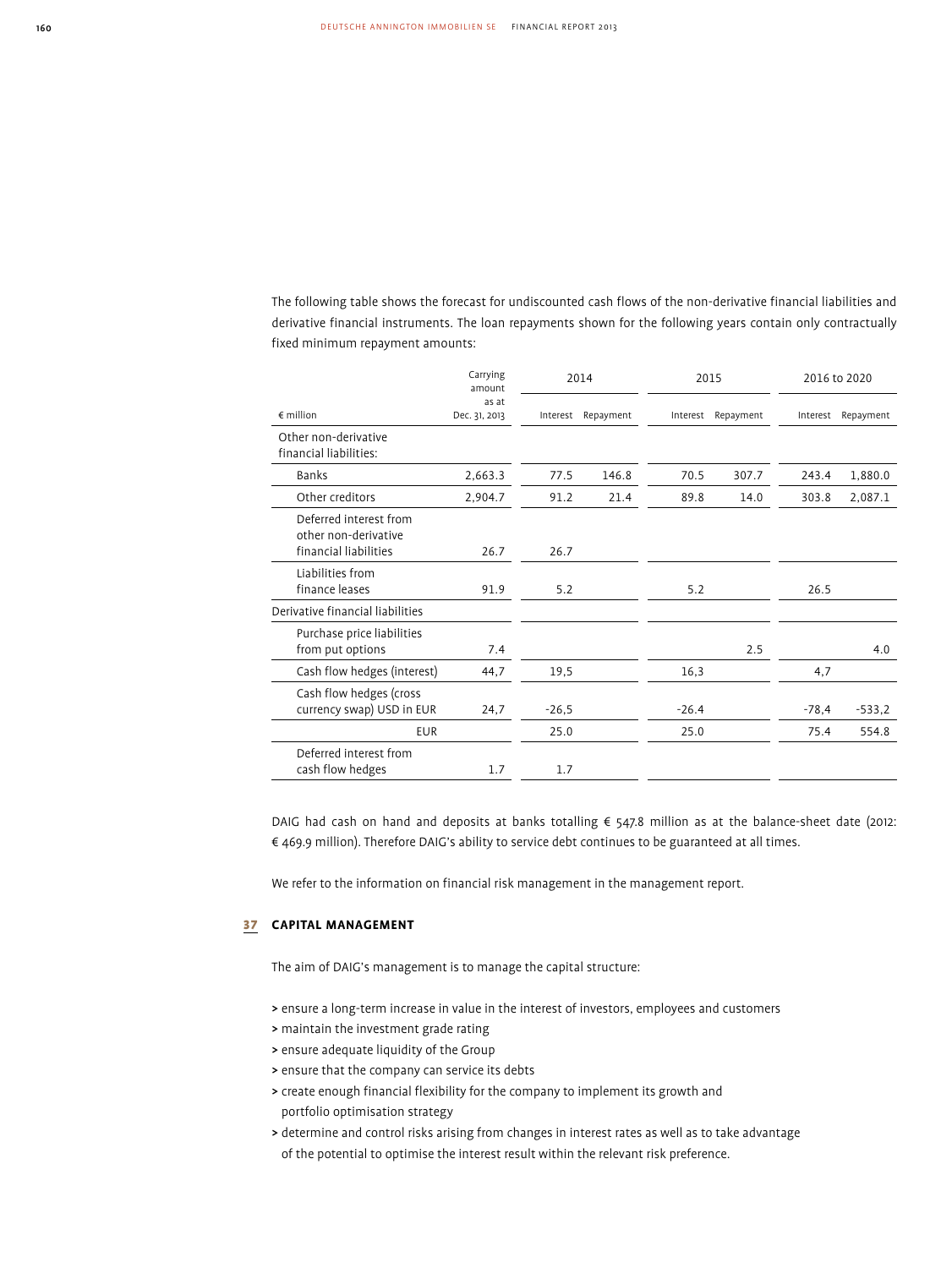The following table shows the forecast for undiscounted cash flows of the non-derivative financial liabilities and derivative financial instruments. The loan repayments shown for the following years contain only contractually fixed minimum repayment amounts:

| € million | Carrying amount as at Dec. 31, 2013 | 2014 | | 2015 | | 2016 to 2020 | |
|---|---|---|---|---|---|---|---|
| | | Interest | Repayment | Interest | Repayment | Interest | Repayment |
| Other non-derivative financial liabilities: | | | | | | | |
| Banks | 2,663.3 | 77.5 | 146.8 | 70.5 | 307.7 | 243.4 | 1,880.0 |
| Other creditors | 2,904.7 | 91.2 | 21.4 | 89.8 | 14.0 | 303.8 | 2,087.1 |
| Deferred interest from other non-derivative financial liabilities | 26.7 | 26.7 | | | | | |
| Liabilities from finance leases | 91.9 | 5.2 | | 5.2 | | 26.5 | |
| Derivative financial liabilities | | | | | | | |
| Purchase price liabilities from put options | 7.4 | | | | 2.5 | | 4.0 |
| Cash flow hedges (interest) | 44,7 | 19,5 | | 16,3 | | 4,7 | |
| Cash flow hedges (cross currency swap) USD in EUR | 24,7 | -26,5 | | -26.4 | | -78,4 | -533,2 |
| EUR | | 25.0 | | 25.0 | | 75.4 | 554.8 |
| Deferred interest from cash flow hedges | 1.7 | 1.7 | | | | | |

DAIG had cash on hand and deposits at banks totalling € 547.8 million as at the balance-sheet date (2012: € 469.9 million). Therefore DAIG's ability to service debt continues to be guaranteed at all times.

We refer to the information on financial risk management in the management report.

## 37 CAPITAL MANAGEMENT

The aim of DAIG's management is to manage the capital structure:

> ensure a long-term increase in value in the interest of investors, employees and customers
> maintain the investment grade rating
> ensure adequate liquidity of the Group
> ensure that the company can service its debts
> create enough financial flexibility for the company to implement its growth and portfolio optimisation strategy
> determine and control risks arising from changes in interest rates as well as to take advantage of the potential to optimise the interest result within the relevant risk preference.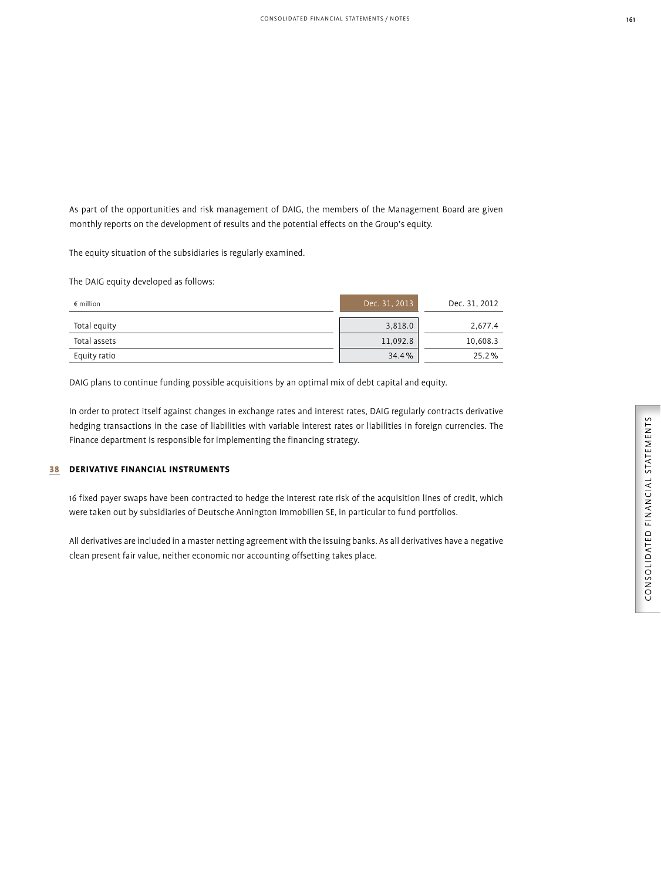As part of the opportunities and risk management of DAIG, the members of the Management Board are given monthly reports on the development of results and the potential effects on the Group's equity.

The equity situation of the subsidiaries is regularly examined.

The DAIG equity developed as follows:

| € million | Dec. 31, 2013 | Dec. 31, 2012 |
|---|---|---|
| Total equity | 3,818.0 | 2,677.4 |
| Total assets | 11,092.8 | 10,608.3 |
| Equity ratio | 34.4 % | 25.2 % |

DAIG plans to continue funding possible acquisitions by an optimal mix of debt capital and equity.

In order to protect itself against changes in exchange rates and interest rates, DAIG regularly contracts derivative hedging transactions in the case of liabilities with variable interest rates or liabilities in foreign currencies. The Finance department is responsible for implementing the financing strategy.

## 38 DERIVATIVE FINANCIAL INSTRUMENTS

16 fixed payer swaps have been contracted to hedge the interest rate risk of the acquisition lines of credit, which were taken out by subsidiaries of Deutsche Annington Immobilien SE, in particular to fund portfolios.

All derivatives are included in a master netting agreement with the issuing banks. As all derivatives have a negative clean present fair value, neither economic nor accounting offsetting takes place.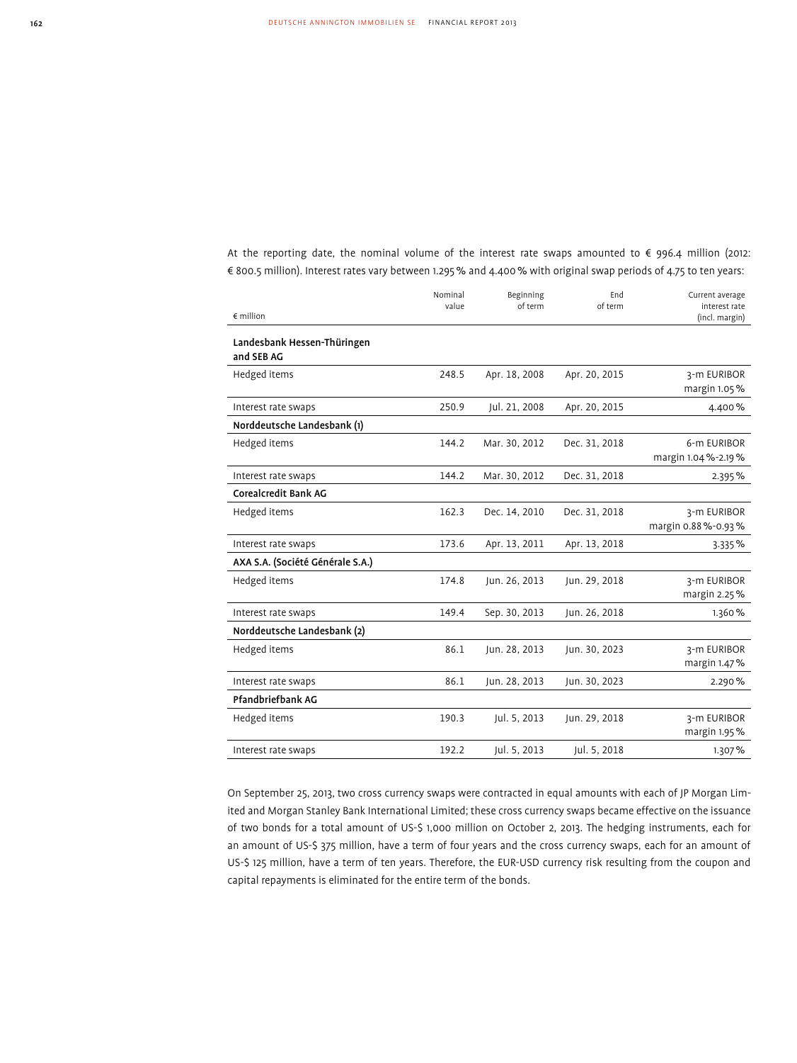At the reporting date, the nominal volume of the interest rate swaps amounted to € 996.4 million (2012: € 800.5 million). Interest rates vary between 1.295 % and 4.400 % with original swap periods of 4.75 to ten years:

| € million | Nominal value | Beginning of term | End of term | Current average interest rate (incl. margin) |
|---|---|---|---|---|
| **Landesbank Hessen-Thüringen and SEB AG** | | | | |
| Hedged items | 248.5 | Apr. 18, 2008 | Apr. 20, 2015 | 3-m EURIBOR margin 1.05 % |
| Interest rate swaps | 250.9 | Jul. 21, 2008 | Apr. 20, 2015 | 4.400 % |
| **Norddeutsche Landesbank (1)** | | | | |
| Hedged items | 144.2 | Mar. 30, 2012 | Dec. 31, 2018 | 6-m EURIBOR margin 1.04 %-2.19 % |
| Interest rate swaps | 144.2 | Mar. 30, 2012 | Dec. 31, 2018 | 2.395 % |
| **Corealcredit Bank AG** | | | | |
| Hedged items | 162.3 | Dec. 14, 2010 | Dec. 31, 2018 | 3-m EURIBOR margin 0.88 %-0.93 % |
| Interest rate swaps | 173.6 | Apr. 13, 2011 | Apr. 13, 2018 | 3.335 % |
| **AXA S.A. (Société Générale S.A.)** | | | | |
| Hedged items | 174.8 | Jun. 26, 2013 | Jun. 29, 2018 | 3-m EURIBOR margin 2.25 % |
| Interest rate swaps | 149.4 | Sep. 30, 2013 | Jun. 26, 2018 | 1.360 % |
| **Norddeutsche Landesbank (2)** | | | | |
| Hedged items | 86.1 | Jun. 28, 2013 | Jun. 30, 2023 | 3-m EURIBOR margin 1.47 % |
| Interest rate swaps | 86.1 | Jun. 28, 2013 | Jun. 30, 2023 | 2.290 % |
| **Pfandbriefbank AG** | | | | |
| Hedged items | 190.3 | Jul. 5, 2013 | Jun. 29, 2018 | 3-m EURIBOR margin 1.95 % |
| Interest rate swaps | 192.2 | Jul. 5, 2013 | Jul. 5, 2018 | 1.307 % |

On September 25, 2013, two cross currency swaps were contracted in equal amounts with each of JP Morgan Limited and Morgan Stanley Bank International Limited; these cross currency swaps became effective on the issuance of two bonds for a total amount of US-$ 1,000 million on October 2, 2013. The hedging instruments, each for an amount of US-$ 375 million, have a term of four years and the cross currency swaps, each for an amount of US-$ 125 million, have a term of ten years. Therefore, the EUR-USD currency risk resulting from the coupon and capital repayments is eliminated for the entire term of the bonds.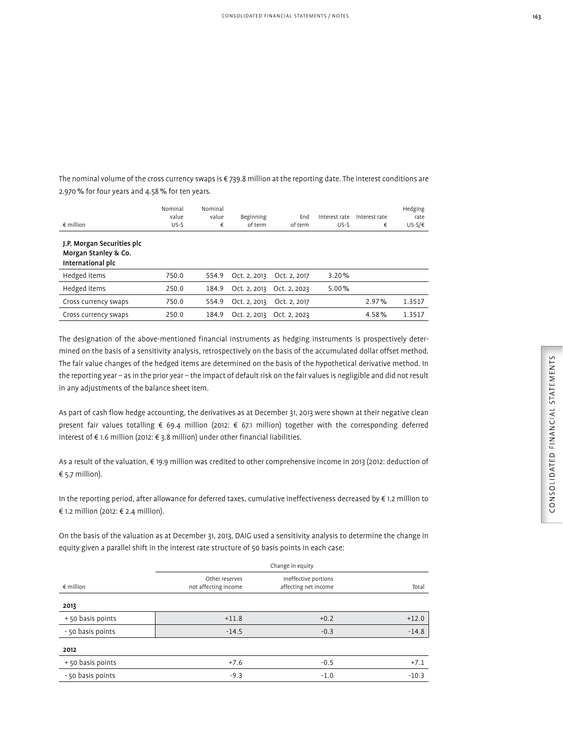The nominal volume of the cross currency swaps is € 739.8 million at the reporting date. The interest conditions are 2.970 % for four years and 4.58 % for ten years.

| € million | Nominal value US-$ | Nominal value € | Beginning of term | End of term | Interest rate US-$ | Interest rate € | Hedging rate US-$/€ |
|---|---|---|---|---|---|---|---|
| **J.P. Morgan Securities plc Morgan Stanley & Co. International plc** | | | | | | | |
| Hedged items | 750.0 | 554.9 | Oct. 2, 2013 | Oct. 2, 2017 | 3.20 % | | |
| Hedged items | 250.0 | 184.9 | Oct. 2, 2013 | Oct. 2, 2023 | 5.00 % | | |
| Cross currency swaps | 750.0 | 554.9 | Oct. 2, 2013 | Oct. 2, 2017 | | 2.97 % | 1.3517 |
| Cross currency swaps | 250.0 | 184.9 | Oct. 2, 2013 | Oct. 2, 2023 | | 4.58 % | 1.3517 |

The designation of the above-mentioned financial instruments as hedging instruments is prospectively determined on the basis of a sensitivity analysis, retrospectively on the basis of the accumulated dollar offset method. The fair value changes of the hedged items are determined on the basis of the hypothetical derivative method. In the reporting year – as in the prior year – the impact of default risk on the fair values is negligible and did not result in any adjustments of the balance sheet item.

As part of cash flow hedge accounting, the derivatives as at December 31, 2013 were shown at their negative clean present fair values totalling € 69.4 million (2012: € 67.1 million) together with the corresponding deferred interest of € 1.6 million (2012: € 3.8 million) under other financial liabilities.

As a result of the valuation, € 19.9 million was credited to other comprehensive income in 2013 (2012: deduction of € 5.7 million).

In the reporting period, after allowance for deferred taxes, cumulative ineffectiveness decreased by € 1.2 million to € 1.2 million (2012: € 2.4 million).

On the basis of the valuation as at December 31, 2013, DAIG used a sensitivity analysis to determine the change in equity given a parallel shift in the interest rate structure of 50 basis points in each case:

| | Change in equity | | |
|---|---|---|---|
| € million | Other reserves not affecting income | Ineffective portions affecting net income | Total |
| **2013** | | | |
| + 50 basis points | +11.8 | +0.2 | +12.0 |
| - 50 basis points | -14.5 | -0.3 | -14.8 |
| **2012** | | | |
| + 50 basis points | +7.6 | -0.5 | +7.1 |
| - 50 basis points | -9.3 | -1.0 | -10.3 |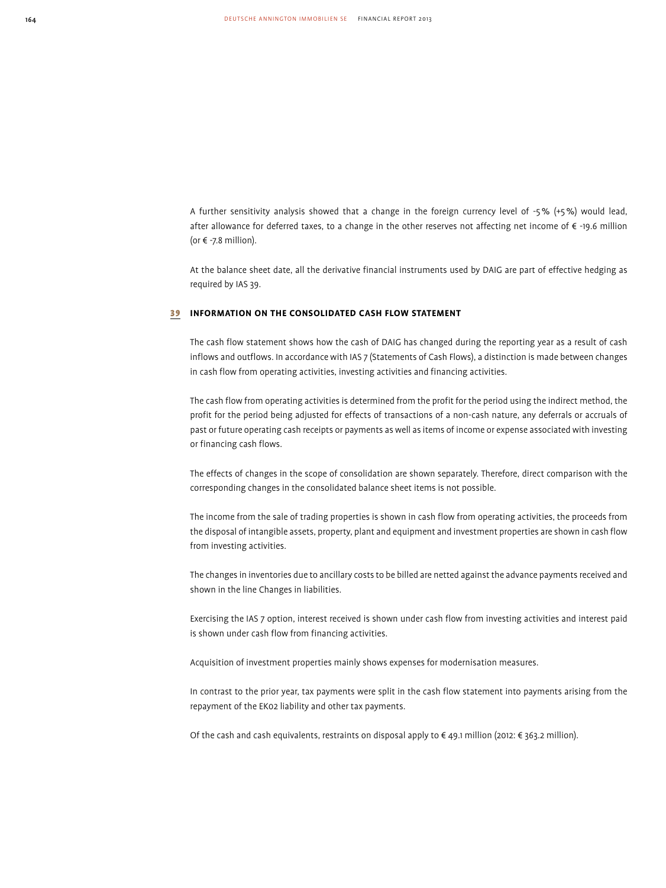A further sensitivity analysis showed that a change in the foreign currency level of -5 % (+5 %) would lead, after allowance for deferred taxes, to a change in the other reserves not affecting net income of € -19.6 million (or € -7.8 million).

At the balance sheet date, all the derivative financial instruments used by DAIG are part of effective hedging as required by IAS 39.

## 39 INFORMATION ON THE CONSOLIDATED CASH FLOW STATEMENT

The cash flow statement shows how the cash of DAIG has changed during the reporting year as a result of cash inflows and outflows. In accordance with IAS 7 (Statements of Cash Flows), a distinction is made between changes in cash flow from operating activities, investing activities and financing activities.

The cash flow from operating activities is determined from the profit for the period using the indirect method, the profit for the period being adjusted for effects of transactions of a non-cash nature, any deferrals or accruals of past or future operating cash receipts or payments as well as items of income or expense associated with investing or financing cash flows.

The effects of changes in the scope of consolidation are shown separately. Therefore, direct comparison with the corresponding changes in the consolidated balance sheet items is not possible.

The income from the sale of trading properties is shown in cash flow from operating activities, the proceeds from the disposal of intangible assets, property, plant and equipment and investment properties are shown in cash flow from investing activities.

The changes in inventories due to ancillary costs to be billed are netted against the advance payments received and shown in the line Changes in liabilities.

Exercising the IAS 7 option, interest received is shown under cash flow from investing activities and interest paid is shown under cash flow from financing activities.

Acquisition of investment properties mainly shows expenses for modernisation measures.

In contrast to the prior year, tax payments were split in the cash flow statement into payments arising from the repayment of the EK02 liability and other tax payments.

Of the cash and cash equivalents, restraints on disposal apply to € 49.1 million (2012: € 363.2 million).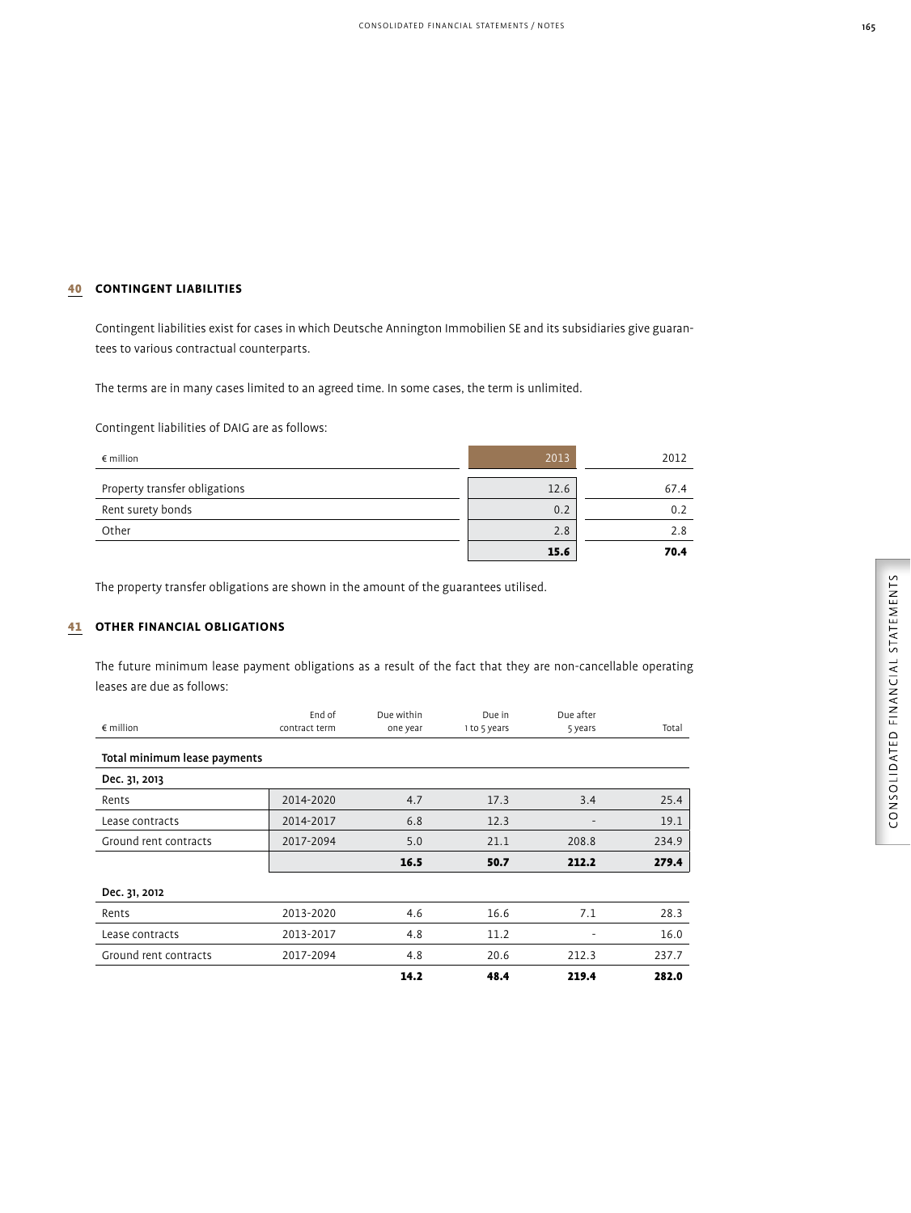## 40 CONTINGENT LIABILITIES

Contingent liabilities exist for cases in which Deutsche Annington Immobilien SE and its subsidiaries give guarantees to various contractual counterparts.

The terms are in many cases limited to an agreed time. In some cases, the term is unlimited.

Contingent liabilities of DAIG are as follows:

| € million | 2013 | 2012 |
|---|---|---|
| Property transfer obligations | 12.6 | 67.4 |
| Rent surety bonds | 0.2 | 0.2 |
| Other | 2.8 | 2.8 |
| | **15.6** | **70.4** |

The property transfer obligations are shown in the amount of the guarantees utilised.

## 41 OTHER FINANCIAL OBLIGATIONS

The future minimum lease payment obligations as a result of the fact that they are non-cancellable operating leases are due as follows:

| € million | End of contract term | Due within one year | Due in 1 to 5 years | Due after 5 years | Total |
|---|---|---|---|---|---|
| **Total minimum lease payments** | | | | | |
| **Dec. 31, 2013** | | | | | |
| Rents | 2014-2020 | 4.7 | 17.3 | 3.4 | 25.4 |
| Lease contracts | 2014-2017 | 6.8 | 12.3 | - | 19.1 |
| Ground rent contracts | 2017-2094 | 5.0 | 21.1 | 208.8 | 234.9 |
| | | **16.5** | **50.7** | **212.2** | **279.4** |
| **Dec. 31, 2012** | | | | | |
| Rents | 2013-2020 | 4.6 | 16.6 | 7.1 | 28.3 |
| Lease contracts | 2013-2017 | 4.8 | 11.2 | - | 16.0 |
| Ground rent contracts | 2017-2094 | 4.8 | 20.6 | 212.3 | 237.7 |
| | | **14.2** | **48.4** | **219.4** | **282.0** |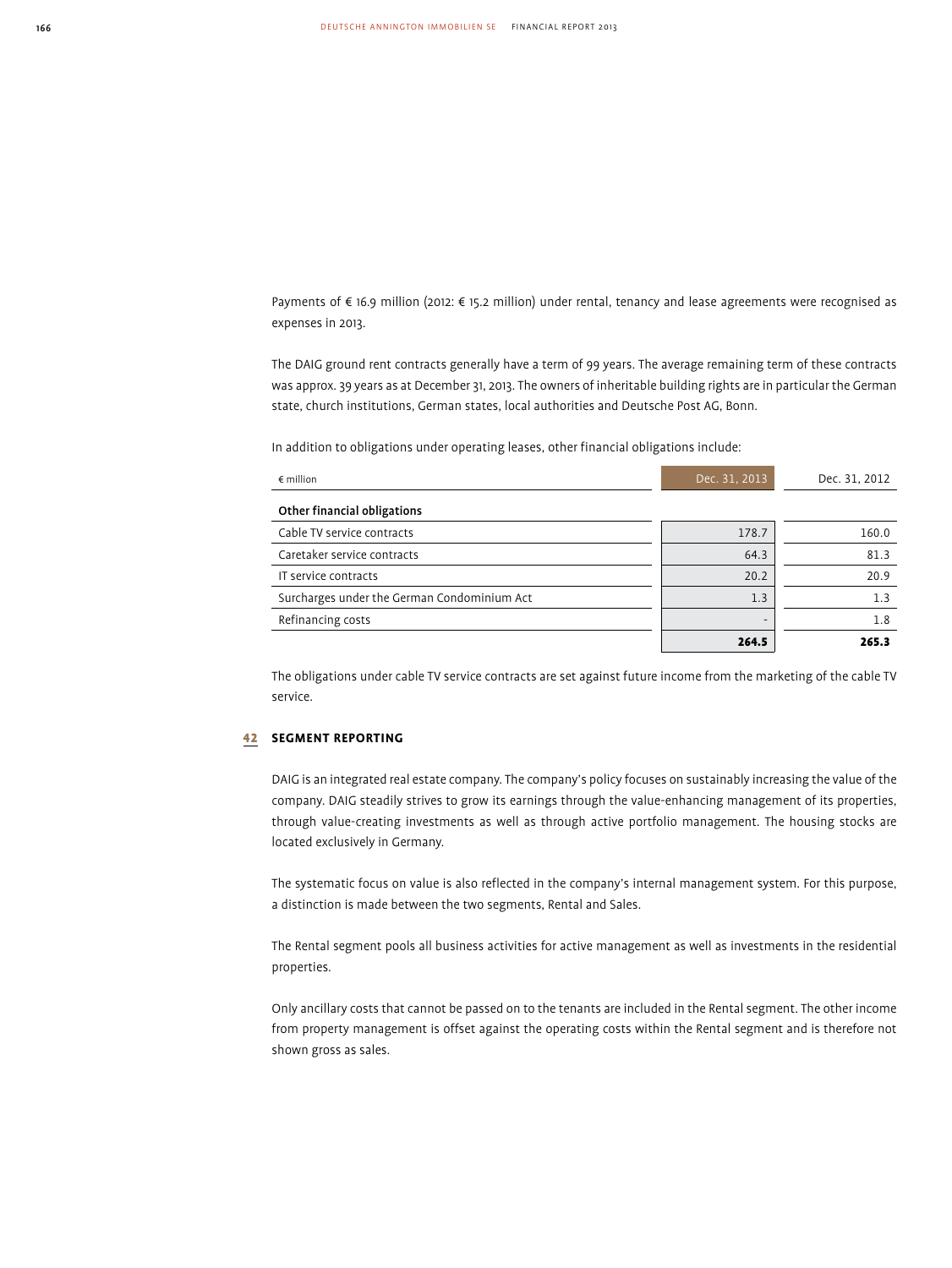Payments of € 16.9 million (2012: € 15.2 million) under rental, tenancy and lease agreements were recognised as expenses in 2013.

The DAIG ground rent contracts generally have a term of 99 years. The average remaining term of these contracts was approx. 39 years as at December 31, 2013. The owners of inheritable building rights are in particular the German state, church institutions, German states, local authorities and Deutsche Post AG, Bonn.

In addition to obligations under operating leases, other financial obligations include:

| € million | Dec. 31, 2013 | Dec. 31, 2012 |
|---|---|---|
| **Other financial obligations** | | |
| Cable TV service contracts | 178.7 | 160.0 |
| Caretaker service contracts | 64.3 | 81.3 |
| IT service contracts | 20.2 | 20.9 |
| Surcharges under the German Condominium Act | 1.3 | 1.3 |
| Refinancing costs | - | 1.8 |
| | **264.5** | **265.3** |

The obligations under cable TV service contracts are set against future income from the marketing of the cable TV service.

## 42 SEGMENT REPORTING

DAIG is an integrated real estate company. The company's policy focuses on sustainably increasing the value of the company. DAIG steadily strives to grow its earnings through the value-enhancing management of its properties, through value-creating investments as well as through active portfolio management. The housing stocks are located exclusively in Germany.

The systematic focus on value is also reflected in the company's internal management system. For this purpose, a distinction is made between the two segments, Rental and Sales.

The Rental segment pools all business activities for active management as well as investments in the residential properties.

Only ancillary costs that cannot be passed on to the tenants are included in the Rental segment. The other income from property management is offset against the operating costs within the Rental segment and is therefore not shown gross as sales.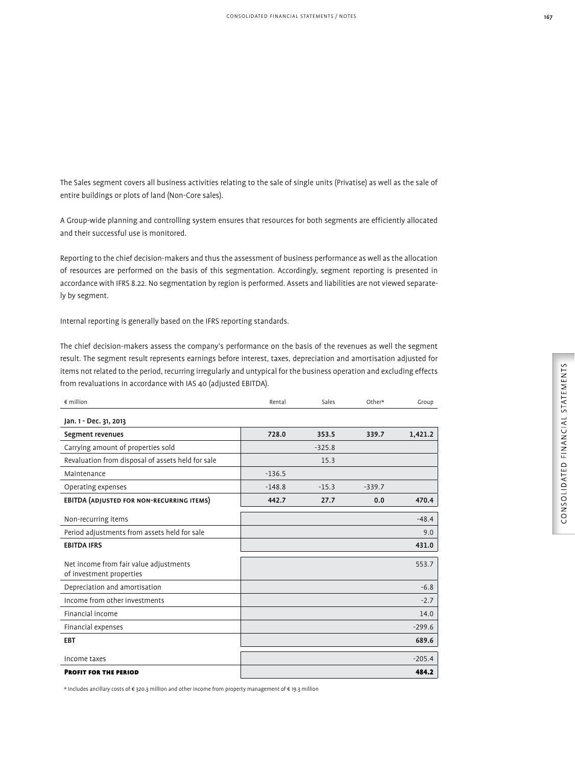The Sales segment covers all business activities relating to the sale of single units (Privatise) as well as the sale of entire buildings or plots of land (Non-Core sales).

A Group-wide planning and controlling system ensures that resources for both segments are efficiently allocated and their successful use is monitored.

Reporting to the chief decision-makers and thus the assessment of business performance as well as the allocation of resources are performed on the basis of this segmentation. Accordingly, segment reporting is presented in accordance with IFRS 8.22. No segmentation by region is performed. Assets and liabilities are not viewed separately by segment.

Internal reporting is generally based on the IFRS reporting standards.

The chief decision-makers assess the company's performance on the basis of the revenues as well the segment result. The segment result represents earnings before interest, taxes, depreciation and amortisation adjusted for items not related to the period, recurring irregularly and untypical for the business operation and excluding effects from revaluations in accordance with IAS 40 (adjusted EBITDA).

| € million | Rental | Sales | Other* | Group |
|---|---|---|---|---|
| **Jan. 1 - Dec. 31, 2013** | | | | |
| **Segment revenues** | **728.0** | **353.5** | **339.7** | **1,421.2** |
| Carrying amount of properties sold | | -325.8 | | |
| Revaluation from disposal of assets held for sale | | 15.3 | | |
| Maintenance | -136.5 | | | |
| Operating expenses | -148.8 | -15.3 | -339.7 | |
| **EBITDA (adjusted for non-recurring items)** | **442.7** | **27.7** | **0.0** | **470.4** |
| Non-recurring items | | | | -48.4 |
| Period adjustments from assets held for sale | | | | 9.0 |
| **EBITDA IFRS** | | | | **431.0** |
| Net income from fair value adjustments of investment properties | | | | 553.7 |
| Depreciation and amortisation | | | | -6.8 |
| Income from other investments | | | | -2.7 |
| Financial income | | | | 14.0 |
| Financial expenses | | | | -299.6 |
| **EBT** | | | | **689.6** |
| Income taxes | | | | -205.4 |
| **Profit for the period** | | | | **484.2** |

* Includes ancillary costs of € 320.3 million and other income from property management of € 19.3 million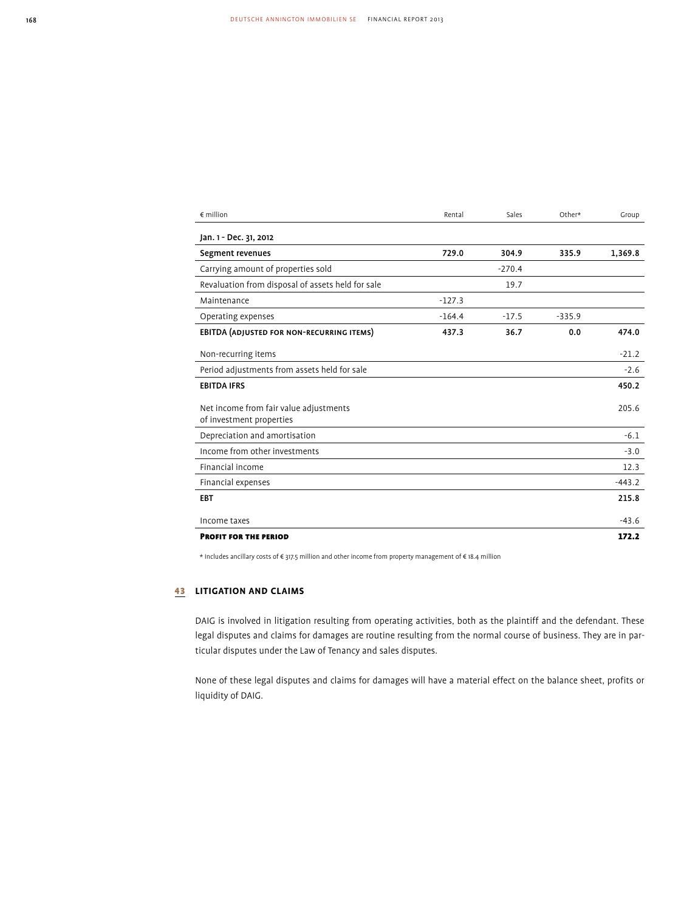| € million | Rental | Sales | Other* | Group |
|---|---|---|---|---|
| **Jan. 1 - Dec. 31, 2012** | | | | |
| **Segment revenues** | **729.0** | **304.9** | **335.9** | **1,369.8** |
| Carrying amount of properties sold | | -270.4 | | |
| Revaluation from disposal of assets held for sale | | 19.7 | | |
| Maintenance | -127.3 | | | |
| Operating expenses | -164.4 | -17.5 | -335.9 | |
| **EBITDA (adjusted for non-recurring items)** | **437.3** | **36.7** | **0.0** | **474.0** |
| Non-recurring items | | | | -21.2 |
| Period adjustments from assets held for sale | | | | -2.6 |
| **EBITDA IFRS** | | | | **450.2** |
| Net income from fair value adjustments of investment properties | | | | 205.6 |
| Depreciation and amortisation | | | | -6.1 |
| Income from other investments | | | | -3.0 |
| Financial income | | | | 12.3 |
| Financial expenses | | | | -443.2 |
| **EBT** | | | | **215.8** |
| Income taxes | | | | -43.6 |
| **Profit for the period** | | | | **172.2** |

* Includes ancillary costs of € 317.5 million and other income from property management of € 18.4 million

## 43 Litigation and Claims

DAIG is involved in litigation resulting from operating activities, both as the plaintiff and the defendant. These legal disputes and claims for damages are routine resulting from the normal course of business. They are in particular disputes under the Law of Tenancy and sales disputes.

None of these legal disputes and claims for damages will have a material effect on the balance sheet, profits or liquidity of DAIG.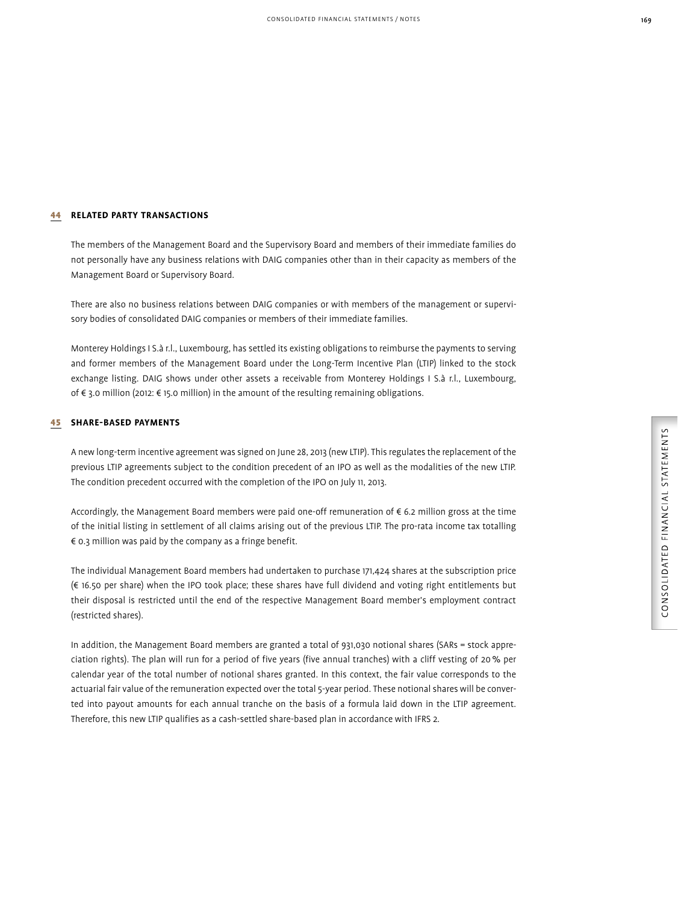## 44 RELATED PARTY TRANSACTIONS

The members of the Management Board and the Supervisory Board and members of their immediate families do not personally have any business relations with DAIG companies other than in their capacity as members of the Management Board or Supervisory Board.

There are also no business relations between DAIG companies or with members of the management or supervisory bodies of consolidated DAIG companies or members of their immediate families.

Monterey Holdings I S.à r.l., Luxembourg, has settled its existing obligations to reimburse the payments to serving and former members of the Management Board under the Long-Term Incentive Plan (LTIP) linked to the stock exchange listing. DAIG shows under other assets a receivable from Monterey Holdings I S.à r.l., Luxembourg, of € 3.0 million (2012: € 15.0 million) in the amount of the resulting remaining obligations.

## 45 SHARE-BASED PAYMENTS

A new long-term incentive agreement was signed on June 28, 2013 (new LTIP). This regulates the replacement of the previous LTIP agreements subject to the condition precedent of an IPO as well as the modalities of the new LTIP. The condition precedent occurred with the completion of the IPO on July 11, 2013.

Accordingly, the Management Board members were paid one-off remuneration of € 6.2 million gross at the time of the initial listing in settlement of all claims arising out of the previous LTIP. The pro-rata income tax totalling € 0.3 million was paid by the company as a fringe benefit.

The individual Management Board members had undertaken to purchase 171,424 shares at the subscription price (€ 16.50 per share) when the IPO took place; these shares have full dividend and voting right entitlements but their disposal is restricted until the end of the respective Management Board member's employment contract (restricted shares).

In addition, the Management Board members are granted a total of 931,030 notional shares (SARs = stock appreciation rights). The plan will run for a period of five years (five annual tranches) with a cliff vesting of 20 % per calendar year of the total number of notional shares granted. In this context, the fair value corresponds to the actuarial fair value of the remuneration expected over the total 5-year period. These notional shares will be converted into payout amounts for each annual tranche on the basis of a formula laid down in the LTIP agreement. Therefore, this new LTIP qualifies as a cash-settled share-based plan in accordance with IFRS 2.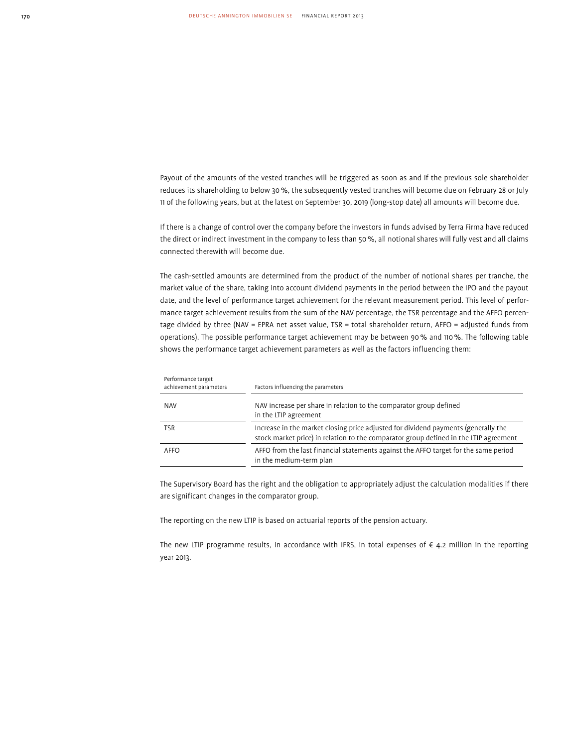Payout of the amounts of the vested tranches will be triggered as soon as and if the previous sole shareholder reduces its shareholding to below 30 %, the subsequently vested tranches will become due on February 28 or July 11 of the following years, but at the latest on September 30, 2019 (long-stop date) all amounts will become due.

If there is a change of control over the company before the investors in funds advised by Terra Firma have reduced the direct or indirect investment in the company to less than 50 %, all notional shares will fully vest and all claims connected therewith will become due.

The cash-settled amounts are determined from the product of the number of notional shares per tranche, the market value of the share, taking into account dividend payments in the period between the IPO and the payout date, and the level of performance target achievement for the relevant measurement period. This level of performance target achievement results from the sum of the NAV percentage, the TSR percentage and the AFFO percentage divided by three (NAV = EPRA net asset value, TSR = total shareholder return, AFFO = adjusted funds from operations). The possible performance target achievement may be between 90 % and 110 %. The following table shows the performance target achievement parameters as well as the factors influencing them:

| Performance target achievement parameters | Factors influencing the parameters |
|---|---|
| NAV | NAV increase per share in relation to the comparator group defined in the LTIP agreement |
| TSR | Increase in the market closing price adjusted for dividend payments (generally the stock market price) in relation to the comparator group defined in the LTIP agreement |
| AFFO | AFFO from the last financial statements against the AFFO target for the same period in the medium-term plan |

The Supervisory Board has the right and the obligation to appropriately adjust the calculation modalities if there are significant changes in the comparator group.

The reporting on the new LTIP is based on actuarial reports of the pension actuary.

The new LTIP programme results, in accordance with IFRS, in total expenses of € 4.2 million in the reporting year 2013.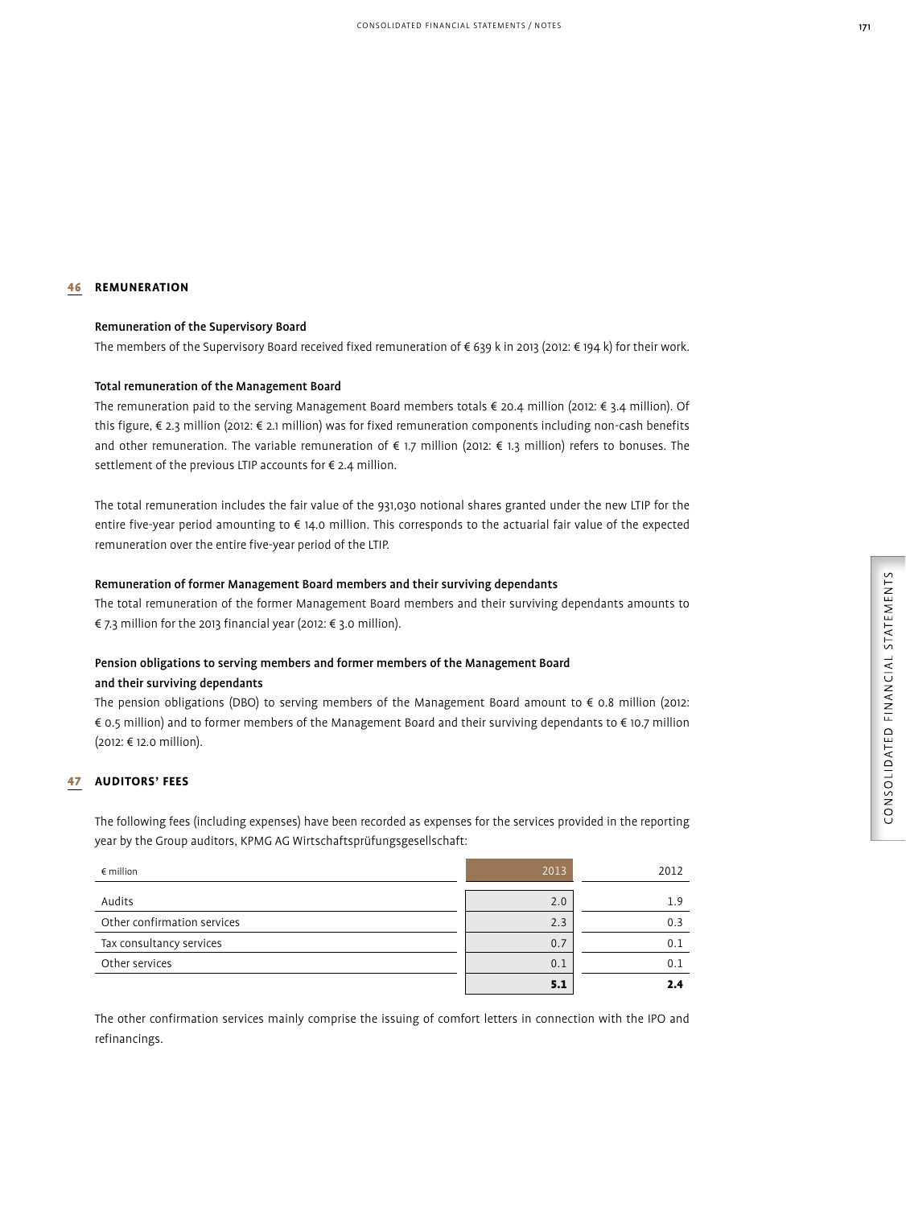## 46 REMUNERATION

### Remuneration of the Supervisory Board

The members of the Supervisory Board received fixed remuneration of € 639 k in 2013 (2012: € 194 k) for their work.

### Total remuneration of the Management Board

The remuneration paid to the serving Management Board members totals € 20.4 million (2012: € 3.4 million). Of this figure, € 2.3 million (2012: € 2.1 million) was for fixed remuneration components including non-cash benefits and other remuneration. The variable remuneration of € 1.7 million (2012: € 1.3 million) refers to bonuses. The settlement of the previous LTIP accounts for € 2.4 million.

The total remuneration includes the fair value of the 931,030 notional shares granted under the new LTIP for the entire five-year period amounting to € 14.0 million. This corresponds to the actuarial fair value of the expected remuneration over the entire five-year period of the LTIP.

### Remuneration of former Management Board members and their surviving dependants

The total remuneration of the former Management Board members and their surviving dependants amounts to € 7.3 million for the 2013 financial year (2012: € 3.0 million).

### Pension obligations to serving members and former members of the Management Board and their surviving dependants

The pension obligations (DBO) to serving members of the Management Board amount to € 0.8 million (2012: € 0.5 million) and to former members of the Management Board and their surviving dependants to € 10.7 million (2012: € 12.0 million).

## 47 AUDITORS' FEES

The following fees (including expenses) have been recorded as expenses for the services provided in the reporting year by the Group auditors, KPMG AG Wirtschaftsprüfungsgesellschaft:

| € million | 2013 | 2012 |
|---|---|---|
| Audits | 2.0 | 1.9 |
| Other confirmation services | 2.3 | 0.3 |
| Tax consultancy services | 0.7 | 0.1 |
| Other services | 0.1 | 0.1 |
| | **5.1** | **2.4** |

The other confirmation services mainly comprise the issuing of comfort letters in connection with the IPO and refinancings.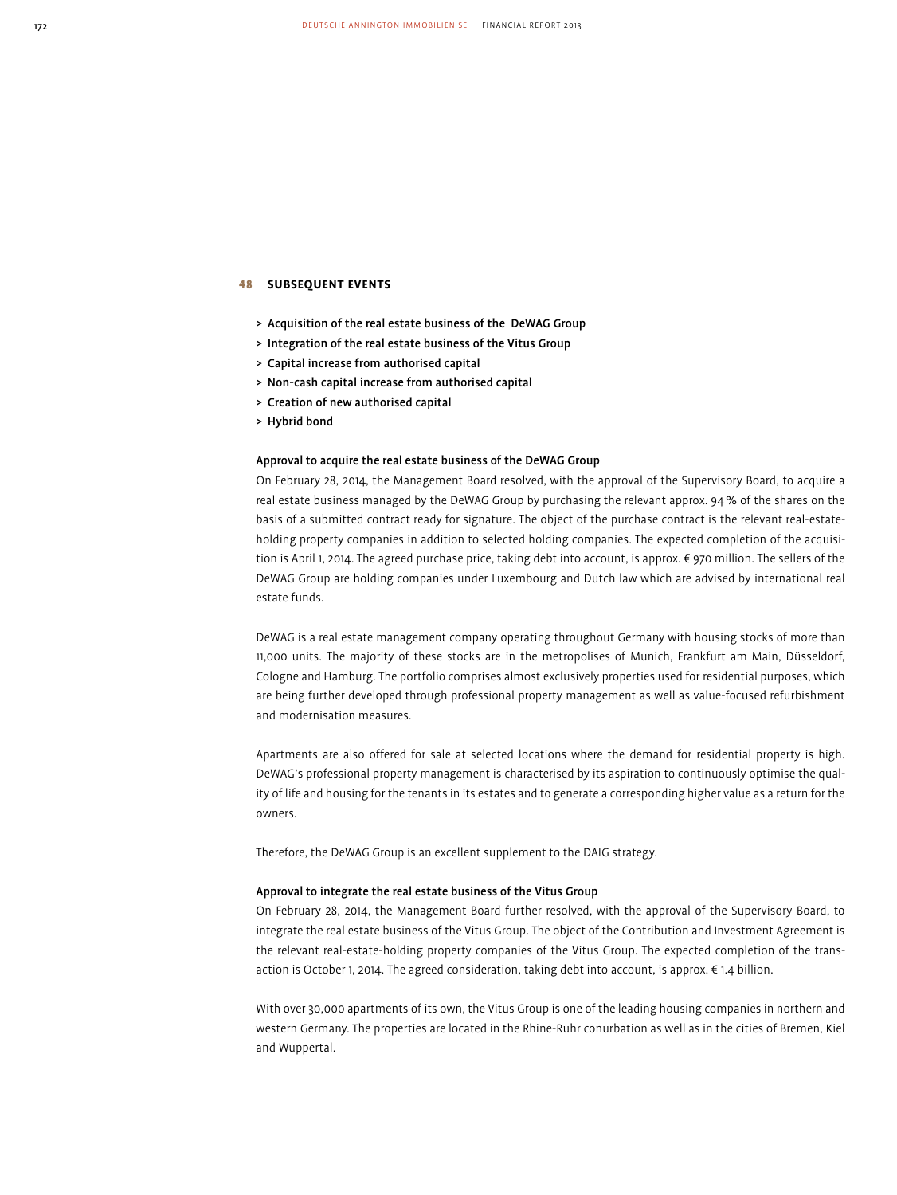## 48 SUBSEQUENT EVENTS

- > Acquisition of the real estate business of the DeWAG Group
- > Integration of the real estate business of the Vitus Group
- > Capital increase from authorised capital
- > Non-cash capital increase from authorised capital
- > Creation of new authorised capital
- > Hybrid bond

### Approval to acquire the real estate business of the DeWAG Group

On February 28, 2014, the Management Board resolved, with the approval of the Supervisory Board, to acquire a real estate business managed by the DeWAG Group by purchasing the relevant approx. 94 % of the shares on the basis of a submitted contract ready for signature. The object of the purchase contract is the relevant real-estate-holding property companies in addition to selected holding companies. The expected completion of the acquisition is April 1, 2014. The agreed purchase price, taking debt into account, is approx. € 970 million. The sellers of the DeWAG Group are holding companies under Luxembourg and Dutch law which are advised by international real estate funds.

DeWAG is a real estate management company operating throughout Germany with housing stocks of more than 11,000 units. The majority of these stocks are in the metropolises of Munich, Frankfurt am Main, Düsseldorf, Cologne and Hamburg. The portfolio comprises almost exclusively properties used for residential purposes, which are being further developed through professional property management as well as value-focused refurbishment and modernisation measures.

Apartments are also offered for sale at selected locations where the demand for residential property is high. DeWAG's professional property management is characterised by its aspiration to continuously optimise the quality of life and housing for the tenants in its estates and to generate a corresponding higher value as a return for the owners.

Therefore, the DeWAG Group is an excellent supplement to the DAIG strategy.

### Approval to integrate the real estate business of the Vitus Group

On February 28, 2014, the Management Board further resolved, with the approval of the Supervisory Board, to integrate the real estate business of the Vitus Group. The object of the Contribution and Investment Agreement is the relevant real-estate-holding property companies of the Vitus Group. The expected completion of the transaction is October 1, 2014. The agreed consideration, taking debt into account, is approx. € 1.4 billion.

With over 30,000 apartments of its own, the Vitus Group is one of the leading housing companies in northern and western Germany. The properties are located in the Rhine-Ruhr conurbation as well as in the cities of Bremen, Kiel and Wuppertal.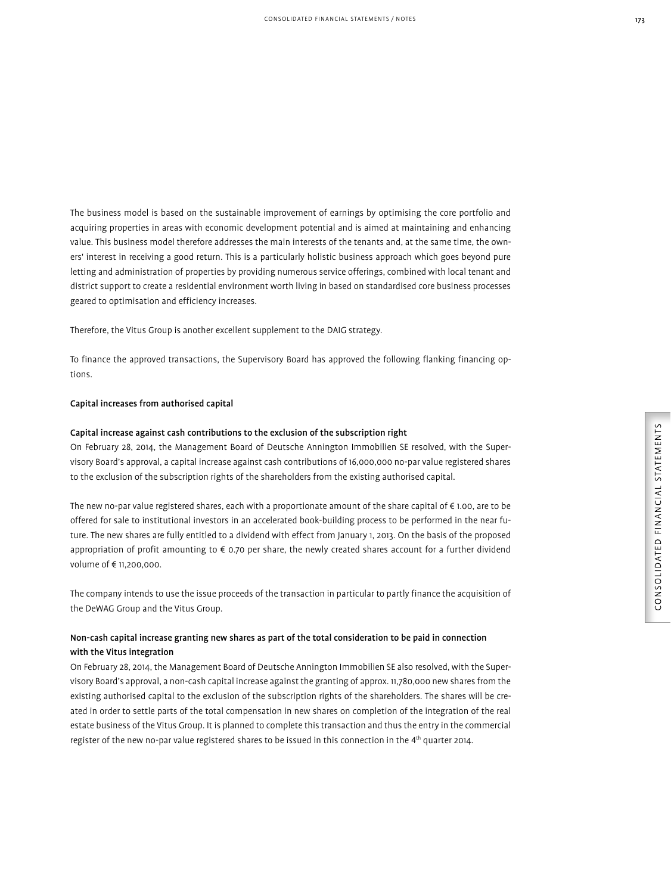The business model is based on the sustainable improvement of earnings by optimising the core portfolio and acquiring properties in areas with economic development potential and is aimed at maintaining and enhancing value. This business model therefore addresses the main interests of the tenants and, at the same time, the owners' interest in receiving a good return. This is a particularly holistic business approach which goes beyond pure letting and administration of properties by providing numerous service offerings, combined with local tenant and district support to create a residential environment worth living in based on standardised core business processes geared to optimisation and efficiency increases.

Therefore, the Vitus Group is another excellent supplement to the DAIG strategy.

To finance the approved transactions, the Supervisory Board has approved the following flanking financing options.

### Capital increases from authorised capital

#### Capital increase against cash contributions to the exclusion of the subscription right

On February 28, 2014, the Management Board of Deutsche Annington Immobilien SE resolved, with the Supervisory Board's approval, a capital increase against cash contributions of 16,000,000 no-par value registered shares to the exclusion of the subscription rights of the shareholders from the existing authorised capital.

The new no-par value registered shares, each with a proportionate amount of the share capital of € 1.00, are to be offered for sale to institutional investors in an accelerated book-building process to be performed in the near future. The new shares are fully entitled to a dividend with effect from January 1, 2013. On the basis of the proposed appropriation of profit amounting to € 0.70 per share, the newly created shares account for a further dividend volume of € 11,200,000.

The company intends to use the issue proceeds of the transaction in particular to partly finance the acquisition of the DeWAG Group and the Vitus Group.

#### Non-cash capital increase granting new shares as part of the total consideration to be paid in connection with the Vitus integration

On February 28, 2014, the Management Board of Deutsche Annington Immobilien SE also resolved, with the Supervisory Board's approval, a non-cash capital increase against the granting of approx. 11,780,000 new shares from the existing authorised capital to the exclusion of the subscription rights of the shareholders. The shares will be created in order to settle parts of the total compensation in new shares on completion of the integration of the real estate business of the Vitus Group. It is planned to complete this transaction and thus the entry in the commercial register of the new no-par value registered shares to be issued in this connection in the 4th quarter 2014.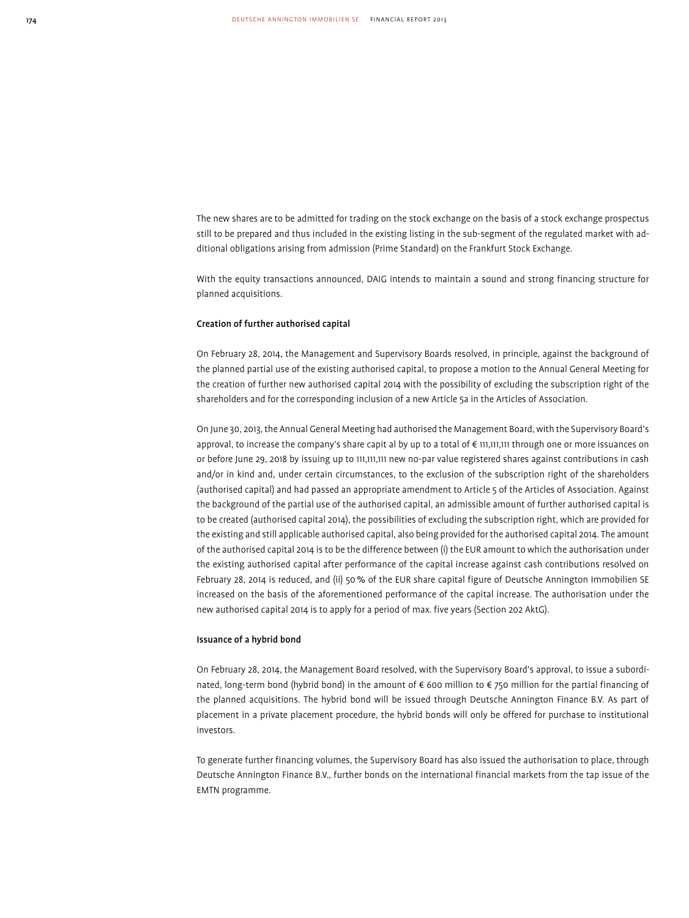The new shares are to be admitted for trading on the stock exchange on the basis of a stock exchange prospectus still to be prepared and thus included in the existing listing in the sub-segment of the regulated market with additional obligations arising from admission (Prime Standard) on the Frankfurt Stock Exchange.

With the equity transactions announced, DAIG intends to maintain a sound and strong financing structure for planned acquisitions.

**Creation of further authorised capital**

On February 28, 2014, the Management and Supervisory Boards resolved, in principle, against the background of the planned partial use of the existing authorised capital, to propose a motion to the Annual General Meeting for the creation of further new authorised capital 2014 with the possibility of excluding the subscription right of the shareholders and for the corresponding inclusion of a new Article 5a in the Articles of Association.

On June 30, 2013, the Annual General Meeting had authorised the Management Board, with the Supervisory Board's approval, to increase the company's share capit al by up to a total of € 111,111,111 through one or more issuances on or before June 29, 2018 by issuing up to 111,111,111 new no-par value registered shares against contributions in cash and/or in kind and, under certain circumstances, to the exclusion of the subscription right of the shareholders (authorised capital) and had passed an appropriate amendment to Article 5 of the Articles of Association. Against the background of the partial use of the authorised capital, an admissible amount of further authorised capital is to be created (authorised capital 2014), the possibilities of excluding the subscription right, which are provided for the existing and still applicable authorised capital, also being provided for the authorised capital 2014. The amount of the authorised capital 2014 is to be the difference between (i) the EUR amount to which the authorisation under the existing authorised capital after performance of the capital increase against cash contributions resolved on February 28, 2014 is reduced, and (ii) 50 % of the EUR share capital figure of Deutsche Annington Immobilien SE increased on the basis of the aforementioned performance of the capital increase. The authorisation under the new authorised capital 2014 is to apply for a period of max. five years (Section 202 AktG).

**Issuance of a hybrid bond**

On February 28, 2014, the Management Board resolved, with the Supervisory Board's approval, to issue a subordinated, long-term bond (hybrid bond) in the amount of € 600 million to € 750 million for the partial financing of the planned acquisitions. The hybrid bond will be issued through Deutsche Annington Finance B.V. As part of placement in a private placement procedure, the hybrid bonds will only be offered for purchase to institutional investors.

To generate further financing volumes, the Supervisory Board has also issued the authorisation to place, through Deutsche Annington Finance B.V., further bonds on the international financial markets from the tap issue of the EMTN programme.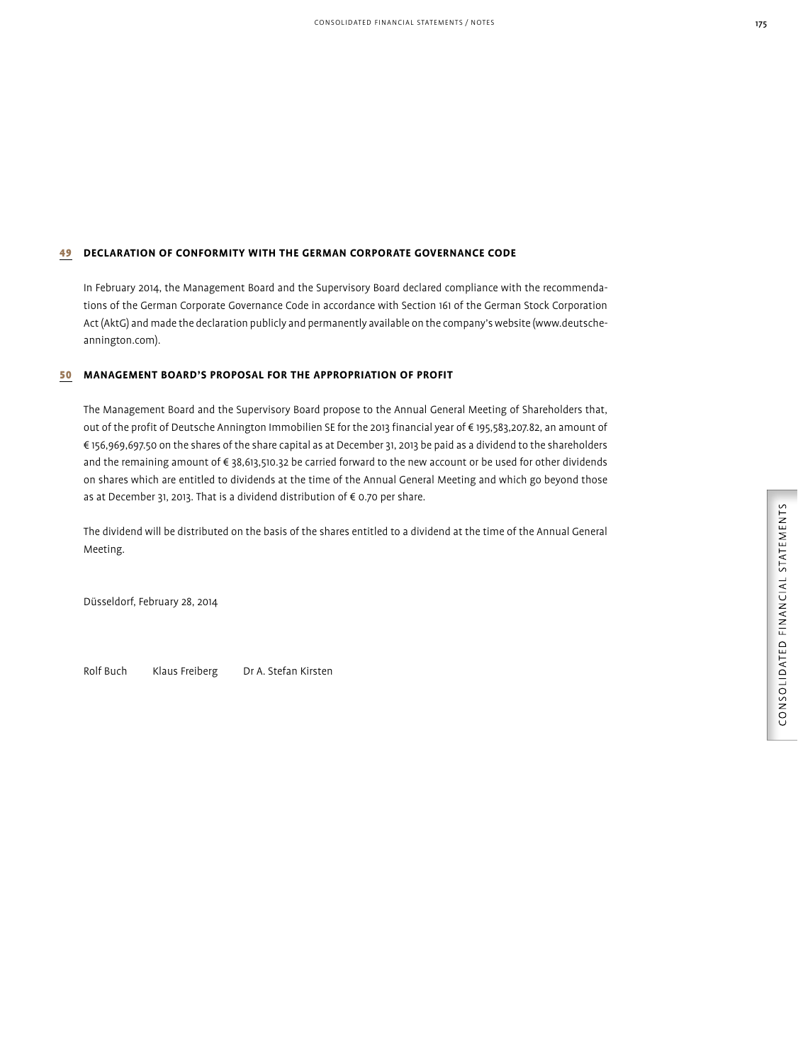## 49 DECLARATION OF CONFORMITY WITH THE GERMAN CORPORATE GOVERNANCE CODE

In February 2014, the Management Board and the Supervisory Board declared compliance with the recommendations of the German Corporate Governance Code in accordance with Section 161 of the German Stock Corporation Act (AktG) and made the declaration publicly and permanently available on the company's website (www.deutsche-annington.com).

## 50 MANAGEMENT BOARD'S PROPOSAL FOR THE APPROPRIATION OF PROFIT

The Management Board and the Supervisory Board propose to the Annual General Meeting of Shareholders that, out of the profit of Deutsche Annington Immobilien SE for the 2013 financial year of € 195,583,207.82, an amount of € 156,969,697.50 on the shares of the share capital as at December 31, 2013 be paid as a dividend to the shareholders and the remaining amount of € 38,613,510.32 be carried forward to the new account or be used for other dividends on shares which are entitled to dividends at the time of the Annual General Meeting and which go beyond those as at December 31, 2013. That is a dividend distribution of € 0.70 per share.

The dividend will be distributed on the basis of the shares entitled to a dividend at the time of the Annual General Meeting.

Düsseldorf, February 28, 2014

Rolf Buch   Klaus Freiberg   Dr A. Stefan Kirsten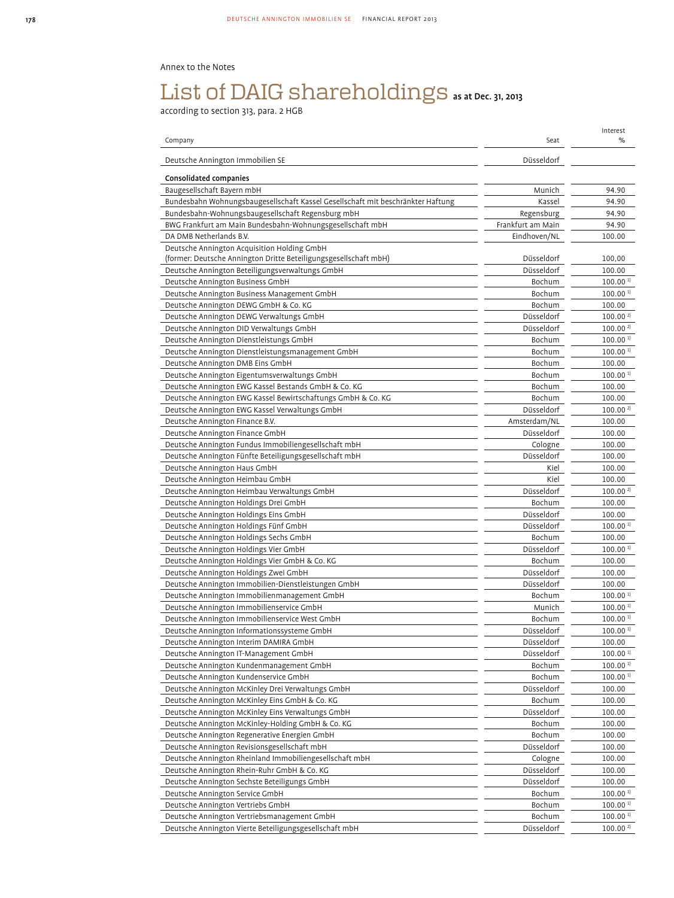Annex to the Notes

# List of DAIG shareholdings **as at Dec. 31, 2013**

according to section 313, para. 2 HGB

| Company | Seat | Interest % |
|---|---|---|
| Deutsche Annington Immobilien SE | Düsseldorf | |
| **Consolidated companies** | | |
| Baugesellschaft Bayern mbH | Munich | 94.90 |
| Bundesbahn Wohnungsbaugesellschaft Kassel Gesellschaft mit beschränkter Haftung | Kassel | 94.90 |
| Bundesbahn-Wohnungsbaugesellschaft Regensburg mbH | Regensburg | 94.90 |
| BWG Frankfurt am Main Bundesbahn-Wohnungsgesellschaft mbH | Frankfurt am Main | 94.90 |
| DA DMB Netherlands B.V. | Eindhoven/NL | 100.00 |
| Deutsche Annington Acquisition Holding GmbH (former: Deutsche Annington Dritte Beteiligungsgesellschaft mbH) | Düsseldorf | 100,00 |
| Deutsche Annington Beteiligungsverwaltungs GmbH | Düsseldorf | 100.00 |
| Deutsche Annington Business GmbH | Bochum | 100.00 [1] |
| Deutsche Annington Business Management GmbH | Bochum | 100.00 [1] |
| Deutsche Annington DEWG GmbH & Co. KG | Bochum | 100.00 |
| Deutsche Annington DEWG Verwaltungs GmbH | Düsseldorf | 100.00 [2] |
| Deutsche Annington DID Verwaltungs GmbH | Düsseldorf | 100.00 [2] |
| Deutsche Annington Dienstleistungs GmbH | Bochum | 100.00 [1] |
| Deutsche Annington Dienstleistungsmanagement GmbH | Bochum | 100.00 [1] |
| Deutsche Annington DMB Eins GmbH | Bochum | 100.00 |
| Deutsche Annington Eigentumsverwaltungs GmbH | Bochum | 100.00 [1] |
| Deutsche Annington EWG Kassel Bestands GmbH & Co. KG | Bochum | 100.00 |
| Deutsche Annington EWG Kassel Bewirtschaftungs GmbH & Co. KG | Bochum | 100.00 |
| Deutsche Annington EWG Kassel Verwaltungs GmbH | Düsseldorf | 100.00 [2] |
| Deutsche Annington Finance B.V. | Amsterdam/NL | 100.00 |
| Deutsche Annington Finance GmbH | Düsseldorf | 100.00 |
| Deutsche Annington Fundus Immobiliengesellschaft mbH | Cologne | 100.00 |
| Deutsche Annington Fünfte Beteiligungsgesellschaft mbH | Düsseldorf | 100.00 |
| Deutsche Annington Haus GmbH | Kiel | 100.00 |
| Deutsche Annington Heimbau GmbH | Kiel | 100.00 |
| Deutsche Annington Heimbau Verwaltungs GmbH | Düsseldorf | 100.00 [2] |
| Deutsche Annington Holdings Drei GmbH | Bochum | 100.00 |
| Deutsche Annington Holdings Eins GmbH | Düsseldorf | 100.00 |
| Deutsche Annington Holdings Fünf GmbH | Düsseldorf | 100.00 [1] |
| Deutsche Annington Holdings Sechs GmbH | Bochum | 100.00 |
| Deutsche Annington Holdings Vier GmbH | Düsseldorf | 100.00 [1] |
| Deutsche Annington Holdings Vier GmbH & Co. KG | Bochum | 100.00 |
| Deutsche Annington Holdings Zwei GmbH | Düsseldorf | 100.00 |
| Deutsche Annington Immobilien-Dienstleistungen GmbH | Düsseldorf | 100.00 |
| Deutsche Annington Immobilienmanagement GmbH | Bochum | 100.00 [1] |
| Deutsche Annington Immobilienservice GmbH | Munich | 100.00 [1] |
| Deutsche Annington Immobilienservice West GmbH | Bochum | 100.00 [1] |
| Deutsche Annington Informationssysteme GmbH | Düsseldorf | 100.00 [1] |
| Deutsche Annington Interim DAMIRA GmbH | Düsseldorf | 100.00 |
| Deutsche Annington IT-Management GmbH | Düsseldorf | 100.00 [1] |
| Deutsche Annington Kundenmanagement GmbH | Bochum | 100.00 [1] |
| Deutsche Annington Kundenservice GmbH | Bochum | 100.00 [1] |
| Deutsche Annington McKinley Drei Verwaltungs GmbH | Düsseldorf | 100.00 |
| Deutsche Annington McKinley Eins GmbH & Co. KG | Bochum | 100.00 |
| Deutsche Annington McKinley Eins Verwaltungs GmbH | Düsseldorf | 100.00 |
| Deutsche Annington McKinley-Holding GmbH & Co. KG | Bochum | 100.00 |
| Deutsche Annington Regenerative Energien GmbH | Bochum | 100.00 |
| Deutsche Annington Revisionsgesellschaft mbH | Düsseldorf | 100.00 |
| Deutsche Annington Rheinland Immobiliengesellschaft mbH | Cologne | 100.00 |
| Deutsche Annington Rhein-Ruhr GmbH & Co. KG | Düsseldorf | 100.00 |
| Deutsche Annington Sechste Beteiligungs GmbH | Düsseldorf | 100.00 |
| Deutsche Annington Service GmbH | Bochum | 100.00 [1] |
| Deutsche Annington Vertriebs GmbH | Bochum | 100.00 [1] |
| Deutsche Annington Vertriebsmanagement GmbH | Bochum | 100.00 [1] |
| Deutsche Annington Vierte Beteiligungsgesellschaft mbH | Düsseldorf | 100.00 [2] |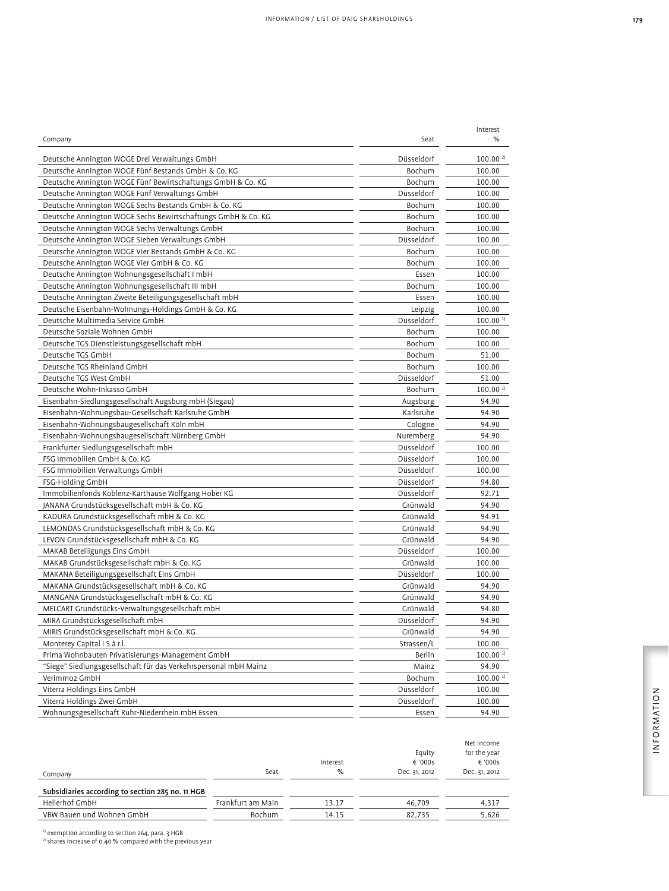| Company | Seat | Interest % |
|---|---|---|
| Deutsche Annington WOGE Drei Verwaltungs GmbH | Düsseldorf | 100.00 [2] |
| Deutsche Annington WOGE Fünf Bestands GmbH & Co. KG | Bochum | 100.00 |
| Deutsche Annington WOGE Fünf Bewirtschaftungs GmbH & Co. KG | Bochum | 100.00 |
| Deutsche Annington WOGE Fünf Verwaltungs GmbH | Düsseldorf | 100.00 |
| Deutsche Annington WOGE Sechs Bestands GmbH & Co. KG | Bochum | 100.00 |
| Deutsche Annington WOGE Sechs Bewirtschaftungs GmbH & Co. KG | Bochum | 100.00 |
| Deutsche Annington WOGE Sechs Verwaltungs GmbH | Bochum | 100.00 |
| Deutsche Annington WOGE Sieben Verwaltungs GmbH | Düsseldorf | 100.00 |
| Deutsche Annington WOGE Vier Bestands GmbH & Co. KG | Bochum | 100.00 |
| Deutsche Annington WOGE Vier GmbH & Co. KG | Bochum | 100.00 |
| Deutsche Annington Wohnungsgesellschaft I mbH | Essen | 100.00 |
| Deutsche Annington Wohnungsgesellschaft III mbH | Bochum | 100.00 |
| Deutsche Annington Zweite Beteiligungsgesellschaft mbH | Essen | 100.00 |
| Deutsche Eisenbahn-Wohnungs-Holdings GmbH & Co. KG | Leipzig | 100.00 |
| Deutsche Multimedia Service GmbH | Düsseldorf | 100.00 [1] |
| Deutsche Soziale Wohnen GmbH | Bochum | 100.00 |
| Deutsche TGS Dienstleistungsgesellschaft mbH | Bochum | 100.00 |
| Deutsche TGS GmbH | Bochum | 51.00 |
| Deutsche TGS Rheinland GmbH | Bochum | 100.00 |
| Deutsche TGS West GmbH | Düsseldorf | 51.00 |
| Deutsche Wohn-Inkasso GmbH | Bochum | 100.00 [1] |
| Eisenbahn-Siedlungsgesellschaft Augsburg mbH (Siegau) | Augsburg | 94.90 |
| Eisenbahn-Wohnungsbau-Gesellschaft Karlsruhe GmbH | Karlsruhe | 94.90 |
| Eisenbahn-Wohnungsbaugesellschaft Köln mbH | Cologne | 94.90 |
| Eisenbahn-Wohnungsbaugesellschaft Nürnberg GmbH | Nuremberg | 94.90 |
| Frankfurter Siedlungsgesellschaft mbH | Düsseldorf | 100.00 |
| FSG Immobilien GmbH & Co. KG | Düsseldorf | 100.00 |
| FSG Immobilien Verwaltungs GmbH | Düsseldorf | 100.00 |
| FSG-Holding GmbH | Düsseldorf | 94.80 |
| Immobilienfonds Koblenz-Karthause Wolfgang Hober KG | Düsseldorf | 92.71 |
| JANANA Grundstücksgesellschaft mbH & Co. KG | Grünwald | 94.90 |
| KADURA Grundstücksgesellschaft mbH & Co. KG | Grünwald | 94.91 |
| LEMONDAS Grundstücksgesellschaft mbH & Co. KG | Grünwald | 94.90 |
| LEVON Grundstücksgesellschaft mbH & Co. KG | Grünwald | 94.90 |
| MAKAB Beteiligungs Eins GmbH | Düsseldorf | 100.00 |
| MAKAB Grundstücksgesellschaft mbH & Co. KG | Grünwald | 100.00 |
| MAKANA Beteiligungsgesellschaft Eins GmbH | Düsseldorf | 100.00 |
| MAKANA Grundstücksgesellschaft mbH & Co. KG | Grünwald | 94.90 |
| MANGANA Grundstücksgesellschaft mbH & Co. KG | Grünwald | 94.90 |
| MELCART Grundstücks-Verwaltungsgesellschaft mbH | Grünwald | 94.80 |
| MIRA Grundstücksgesellschaft mbH | Düsseldorf | 94.90 |
| MIRIS Grundstücksgesellschaft mbH & Co. KG | Grünwald | 94.90 |
| Monterey Capital I S.à r.l. | Strassen/L | 100.00 |
| Prima Wohnbauten Privatisierungs-Management GmbH | Berlin | 100.00 [1] |
| "Siege" Siedlungsgesellschaft für das Verkehrspersonal mbH Mainz | Mainz | 94.90 |
| Verimmo2 GmbH | Bochum | 100.00 [1] |
| Viterra Holdings Eins GmbH | Düsseldorf | 100.00 |
| Viterra Holdings Zwei GmbH | Düsseldorf | 100.00 |
| Wohnungsgesellschaft Ruhr-Niederrhein mbH Essen | Essen | 94.90 |

| Company | Seat | Interest % | Equity € '000s Dec. 31, 2012 | Net income for the year € '000s Dec. 31, 2012 |
|---|---|---|---|---|
| **Subsidiaries according to section 285 no. 11 HGB** | | | | |
| Hellerhof GmbH | Frankfurt am Main | 13.17 | 46,709 | 4,317 |
| VBW Bauen und Wohnen GmbH | Bochum | 14.15 | 82,735 | 5,626 |

[1] exemption according to section 264, para. 3 HGB
[2] shares increase of 0.40 % compared with the previous year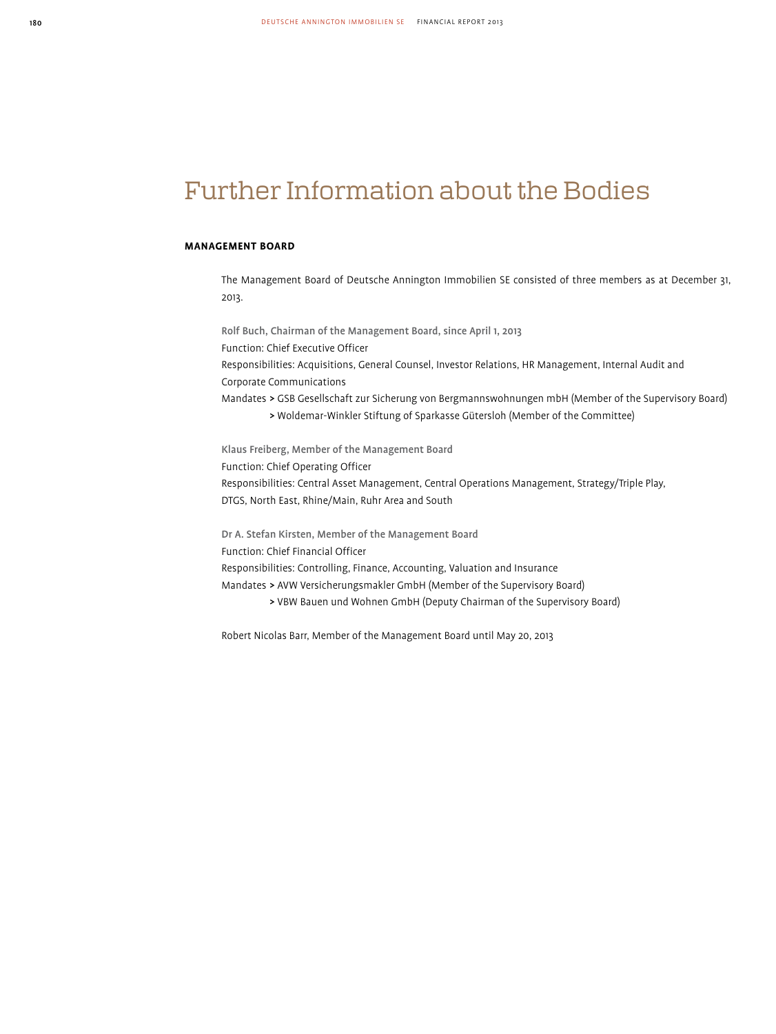# Further Information about the Bodies

## MANAGEMENT BOARD

The Management Board of Deutsche Annington Immobilien SE consisted of three members as at December 31, 2013.

**Rolf Buch, Chairman of the Management Board, since April 1, 2013**
Function: Chief Executive Officer
Responsibilities: Acquisitions, General Counsel, Investor Relations, HR Management, Internal Audit and Corporate Communications
Mandates
> GSB Gesellschaft zur Sicherung von Bergmannswohnungen mbH (Member of the Supervisory Board)
> Woldemar-Winkler Stiftung of Sparkasse Gütersloh (Member of the Committee)

**Klaus Freiberg, Member of the Management Board**
Function: Chief Operating Officer
Responsibilities: Central Asset Management, Central Operations Management, Strategy/Triple Play, DTGS, North East, Rhine/Main, Ruhr Area and South

**Dr A. Stefan Kirsten, Member of the Management Board**
Function: Chief Financial Officer
Responsibilities: Controlling, Finance, Accounting, Valuation and Insurance
Mandates
> AVW Versicherungsmakler GmbH (Member of the Supervisory Board)
> VBW Bauen und Wohnen GmbH (Deputy Chairman of the Supervisory Board)

Robert Nicolas Barr, Member of the Management Board until May 20, 2013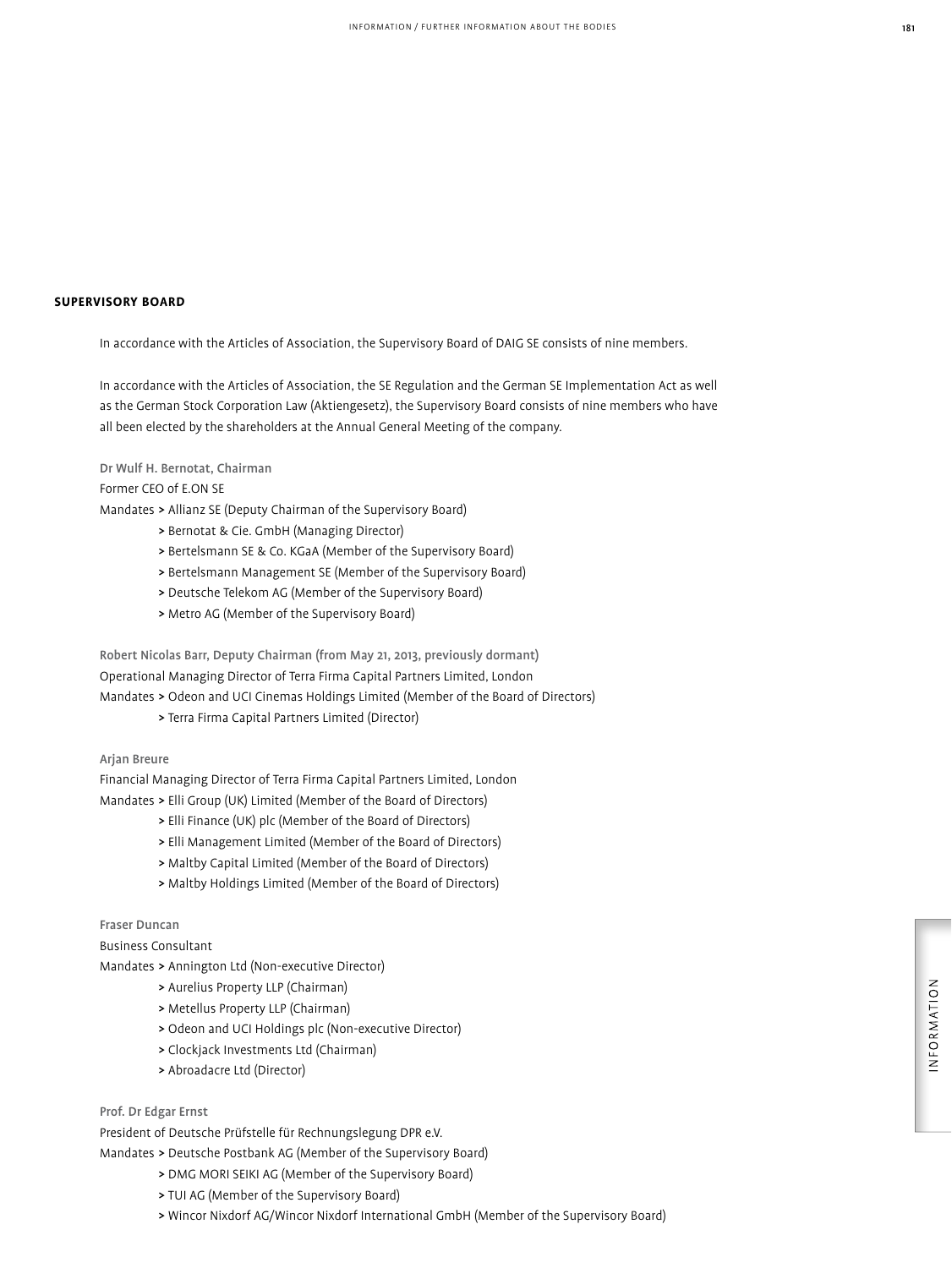## SUPERVISORY BOARD

In accordance with the Articles of Association, the Supervisory Board of DAIG SE consists of nine members.

In accordance with the Articles of Association, the SE Regulation and the German SE Implementation Act as well as the German Stock Corporation Law (Aktiengesetz), the Supervisory Board consists of nine members who have all been elected by the shareholders at the Annual General Meeting of the company.

**Dr Wulf H. Bernotat, Chairman**
Former CEO of E.ON SE
Mandates
> Allianz SE (Deputy Chairman of the Supervisory Board)
> Bernotat & Cie. GmbH (Managing Director)
> Bertelsmann SE & Co. KGaA (Member of the Supervisory Board)
> Bertelsmann Management SE (Member of the Supervisory Board)
> Deutsche Telekom AG (Member of the Supervisory Board)
> Metro AG (Member of the Supervisory Board)

**Robert Nicolas Barr, Deputy Chairman (from May 21, 2013, previously dormant)**
Operational Managing Director of Terra Firma Capital Partners Limited, London
Mandates
> Odeon and UCI Cinemas Holdings Limited (Member of the Board of Directors)
> Terra Firma Capital Partners Limited (Director)

**Arjan Breure**
Financial Managing Director of Terra Firma Capital Partners Limited, London
Mandates
> Elli Group (UK) Limited (Member of the Board of Directors)
> Elli Finance (UK) plc (Member of the Board of Directors)
> Elli Management Limited (Member of the Board of Directors)
> Maltby Capital Limited (Member of the Board of Directors)
> Maltby Holdings Limited (Member of the Board of Directors)

**Fraser Duncan**
Business Consultant
Mandates
> Annington Ltd (Non-executive Director)
> Aurelius Property LLP (Chairman)
> Metellus Property LLP (Chairman)
> Odeon and UCI Holdings plc (Non-executive Director)
> Clockjack Investments Ltd (Chairman)
> Abroadacre Ltd (Director)

**Prof. Dr Edgar Ernst**
President of Deutsche Prüfstelle für Rechnungslegung DPR e.V.
Mandates
> Deutsche Postbank AG (Member of the Supervisory Board)
> DMG MORI SEIKI AG (Member of the Supervisory Board)
> TUI AG (Member of the Supervisory Board)
> Wincor Nixdorf AG/Wincor Nixdorf International GmbH (Member of the Supervisory Board)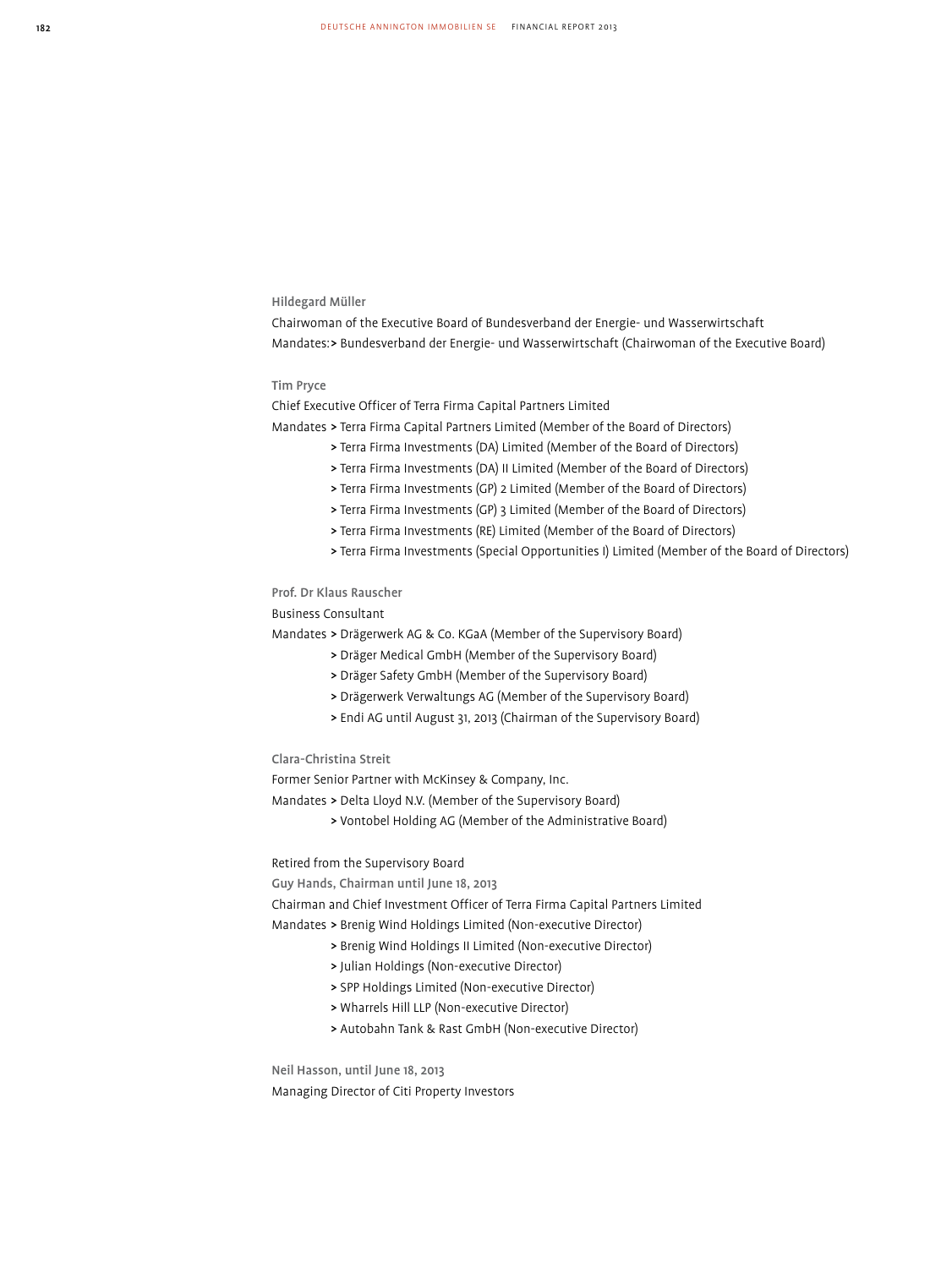**Hildegard Müller**

Chairwoman of the Executive Board of Bundesverband der Energie- und Wasserwirtschaft

Mandates: > Bundesverband der Energie- und Wasserwirtschaft (Chairwoman of the Executive Board)

**Tim Pryce**

Chief Executive Officer of Terra Firma Capital Partners Limited

Mandates
> Terra Firma Capital Partners Limited (Member of the Board of Directors)
> Terra Firma Investments (DA) Limited (Member of the Board of Directors)
> Terra Firma Investments (DA) II Limited (Member of the Board of Directors)
> Terra Firma Investments (GP) 2 Limited (Member of the Board of Directors)
> Terra Firma Investments (GP) 3 Limited (Member of the Board of Directors)
> Terra Firma Investments (RE) Limited (Member of the Board of Directors)
> Terra Firma Investments (Special Opportunities I) Limited (Member of the Board of Directors)

**Prof. Dr Klaus Rauscher**

Business Consultant

Mandates
> Drägerwerk AG & Co. KGaA (Member of the Supervisory Board)
> Dräger Medical GmbH (Member of the Supervisory Board)
> Dräger Safety GmbH (Member of the Supervisory Board)
> Drägerwerk Verwaltungs AG (Member of the Supervisory Board)
> Endi AG until August 31, 2013 (Chairman of the Supervisory Board)

**Clara-Christina Streit**

Former Senior Partner with McKinsey & Company, Inc.

Mandates
> Delta Lloyd N.V. (Member of the Supervisory Board)
> Vontobel Holding AG (Member of the Administrative Board)

Retired from the Supervisory Board

**Guy Hands, Chairman until June 18, 2013**

Chairman and Chief Investment Officer of Terra Firma Capital Partners Limited

Mandates
> Brenig Wind Holdings Limited (Non-executive Director)
> Brenig Wind Holdings II Limited (Non-executive Director)
> Julian Holdings (Non-executive Director)
> SPP Holdings Limited (Non-executive Director)
> Wharrels Hill LLP (Non-executive Director)
> Autobahn Tank & Rast GmbH (Non-executive Director)

**Neil Hasson, until June 18, 2013**

Managing Director of Citi Property Investors